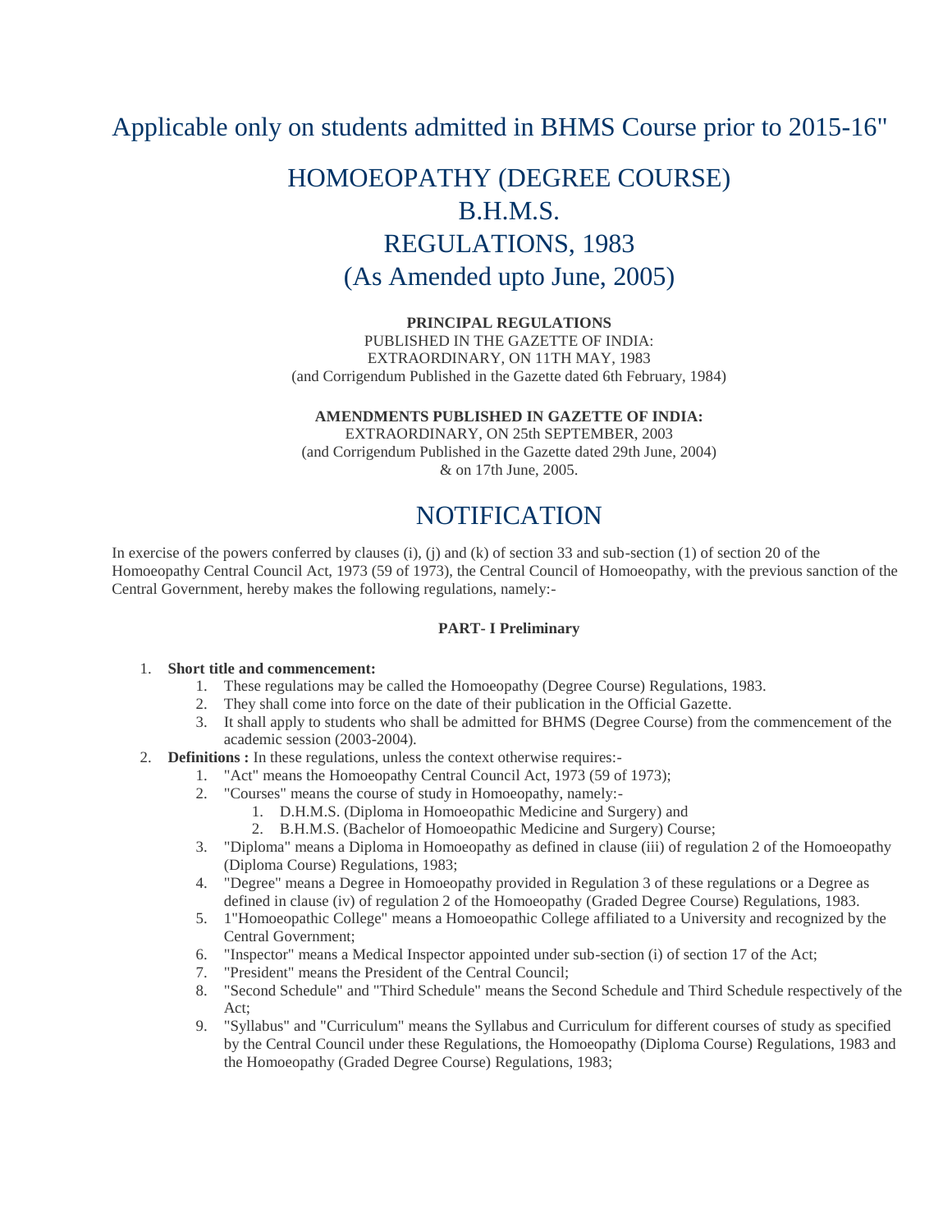# Applicable only on students admitted in BHMS Course prior to 2015-16"

# HOMOEOPATHY (DEGREE COURSE)
# B.H.M.S.
# REGULATIONS, 1983
# (As Amended upto June, 2005)

**PRINCIPAL REGULATIONS**
PUBLISHED IN THE GAZETTE OF INDIA:
EXTRAORDINARY, ON 11TH MAY, 1983
(and Corrigendum Published in the Gazette dated 6th February, 1984)

**AMENDMENTS PUBLISHED IN GAZETTE OF INDIA:**
EXTRAORDINARY, ON 25th SEPTEMBER, 2003
(and Corrigendum Published in the Gazette dated 29th June, 2004)
& on 17th June, 2005.

# NOTIFICATION

In exercise of the powers conferred by clauses (i), (j) and (k) of section 33 and sub-section (1) of section 20 of the Homoeopathy Central Council Act, 1973 (59 of 1973), the Central Council of Homoeopathy, with the previous sanction of the Central Government, hereby makes the following regulations, namely:-

**PART- I Preliminary**

1. **Short title and commencement:**
    1. These regulations may be called the Homoeopathy (Degree Course) Regulations, 1983.
    2. They shall come into force on the date of their publication in the Official Gazette.
    3. It shall apply to students who shall be admitted for BHMS (Degree Course) from the commencement of the academic session (2003-2004).
2. **Definitions :** In these regulations, unless the context otherwise requires:-
    1. "Act" means the Homoeopathy Central Council Act, 1973 (59 of 1973);
    2. "Courses" means the course of study in Homoeopathy, namely:-
        1. D.H.M.S. (Diploma in Homoeopathic Medicine and Surgery) and
        2. B.H.M.S. (Bachelor of Homoeopathic Medicine and Surgery) Course;
    3. "Diploma" means a Diploma in Homoeopathy as defined in clause (iii) of regulation 2 of the Homoeopathy (Diploma Course) Regulations, 1983;
    4. "Degree" means a Degree in Homoeopathy provided in Regulation 3 of these regulations or a Degree as defined in clause (iv) of regulation 2 of the Homoeopathy (Graded Degree Course) Regulations, 1983.
    5. 1"Homoeopathic College" means a Homoeopathic College affiliated to a University and recognized by the Central Government;
    6. "Inspector" means a Medical Inspector appointed under sub-section (i) of section 17 of the Act;
    7. "President" means the President of the Central Council;
    8. "Second Schedule" and "Third Schedule" means the Second Schedule and Third Schedule respectively of the Act;
    9. "Syllabus" and "Curriculum" means the Syllabus and Curriculum for different courses of study as specified by the Central Council under these Regulations, the Homoeopathy (Diploma Course) Regulations, 1983 and the Homoeopathy (Graded Degree Course) Regulations, 1983;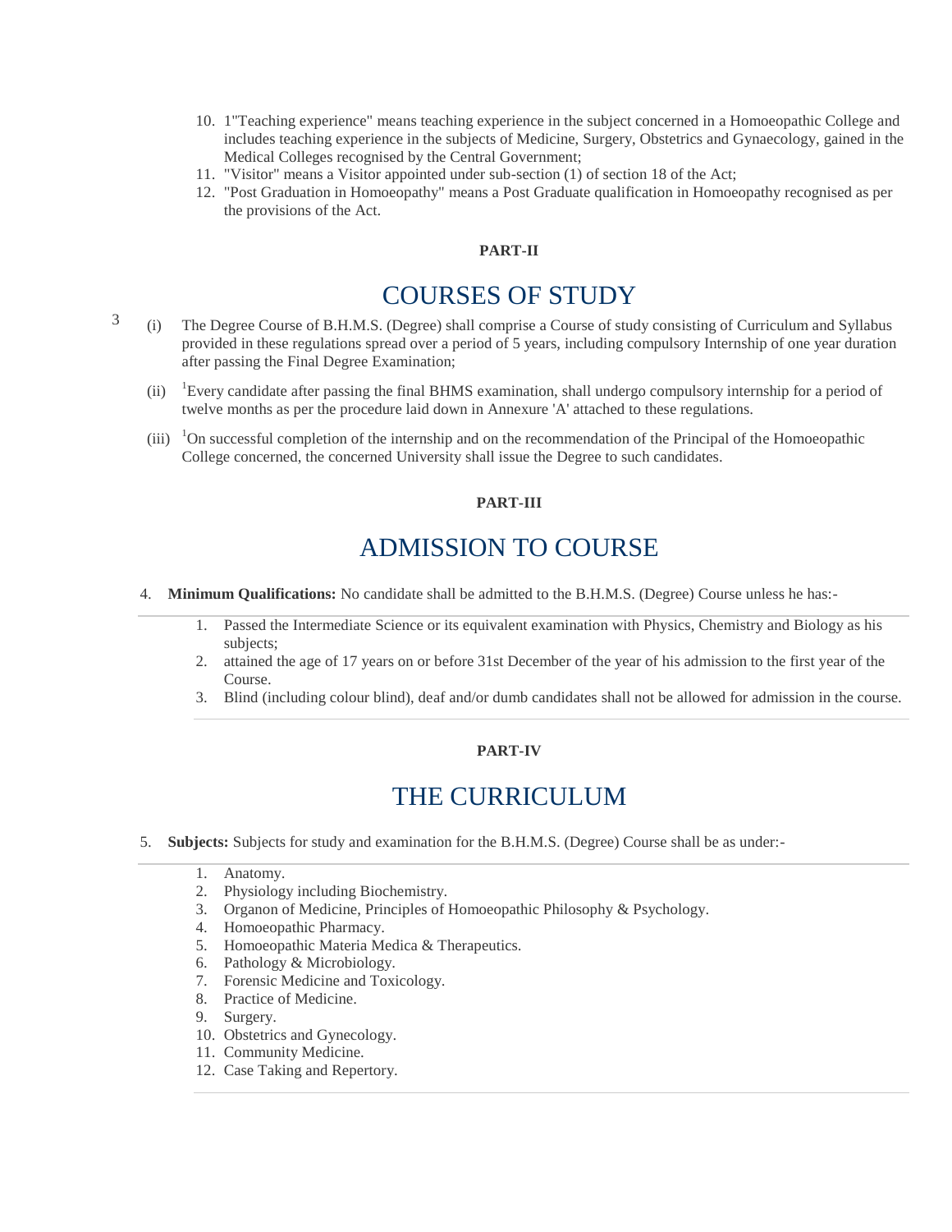10. 1"Teaching experience" means teaching experience in the subject concerned in a Homoeopathic College and includes teaching experience in the subjects of Medicine, Surgery, Obstetrics and Gynaecology, gained in the Medical Colleges recognised by the Central Government;
11. "Visitor" means a Visitor appointed under sub-section (1) of section 18 of the Act;
12. "Post Graduation in Homoeopathy" means a Post Graduate qualification in Homoeopathy recognised as per the provisions of the Act.

**PART-II**

# COURSES OF STUDY

3

(i) The Degree Course of B.H.M.S. (Degree) shall comprise a Course of study consisting of Curriculum and Syllabus provided in these regulations spread over a period of 5 years, including compulsory Internship of one year duration after passing the Final Degree Examination;

(ii) [1]Every candidate after passing the final BHMS examination, shall undergo compulsory internship for a period of twelve months as per the procedure laid down in Annexure 'A' attached to these regulations.

(iii) [1]On successful completion of the internship and on the recommendation of the Principal of the Homoeopathic College concerned, the concerned University shall issue the Degree to such candidates.

**PART-III**

# ADMISSION TO COURSE

4. **Minimum Qualifications:** No candidate shall be admitted to the B.H.M.S. (Degree) Course unless he has:-

   1. Passed the Intermediate Science or its equivalent examination with Physics, Chemistry and Biology as his subjects;
   2. attained the age of 17 years on or before 31st December of the year of his admission to the first year of the Course.
   3. Blind (including colour blind), deaf and/or dumb candidates shall not be allowed for admission in the course.

**PART-IV**

# THE CURRICULUM

5. **Subjects:** Subjects for study and examination for the B.H.M.S. (Degree) Course shall be as under:-

   1. Anatomy.
   2. Physiology including Biochemistry.
   3. Organon of Medicine, Principles of Homoeopathic Philosophy & Psychology.
   4. Homoeopathic Pharmacy.
   5. Homoeopathic Materia Medica & Therapeutics.
   6. Pathology & Microbiology.
   7. Forensic Medicine and Toxicology.
   8. Practice of Medicine.
   9. Surgery.
   10. Obstetrics and Gynecology.
   11. Community Medicine.
   12. Case Taking and Repertory.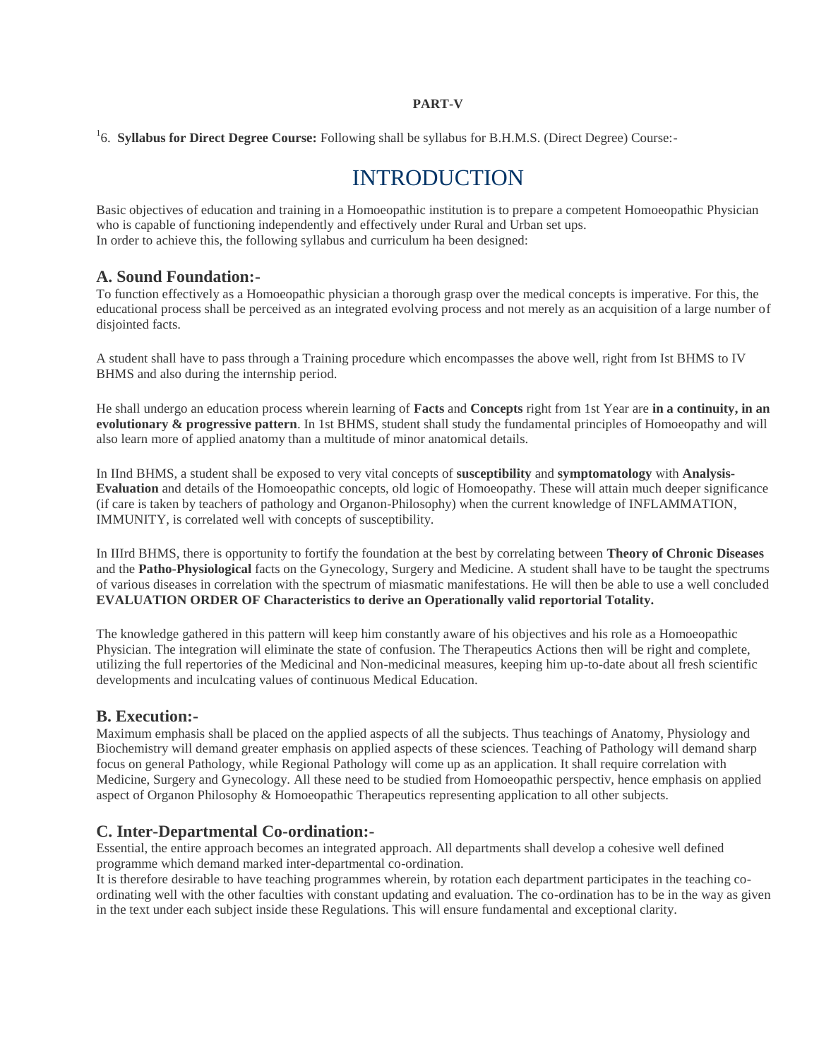**PART-V**

[1]6. **Syllabus for Direct Degree Course:** Following shall be syllabus for B.H.M.S. (Direct Degree) Course:-

# INTRODUCTION

Basic objectives of education and training in a Homoeopathic institution is to prepare a competent Homoeopathic Physician who is capable of functioning independently and effectively under Rural and Urban set ups.
In order to achieve this, the following syllabus and curriculum ha been designed:

## A. Sound Foundation:-

To function effectively as a Homoeopathic physician a thorough grasp over the medical concepts is imperative. For this, the educational process shall be perceived as an integrated evolving process and not merely as an acquisition of a large number of disjointed facts.

A student shall have to pass through a Training procedure which encompasses the above well, right from Ist BHMS to IV BHMS and also during the internship period.

He shall undergo an education process wherein learning of **Facts** and **Concepts** right from 1st Year are **in a continuity, in an evolutionary & progressive pattern**. In 1st BHMS, student shall study the fundamental principles of Homoeopathy and will also learn more of applied anatomy than a multitude of minor anatomical details.

In IInd BHMS, a student shall be exposed to very vital concepts of **susceptibility** and **symptomatology** with **Analysis-Evaluation** and details of the Homoeopathic concepts, old logic of Homoeopathy. These will attain much deeper significance (if care is taken by teachers of pathology and Organon-Philosophy) when the current knowledge of INFLAMMATION, IMMUNITY, is correlated well with concepts of susceptibility.

In IIIrd BHMS, there is opportunity to fortify the foundation at the best by correlating between **Theory of Chronic Diseases** and the **Patho-Physiological** facts on the Gynecology, Surgery and Medicine. A student shall have to be taught the spectrums of various diseases in correlation with the spectrum of miasmatic manifestations. He will then be able to use a well concluded **EVALUATION ORDER OF Characteristics to derive an Operationally valid reportorial Totality.**

The knowledge gathered in this pattern will keep him constantly aware of his objectives and his role as a Homoeopathic Physician. The integration will eliminate the state of confusion. The Therapeutics Actions then will be right and complete, utilizing the full repertories of the Medicinal and Non-medicinal measures, keeping him up-to-date about all fresh scientific developments and inculcating values of continuous Medical Education.

## B. Execution:-

Maximum emphasis shall be placed on the applied aspects of all the subjects. Thus teachings of Anatomy, Physiology and Biochemistry will demand greater emphasis on applied aspects of these sciences. Teaching of Pathology will demand sharp focus on general Pathology, while Regional Pathology will come up as an application. It shall require correlation with Medicine, Surgery and Gynecology. All these need to be studied from Homoeopathic perspectiv, hence emphasis on applied aspect of Organon Philosophy & Homoeopathic Therapeutics representing application to all other subjects.

## C. Inter-Departmental Co-ordination:-

Essential, the entire approach becomes an integrated approach. All departments shall develop a cohesive well defined programme which demand marked inter-departmental co-ordination.
It is therefore desirable to have teaching programmes wherein, by rotation each department participates in the teaching co-ordinating well with the other faculties with constant updating and evaluation. The co-ordination has to be in the way as given in the text under each subject inside these Regulations. This will ensure fundamental and exceptional clarity.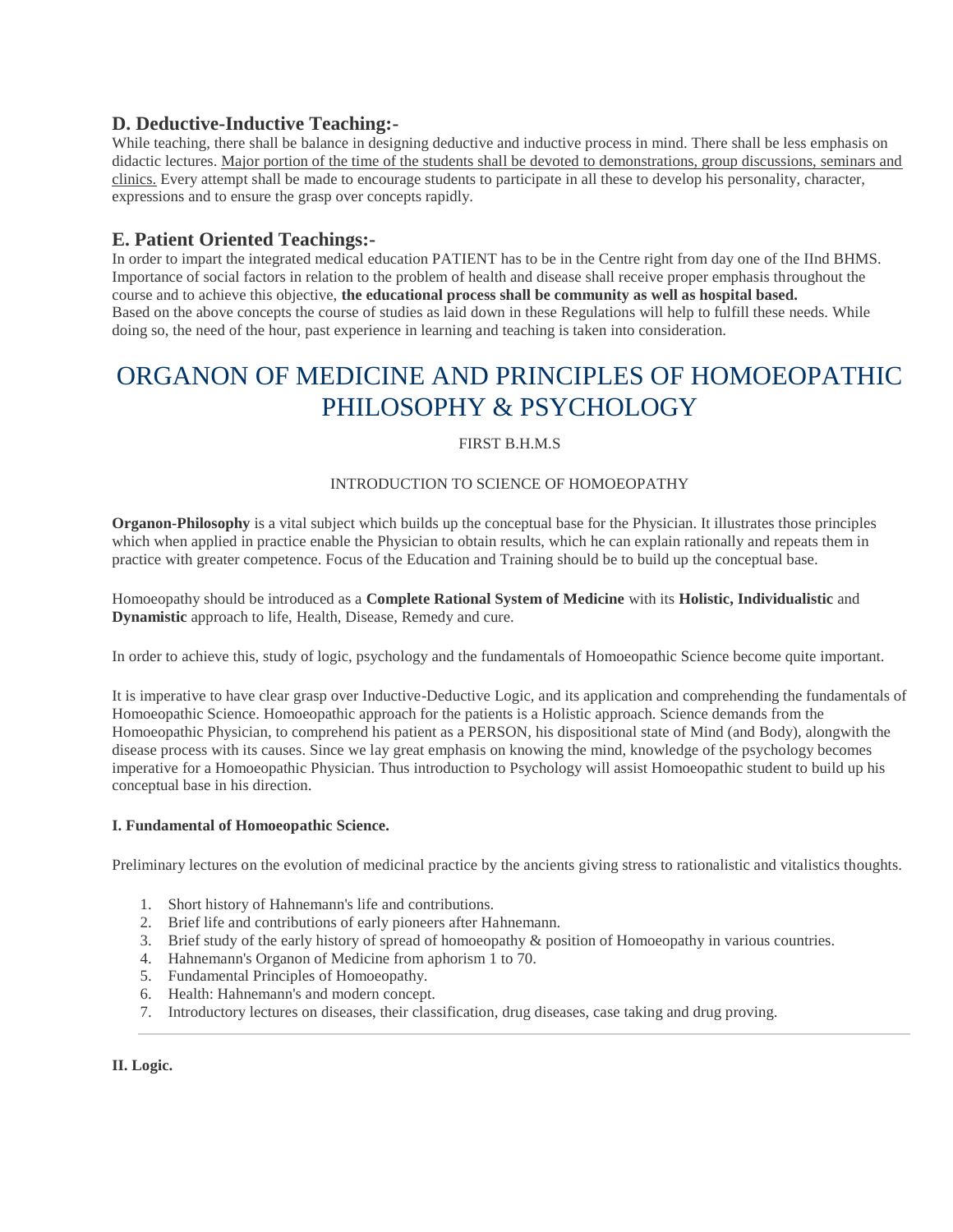### D. Deductive-Inductive Teaching:-

While teaching, there shall be balance in designing deductive and inductive process in mind. There shall be less emphasis on didactic lectures. Major portion of the time of the students shall be devoted to demonstrations, group discussions, seminars and clinics. Every attempt shall be made to encourage students to participate in all these to develop his personality, character, expressions and to ensure the grasp over concepts rapidly.

### E. Patient Oriented Teachings:-

In order to impart the integrated medical education PATIENT has to be in the Centre right from day one of the IInd BHMS. Importance of social factors in relation to the problem of health and disease shall receive proper emphasis throughout the course and to achieve this objective, **the educational process shall be community as well as hospital based.**
Based on the above concepts the course of studies as laid down in these Regulations will help to fulfill these needs. While doing so, the need of the hour, past experience in learning and teaching is taken into consideration.

# ORGANON OF MEDICINE AND PRINCIPLES OF HOMOEOPATHIC PHILOSOPHY & PSYCHOLOGY

FIRST B.H.M.S

INTRODUCTION TO SCIENCE OF HOMOEOPATHY

**Organon-Philosophy** is a vital subject which builds up the conceptual base for the Physician. It illustrates those principles which when applied in practice enable the Physician to obtain results, which he can explain rationally and repeats them in practice with greater competence. Focus of the Education and Training should be to build up the conceptual base.

Homoeopathy should be introduced as a **Complete Rational System of Medicine** with its **Holistic, Individualistic** and **Dynamistic** approach to life, Health, Disease, Remedy and cure.

In order to achieve this, study of logic, psychology and the fundamentals of Homoeopathic Science become quite important.

It is imperative to have clear grasp over Inductive-Deductive Logic, and its application and comprehending the fundamentals of Homoeopathic Science. Homoeopathic approach for the patients is a Holistic approach. Science demands from the Homoeopathic Physician, to comprehend his patient as a PERSON, his dispositional state of Mind (and Body), alongwith the disease process with its causes. Since we lay great emphasis on knowing the mind, knowledge of the psychology becomes imperative for a Homoeopathic Physician. Thus introduction to Psychology will assist Homoeopathic student to build up his conceptual base in his direction.

**I. Fundamental of Homoeopathic Science.**

Preliminary lectures on the evolution of medicinal practice by the ancients giving stress to rationalistic and vitalistics thoughts.

1. Short history of Hahnemann's life and contributions.
2. Brief life and contributions of early pioneers after Hahnemann.
3. Brief study of the early history of spread of homoeopathy & position of Homoeopathy in various countries.
4. Hahnemann's Organon of Medicine from aphorism 1 to 70.
5. Fundamental Principles of Homoeopathy.
6. Health: Hahnemann's and modern concept.
7. Introductory lectures on diseases, their classification, drug diseases, case taking and drug proving.

---

**II. Logic.**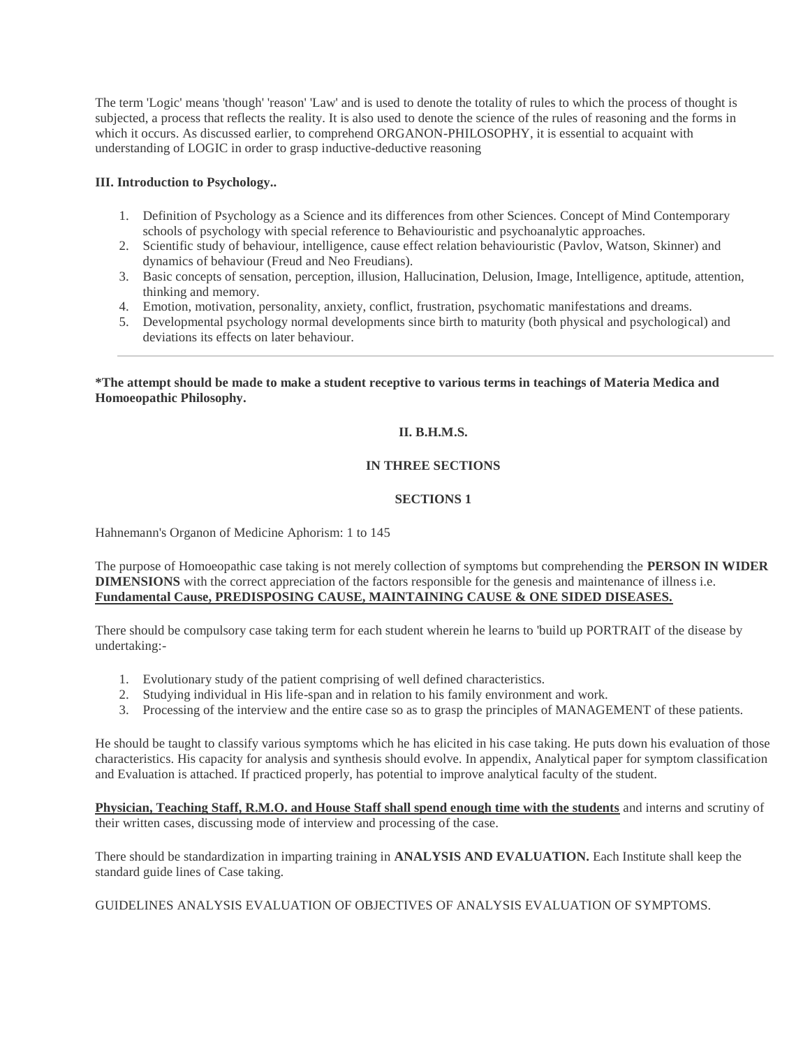The term 'Logic' means 'though' 'reason' 'Law' and is used to denote the totality of rules to which the process of thought is subjected, a process that reflects the reality. It is also used to denote the science of the rules of reasoning and the forms in which it occurs. As discussed earlier, to comprehend ORGANON-PHILOSOPHY, it is essential to acquaint with understanding of LOGIC in order to grasp inductive-deductive reasoning

**III. Introduction to Psychology..**

1. Definition of Psychology as a Science and its differences from other Sciences. Concept of Mind Contemporary schools of psychology with special reference to Behaviouristic and psychoanalytic approaches.
2. Scientific study of behaviour, intelligence, cause effect relation behaviouristic (Pavlov, Watson, Skinner) and dynamics of behaviour (Freud and Neo Freudians).
3. Basic concepts of sensation, perception, illusion, Hallucination, Delusion, Image, Intelligence, aptitude, attention, thinking and memory.
4. Emotion, motivation, personality, anxiety, conflict, frustration, psychomatic manifestations and dreams.
5. Developmental psychology normal developments since birth to maturity (both physical and psychological) and deviations its effects on later behaviour.

---

***The attempt should be made to make a student receptive to various terms in teachings of Materia Medica and Homoeopathic Philosophy.**

**II. B.H.M.S.**

**IN THREE SECTIONS**

**SECTIONS 1**

Hahnemann's Organon of Medicine Aphorism: 1 to 145

The purpose of Homoeopathic case taking is not merely collection of symptoms but comprehending the **PERSON IN WIDER DIMENSIONS** with the correct appreciation of the factors responsible for the genesis and maintenance of illness i.e. **Fundamental Cause, PREDISPOSING CAUSE, MAINTAINING CAUSE & ONE SIDED DISEASES.**

There should be compulsory case taking term for each student wherein he learns to 'build up PORTRAIT of the disease by undertaking:-

1. Evolutionary study of the patient comprising of well defined characteristics.
2. Studying individual in His life-span and in relation to his family environment and work.
3. Processing of the interview and the entire case so as to grasp the principles of MANAGEMENT of these patients.

He should be taught to classify various symptoms which he has elicited in his case taking. He puts down his evaluation of those characteristics. His capacity for analysis and synthesis should evolve. In appendix, Analytical paper for symptom classification and Evaluation is attached. If practiced properly, has potential to improve analytical faculty of the student.

**Physician, Teaching Staff, R.M.O. and House Staff shall spend enough time with the students** and interns and scrutiny of their written cases, discussing mode of interview and processing of the case.

There should be standardization in imparting training in **ANALYSIS AND EVALUATION.** Each Institute shall keep the standard guide lines of Case taking.

GUIDELINES ANALYSIS EVALUATION OF OBJECTIVES OF ANALYSIS EVALUATION OF SYMPTOMS.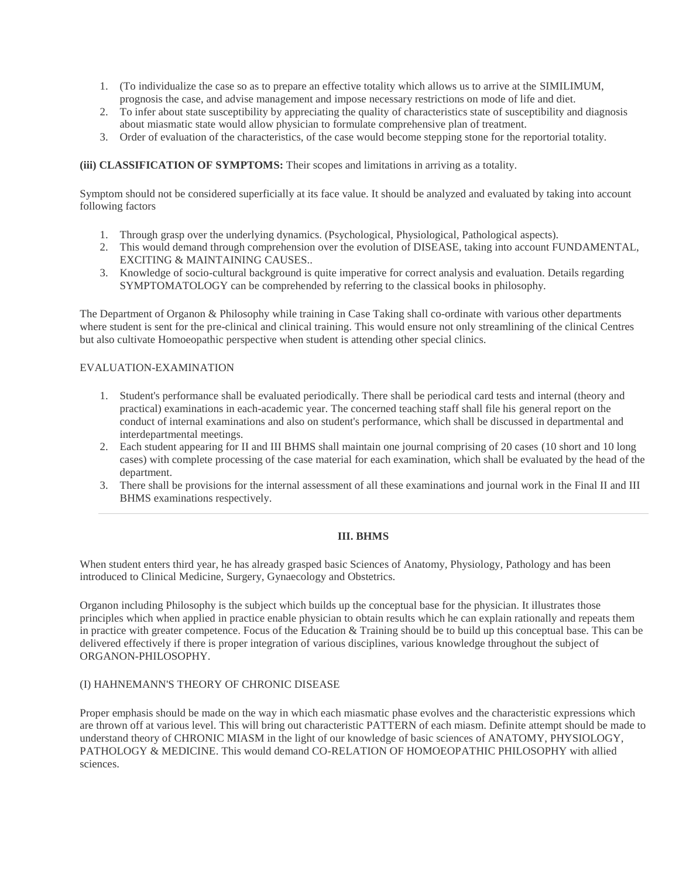1. (To individualize the case so as to prepare an effective totality which allows us to arrive at the SIMILIMUM, prognosis the case, and advise management and impose necessary restrictions on mode of life and diet.
2. To infer about state susceptibility by appreciating the quality of characteristics state of susceptibility and diagnosis about miasmatic state would allow physician to formulate comprehensive plan of treatment.
3. Order of evaluation of the characteristics, of the case would become stepping stone for the reportorial totality.

**(iii) CLASSIFICATION OF SYMPTOMS:** Their scopes and limitations in arriving as a totality.

Symptom should not be considered superficially at its face value. It should be analyzed and evaluated by taking into account following factors

1. Through grasp over the underlying dynamics. (Psychological, Physiological, Pathological aspects).
2. This would demand through comprehension over the evolution of DISEASE, taking into account FUNDAMENTAL, EXCITING & MAINTAINING CAUSES..
3. Knowledge of socio-cultural background is quite imperative for correct analysis and evaluation. Details regarding SYMPTOMATOLOGY can be comprehended by referring to the classical books in philosophy.

The Department of Organon & Philosophy while training in Case Taking shall co-ordinate with various other departments where student is sent for the pre-clinical and clinical training. This would ensure not only streamlining of the clinical Centres but also cultivate Homoeopathic perspective when student is attending other special clinics.

EVALUATION-EXAMINATION

1. Student's performance shall be evaluated periodically. There shall be periodical card tests and internal (theory and practical) examinations in each-academic year. The concerned teaching staff shall file his general report on the conduct of internal examinations and also on student's performance, which shall be discussed in departmental and interdepartmental meetings.
2. Each student appearing for II and III BHMS shall maintain one journal comprising of 20 cases (10 short and 10 long cases) with complete processing of the case material for each examination, which shall be evaluated by the head of the department.
3. There shall be provisions for the internal assessment of all these examinations and journal work in the Final II and III BHMS examinations respectively.

---

## III. BHMS

When student enters third year, he has already grasped basic Sciences of Anatomy, Physiology, Pathology and has been introduced to Clinical Medicine, Surgery, Gynaecology and Obstetrics.

Organon including Philosophy is the subject which builds up the conceptual base for the physician. It illustrates those principles which when applied in practice enable physician to obtain results which he can explain rationally and repeats them in practice with greater competence. Focus of the Education & Training should be to build up this conceptual base. This can be delivered effectively if there is proper integration of various disciplines, various knowledge throughout the subject of ORGANON-PHILOSOPHY.

(I) HAHNEMANN'S THEORY OF CHRONIC DISEASE

Proper emphasis should be made on the way in which each miasmatic phase evolves and the characteristic expressions which are thrown off at various level. This will bring out characteristic PATTERN of each miasm. Definite attempt should be made to understand theory of CHRONIC MIASM in the light of our knowledge of basic sciences of ANATOMY, PHYSIOLOGY, PATHOLOGY & MEDICINE. This would demand CO-RELATION OF HOMOEOPATHIC PHILOSOPHY with allied sciences.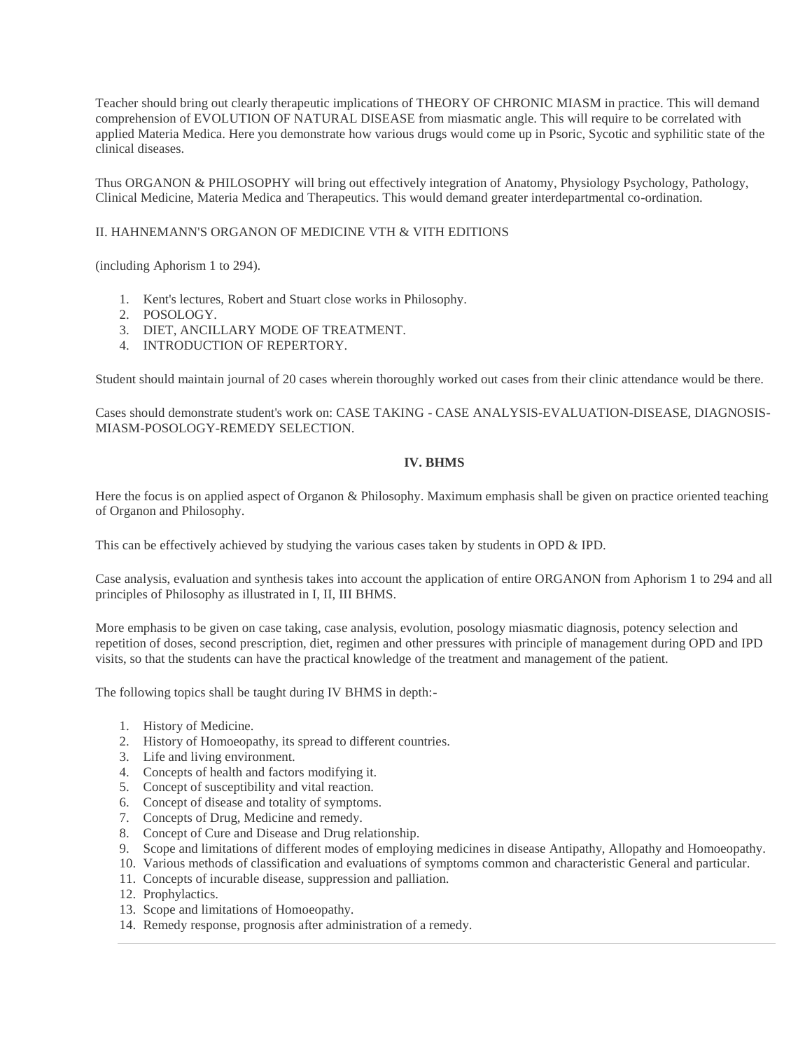Teacher should bring out clearly therapeutic implications of THEORY OF CHRONIC MIASM in practice. This will demand comprehension of EVOLUTION OF NATURAL DISEASE from miasmatic angle. This will require to be correlated with applied Materia Medica. Here you demonstrate how various drugs would come up in Psoric, Sycotic and syphilitic state of the clinical diseases.

Thus ORGANON & PHILOSOPHY will bring out effectively integration of Anatomy, Physiology Psychology, Pathology, Clinical Medicine, Materia Medica and Therapeutics. This would demand greater interdepartmental co-ordination.

II. HAHNEMANN'S ORGANON OF MEDICINE VTH & VITH EDITIONS

(including Aphorism 1 to 294).

1. Kent's lectures, Robert and Stuart close works in Philosophy.
2. POSOLOGY.
3. DIET, ANCILLARY MODE OF TREATMENT.
4. INTRODUCTION OF REPERTORY.

Student should maintain journal of 20 cases wherein thoroughly worked out cases from their clinic attendance would be there.

Cases should demonstrate student's work on: CASE TAKING - CASE ANALYSIS-EVALUATION-DISEASE, DIAGNOSIS-MIASM-POSOLOGY-REMEDY SELECTION.

**IV. BHMS**

Here the focus is on applied aspect of Organon & Philosophy. Maximum emphasis shall be given on practice oriented teaching of Organon and Philosophy.

This can be effectively achieved by studying the various cases taken by students in OPD & IPD.

Case analysis, evaluation and synthesis takes into account the application of entire ORGANON from Aphorism 1 to 294 and all principles of Philosophy as illustrated in I, II, III BHMS.

More emphasis to be given on case taking, case analysis, evolution, posology miasmatic diagnosis, potency selection and repetition of doses, second prescription, diet, regimen and other pressures with principle of management during OPD and IPD visits, so that the students can have the practical knowledge of the treatment and management of the patient.

The following topics shall be taught during IV BHMS in depth:-

1. History of Medicine.
2. History of Homoeopathy, its spread to different countries.
3. Life and living environment.
4. Concepts of health and factors modifying it.
5. Concept of susceptibility and vital reaction.
6. Concept of disease and totality of symptoms.
7. Concepts of Drug, Medicine and remedy.
8. Concept of Cure and Disease and Drug relationship.
9. Scope and limitations of different modes of employing medicines in disease Antipathy, Allopathy and Homoeopathy.
10. Various methods of classification and evaluations of symptoms common and characteristic General and particular.
11. Concepts of incurable disease, suppression and palliation.
12. Prophylactics.
13. Scope and limitations of Homoeopathy.
14. Remedy response, prognosis after administration of a remedy.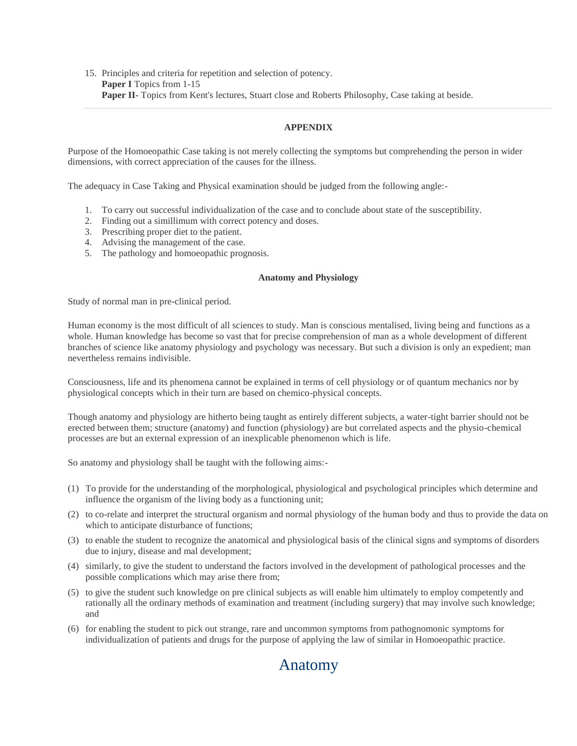15. Principles and criteria for repetition and selection of potency.
    **Paper I** Topics from 1-15
    **Paper II**- Topics from Kent's lectures, Stuart close and Roberts Philosophy, Case taking at beside.

---

**APPENDIX**

Purpose of the Homoeopathic Case taking is not merely collecting the symptoms but comprehending the person in wider dimensions, with correct appreciation of the causes for the illness.

The adequacy in Case Taking and Physical examination should be judged from the following angle:-

1. To carry out successful individualization of the case and to conclude about state of the susceptibility.
2. Finding out a simillimum with correct potency and doses.
3. Prescribing proper diet to the patient.
4. Advising the management of the case.
5. The pathology and homoeopathic prognosis.

**Anatomy and Physiology**

Study of normal man in pre-clinical period.

Human economy is the most difficult of all sciences to study. Man is conscious mentalised, living being and functions as a whole. Human knowledge has become so vast that for precise comprehension of man as a whole development of different branches of science like anatomy physiology and psychology was necessary. But such a division is only an expedient; man nevertheless remains indivisible.

Consciousness, life and its phenomena cannot be explained in terms of cell physiology or of quantum mechanics nor by physiological concepts which in their turn are based on chemico-physical concepts.

Though anatomy and physiology are hitherto being taught as entirely different subjects, a water-tight barrier should not be erected between them; structure (anatomy) and function (physiology) are but correlated aspects and the physio-chemical processes are but an external expression of an inexplicable phenomenon which is life.

So anatomy and physiology shall be taught with the following aims:-

(1) To provide for the understanding of the morphological, physiological and psychological principles which determine and influence the organism of the living body as a functioning unit;

(2) to co-relate and interpret the structural organism and normal physiology of the human body and thus to provide the data on which to anticipate disturbance of functions;

(3) to enable the student to recognize the anatomical and physiological basis of the clinical signs and symptoms of disorders due to injury, disease and mal development;

(4) similarly, to give the student to understand the factors involved in the development of pathological processes and the possible complications which may arise there from;

(5) to give the student such knowledge on pre clinical subjects as will enable him ultimately to employ competently and rationally all the ordinary methods of examination and treatment (including surgery) that may involve such knowledge; and

(6) for enabling the student to pick out strange, rare and uncommon symptoms from pathognomonic symptoms for individualization of patients and drugs for the purpose of applying the law of similar in Homoeopathic practice.

# Anatomy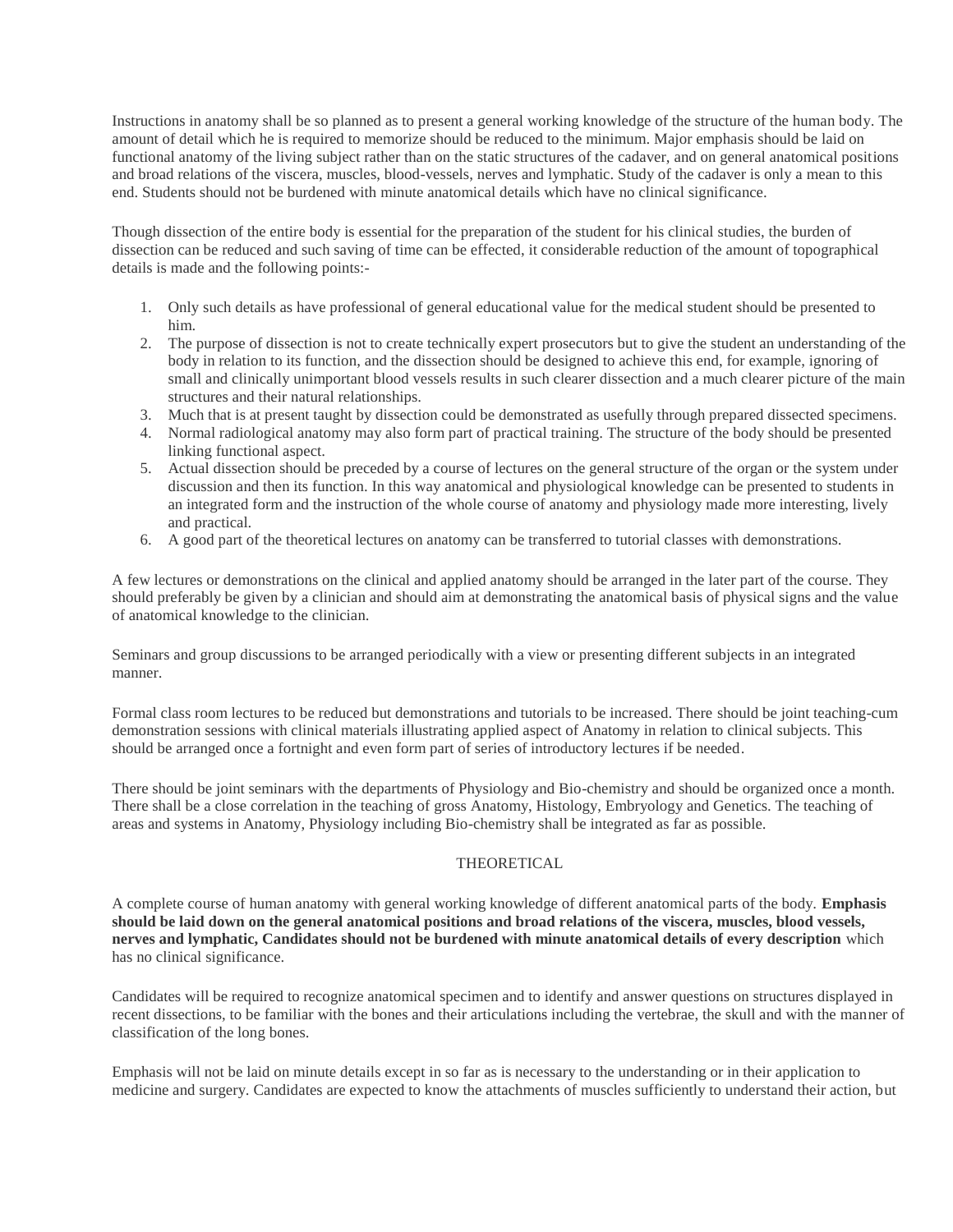Instructions in anatomy shall be so planned as to present a general working knowledge of the structure of the human body. The amount of detail which he is required to memorize should be reduced to the minimum. Major emphasis should be laid on functional anatomy of the living subject rather than on the static structures of the cadaver, and on general anatomical positions and broad relations of the viscera, muscles, blood-vessels, nerves and lymphatic. Study of the cadaver is only a mean to this end. Students should not be burdened with minute anatomical details which have no clinical significance.

Though dissection of the entire body is essential for the preparation of the student for his clinical studies, the burden of dissection can be reduced and such saving of time can be effected, it considerable reduction of the amount of topographical details is made and the following points:-

1. Only such details as have professional of general educational value for the medical student should be presented to him.
2. The purpose of dissection is not to create technically expert prosecutors but to give the student an understanding of the body in relation to its function, and the dissection should be designed to achieve this end, for example, ignoring of small and clinically unimportant blood vessels results in such clearer dissection and a much clearer picture of the main structures and their natural relationships.
3. Much that is at present taught by dissection could be demonstrated as usefully through prepared dissected specimens.
4. Normal radiological anatomy may also form part of practical training. The structure of the body should be presented linking functional aspect.
5. Actual dissection should be preceded by a course of lectures on the general structure of the organ or the system under discussion and then its function. In this way anatomical and physiological knowledge can be presented to students in an integrated form and the instruction of the whole course of anatomy and physiology made more interesting, lively and practical.
6. A good part of the theoretical lectures on anatomy can be transferred to tutorial classes with demonstrations.

A few lectures or demonstrations on the clinical and applied anatomy should be arranged in the later part of the course. They should preferably be given by a clinician and should aim at demonstrating the anatomical basis of physical signs and the value of anatomical knowledge to the clinician.

Seminars and group discussions to be arranged periodically with a view or presenting different subjects in an integrated manner.

Formal class room lectures to be reduced but demonstrations and tutorials to be increased. There should be joint teaching-cum demonstration sessions with clinical materials illustrating applied aspect of Anatomy in relation to clinical subjects. This should be arranged once a fortnight and even form part of series of introductory lectures if be needed.

There should be joint seminars with the departments of Physiology and Bio-chemistry and should be organized once a month. There shall be a close correlation in the teaching of gross Anatomy, Histology, Embryology and Genetics. The teaching of areas and systems in Anatomy, Physiology including Bio-chemistry shall be integrated as far as possible.

## THEORETICAL

A complete course of human anatomy with general working knowledge of different anatomical parts of the body. **Emphasis should be laid down on the general anatomical positions and broad relations of the viscera, muscles, blood vessels, nerves and lymphatic, Candidates should not be burdened with minute anatomical details of every description** which has no clinical significance.

Candidates will be required to recognize anatomical specimen and to identify and answer questions on structures displayed in recent dissections, to be familiar with the bones and their articulations including the vertebrae, the skull and with the manner of classification of the long bones.

Emphasis will not be laid on minute details except in so far as is necessary to the understanding or in their application to medicine and surgery. Candidates are expected to know the attachments of muscles sufficiently to understand their action, but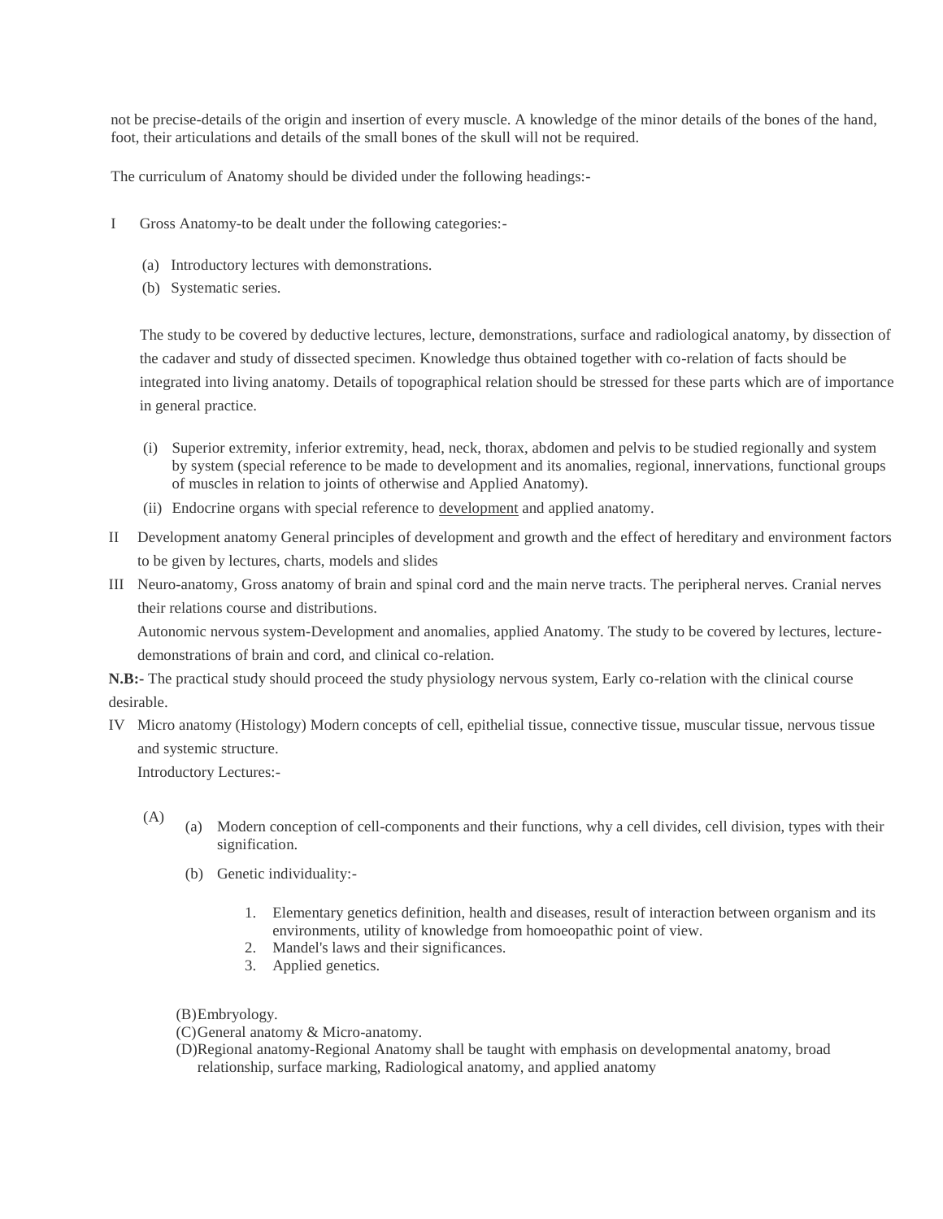not be precise-details of the origin and insertion of every muscle. A knowledge of the minor details of the bones of the hand, foot, their articulations and details of the small bones of the skull will not be required.

The curriculum of Anatomy should be divided under the following headings:-

I Gross Anatomy-to be dealt under the following categories:-

(a) Introductory lectures with demonstrations.
(b) Systematic series.

The study to be covered by deductive lectures, lecture, demonstrations, surface and radiological anatomy, by dissection of the cadaver and study of dissected specimen. Knowledge thus obtained together with co-relation of facts should be integrated into living anatomy. Details of topographical relation should be stressed for these parts which are of importance in general practice.

(i) Superior extremity, inferior extremity, head, neck, thorax, abdomen and pelvis to be studied regionally and system by system (special reference to be made to development and its anomalies, regional, innervations, functional groups of muscles in relation to joints of otherwise and Applied Anatomy).
(ii) Endocrine organs with special reference to development and applied anatomy.

II Development anatomy General principles of development and growth and the effect of hereditary and environment factors to be given by lectures, charts, models and slides

III Neuro-anatomy, Gross anatomy of brain and spinal cord and the main nerve tracts. The peripheral nerves. Cranial nerves their relations course and distributions.

Autonomic nervous system-Development and anomalies, applied Anatomy. The study to be covered by lectures, lecture-demonstrations of brain and cord, and clinical co-relation.

**N.B:-** The practical study should proceed the study physiology nervous system, Early co-relation with the clinical course desirable.

IV Micro anatomy (Histology) Modern concepts of cell, epithelial tissue, connective tissue, muscular tissue, nervous tissue and systemic structure.

Introductory Lectures:-

(A)
(a) Modern conception of cell-components and their functions, why a cell divides, cell division, types with their signification.
(b) Genetic individuality:-
   1. Elementary genetics definition, health and diseases, result of interaction between organism and its environments, utility of knowledge from homoeopathic point of view.
   2. Mandel's laws and their significances.
   3. Applied genetics.

(B) Embryology.
(C) General anatomy & Micro-anatomy.
(D) Regional anatomy-Regional Anatomy shall be taught with emphasis on developmental anatomy, broad relationship, surface marking, Radiological anatomy, and applied anatomy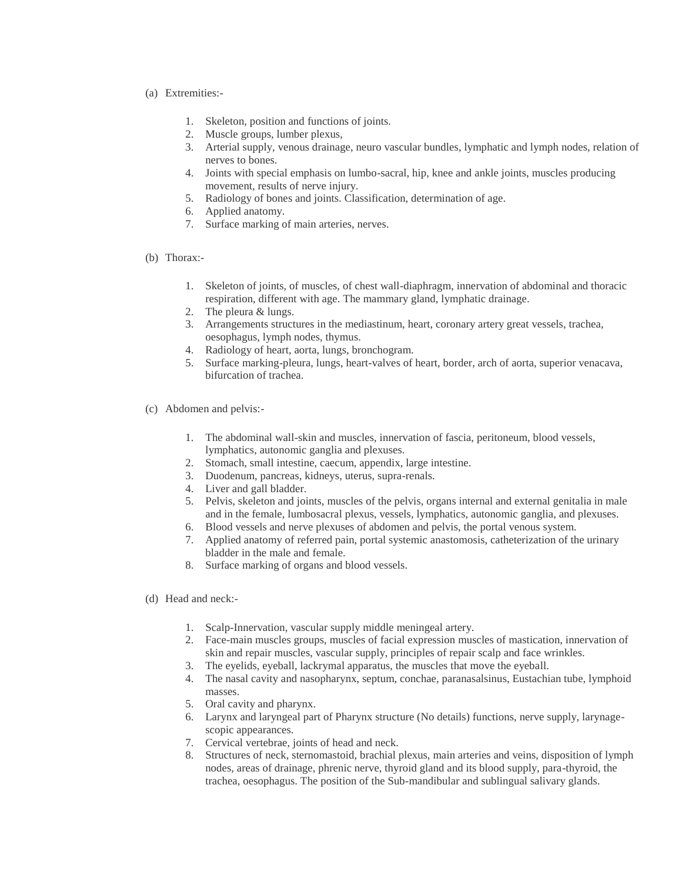(a) Extremities:-

1. Skeleton, position and functions of joints.
2. Muscle groups, lumber plexus,
3. Arterial supply, venous drainage, neuro vascular bundles, lymphatic and lymph nodes, relation of nerves to bones.
4. Joints with special emphasis on lumbo-sacral, hip, knee and ankle joints, muscles producing movement, results of nerve injury.
5. Radiology of bones and joints. Classification, determination of age.
6. Applied anatomy.
7. Surface marking of main arteries, nerves.

(b) Thorax:-

1. Skeleton of joints, of muscles, of chest wall-diaphragm, innervation of abdominal and thoracic respiration, different with age. The mammary gland, lymphatic drainage.
2. The pleura & lungs.
3. Arrangements structures in the mediastinum, heart, coronary artery great vessels, trachea, oesophagus, lymph nodes, thymus.
4. Radiology of heart, aorta, lungs, bronchogram.
5. Surface marking-pleura, lungs, heart-valves of heart, border, arch of aorta, superior venacava, bifurcation of trachea.

(c) Abdomen and pelvis:-

1. The abdominal wall-skin and muscles, innervation of fascia, peritoneum, blood vessels, lymphatics, autonomic ganglia and plexuses.
2. Stomach, small intestine, caecum, appendix, large intestine.
3. Duodenum, pancreas, kidneys, uterus, supra-renals.
4. Liver and gall bladder.
5. Pelvis, skeleton and joints, muscles of the pelvis, organs internal and external genitalia in male and in the female, lumbosacral plexus, vessels, lymphatics, autonomic ganglia, and plexuses.
6. Blood vessels and nerve plexuses of abdomen and pelvis, the portal venous system.
7. Applied anatomy of referred pain, portal systemic anastomosis, catheterization of the urinary bladder in the male and female.
8. Surface marking of organs and blood vessels.

(d) Head and neck:-

1. Scalp-Innervation, vascular supply middle meningeal artery.
2. Face-main muscles groups, muscles of facial expression muscles of mastication, innervation of skin and repair muscles, vascular supply, principles of repair scalp and face wrinkles.
3. The eyelids, eyeball, lackrymal apparatus, the muscles that move the eyeball.
4. The nasal cavity and nasopharynx, septum, conchae, paranasalsinus, Eustachian tube, lymphoid masses.
5. Oral cavity and pharynx.
6. Larynx and laryngeal part of Pharynx structure (No details) functions, nerve supply, larynage-scopic appearances.
7. Cervical vertebrae, joints of head and neck.
8. Structures of neck, sternomastoid, brachial plexus, main arteries and veins, disposition of lymph nodes, areas of drainage, phrenic nerve, thyroid gland and its blood supply, para-thyroid, the trachea, oesophagus. The position of the Sub-mandibular and sublingual salivary glands.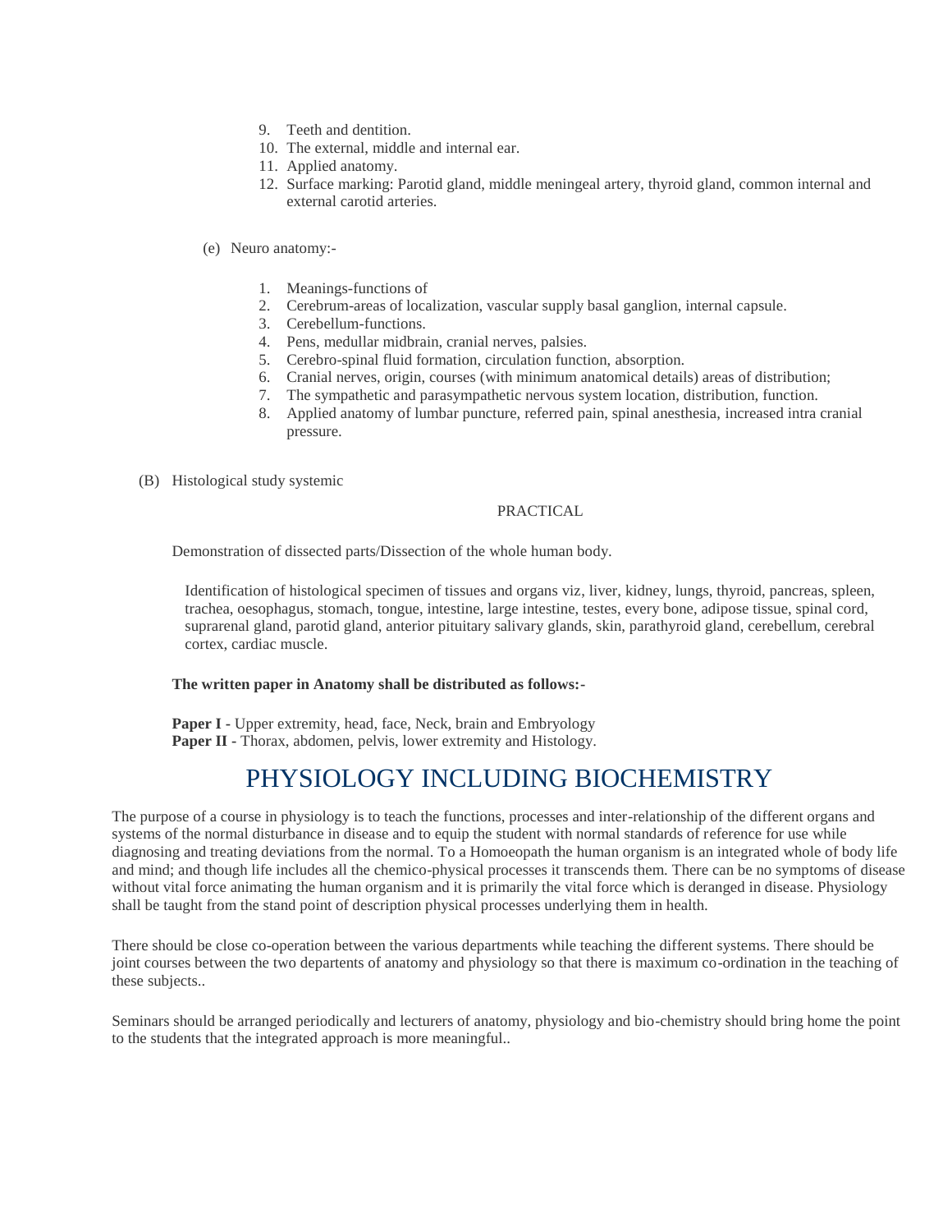9. Teeth and dentition.
10. The external, middle and internal ear.
11. Applied anatomy.
12. Surface marking: Parotid gland, middle meningeal artery, thyroid gland, common internal and external carotid arteries.

(e) Neuro anatomy:-

1. Meanings-functions of
2. Cerebrum-areas of localization, vascular supply basal ganglion, internal capsule.
3. Cerebellum-functions.
4. Pens, medullar midbrain, cranial nerves, palsies.
5. Cerebro-spinal fluid formation, circulation function, absorption.
6. Cranial nerves, origin, courses (with minimum anatomical details) areas of distribution;
7. The sympathetic and parasympathetic nervous system location, distribution, function.
8. Applied anatomy of lumbar puncture, referred pain, spinal anesthesia, increased intra cranial pressure.

(B) Histological study systemic

PRACTICAL

Demonstration of dissected parts/Dissection of the whole human body.

Identification of histological specimen of tissues and organs viz, liver, kidney, lungs, thyroid, pancreas, spleen, trachea, oesophagus, stomach, tongue, intestine, large intestine, testes, every bone, adipose tissue, spinal cord, suprarenal gland, parotid gland, anterior pituitary salivary glands, skin, parathyroid gland, cerebellum, cerebral cortex, cardiac muscle.

**The written paper in Anatomy shall be distributed as follows:-**

**Paper I -** Upper extremity, head, face, Neck, brain and Embryology
**Paper II -** Thorax, abdomen, pelvis, lower extremity and Histology.

# PHYSIOLOGY INCLUDING BIOCHEMISTRY

The purpose of a course in physiology is to teach the functions, processes and inter-relationship of the different organs and systems of the normal disturbance in disease and to equip the student with normal standards of reference for use while diagnosing and treating deviations from the normal. To a Homoeopath the human organism is an integrated whole of body life and mind; and though life includes all the chemico-physical processes it transcends them. There can be no symptoms of disease without vital force animating the human organism and it is primarily the vital force which is deranged in disease. Physiology shall be taught from the stand point of description physical processes underlying them in health.

There should be close co-operation between the various departments while teaching the different systems. There should be joint courses between the two departents of anatomy and physiology so that there is maximum co-ordination in the teaching of these subjects..

Seminars should be arranged periodically and lecturers of anatomy, physiology and bio-chemistry should bring home the point to the students that the integrated approach is more meaningful..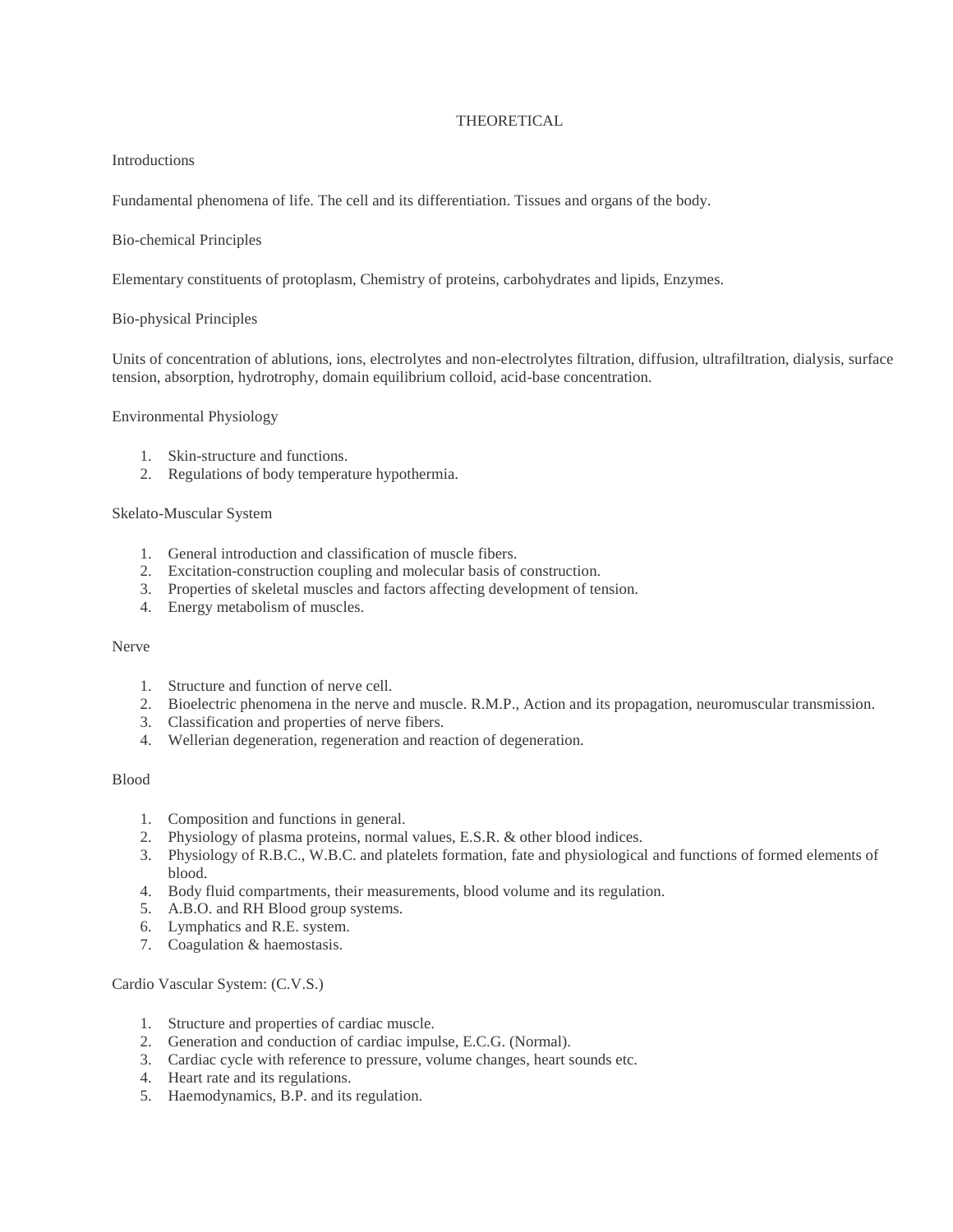# THEORETICAL

## Introductions

Fundamental phenomena of life. The cell and its differentiation. Tissues and organs of the body.

## Bio-chemical Principles

Elementary constituents of protoplasm, Chemistry of proteins, carbohydrates and lipids, Enzymes.

## Bio-physical Principles

Units of concentration of ablutions, ions, electrolytes and non-electrolytes filtration, diffusion, ultrafiltration, dialysis, surface tension, absorption, hydrotrophy, domain equilibrium colloid, acid-base concentration.

## Environmental Physiology

1. Skin-structure and functions.
2. Regulations of body temperature hypothermia.

## Skelato-Muscular System

1. General introduction and classification of muscle fibers.
2. Excitation-construction coupling and molecular basis of construction.
3. Properties of skeletal muscles and factors affecting development of tension.
4. Energy metabolism of muscles.

## Nerve

1. Structure and function of nerve cell.
2. Bioelectric phenomena in the nerve and muscle. R.M.P., Action and its propagation, neuromuscular transmission.
3. Classification and properties of nerve fibers.
4. Wellerian degeneration, regeneration and reaction of degeneration.

## Blood

1. Composition and functions in general.
2. Physiology of plasma proteins, normal values, E.S.R. & other blood indices.
3. Physiology of R.B.C., W.B.C. and platelets formation, fate and physiological and functions of formed elements of blood.
4. Body fluid compartments, their measurements, blood volume and its regulation.
5. A.B.O. and RH Blood group systems.
6. Lymphatics and R.E. system.
7. Coagulation & haemostasis.

## Cardio Vascular System: (C.V.S.)

1. Structure and properties of cardiac muscle.
2. Generation and conduction of cardiac impulse, E.C.G. (Normal).
3. Cardiac cycle with reference to pressure, volume changes, heart sounds etc.
4. Heart rate and its regulations.
5. Haemodynamics, B.P. and its regulation.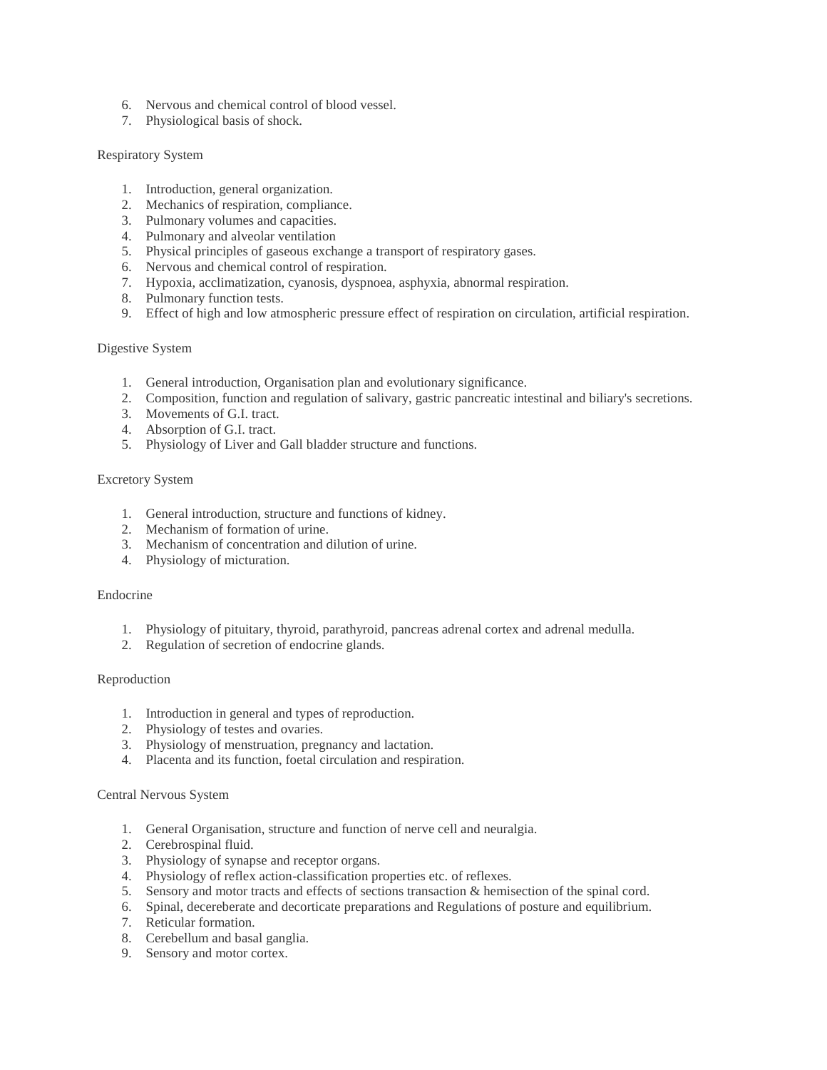6. Nervous and chemical control of blood vessel.
7. Physiological basis of shock.

Respiratory System

1. Introduction, general organization.
2. Mechanics of respiration, compliance.
3. Pulmonary volumes and capacities.
4. Pulmonary and alveolar ventilation
5. Physical principles of gaseous exchange a transport of respiratory gases.
6. Nervous and chemical control of respiration.
7. Hypoxia, acclimatization, cyanosis, dyspnoea, asphyxia, abnormal respiration.
8. Pulmonary function tests.
9. Effect of high and low atmospheric pressure effect of respiration on circulation, artificial respiration.

Digestive System

1. General introduction, Organisation plan and evolutionary significance.
2. Composition, function and regulation of salivary, gastric pancreatic intestinal and biliary's secretions.
3. Movements of G.I. tract.
4. Absorption of G.I. tract.
5. Physiology of Liver and Gall bladder structure and functions.

Excretory System

1. General introduction, structure and functions of kidney.
2. Mechanism of formation of urine.
3. Mechanism of concentration and dilution of urine.
4. Physiology of micturation.

Endocrine

1. Physiology of pituitary, thyroid, parathyroid, pancreas adrenal cortex and adrenal medulla.
2. Regulation of secretion of endocrine glands.

Reproduction

1. Introduction in general and types of reproduction.
2. Physiology of testes and ovaries.
3. Physiology of menstruation, pregnancy and lactation.
4. Placenta and its function, foetal circulation and respiration.

Central Nervous System

1. General Organisation, structure and function of nerve cell and neuralgia.
2. Cerebrospinal fluid.
3. Physiology of synapse and receptor organs.
4. Physiology of reflex action-classification properties etc. of reflexes.
5. Sensory and motor tracts and effects of sections transaction & hemisection of the spinal cord.
6. Spinal, decereberate and decorticate preparations and Regulations of posture and equilibrium.
7. Reticular formation.
8. Cerebellum and basal ganglia.
9. Sensory and motor cortex.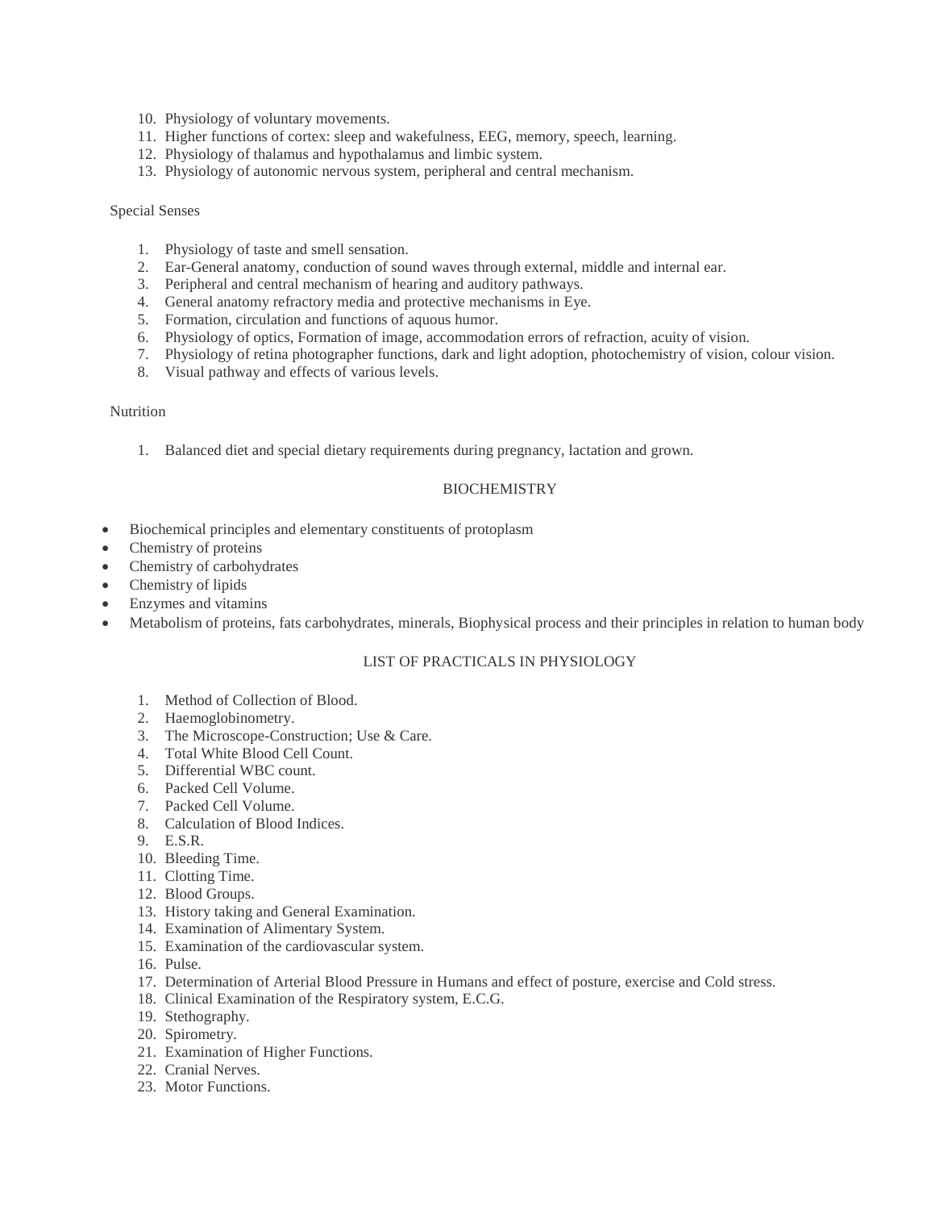10. Physiology of voluntary movements.
11. Higher functions of cortex: sleep and wakefulness, EEG, memory, speech, learning.
12. Physiology of thalamus and hypothalamus and limbic system.
13. Physiology of autonomic nervous system, peripheral and central mechanism.

Special Senses

1. Physiology of taste and smell sensation.
2. Ear-General anatomy, conduction of sound waves through external, middle and internal ear.
3. Peripheral and central mechanism of hearing and auditory pathways.
4. General anatomy refractory media and protective mechanisms in Eye.
5. Formation, circulation and functions of aquous humor.
6. Physiology of optics, Formation of image, accommodation errors of refraction, acuity of vision.
7. Physiology of retina photographer functions, dark and light adoption, photochemistry of vision, colour vision.
8. Visual pathway and effects of various levels.

Nutrition

1. Balanced diet and special dietary requirements during pregnancy, lactation and grown.

## BIOCHEMISTRY

- Biochemical principles and elementary constituents of protoplasm
- Chemistry of proteins
- Chemistry of carbohydrates
- Chemistry of lipids
- Enzymes and vitamins
- Metabolism of proteins, fats carbohydrates, minerals, Biophysical process and their principles in relation to human body

## LIST OF PRACTICALS IN PHYSIOLOGY

1. Method of Collection of Blood.
2. Haemoglobinometry.
3. The Microscope-Construction; Use & Care.
4. Total White Blood Cell Count.
5. Differential WBC count.
6. Packed Cell Volume.
7. Packed Cell Volume.
8. Calculation of Blood Indices.
9. E.S.R.
10. Bleeding Time.
11. Clotting Time.
12. Blood Groups.
13. History taking and General Examination.
14. Examination of Alimentary System.
15. Examination of the cardiovascular system.
16. Pulse.
17. Determination of Arterial Blood Pressure in Humans and effect of posture, exercise and Cold stress.
18. Clinical Examination of the Respiratory system, E.C.G.
19. Stethography.
20. Spirometry.
21. Examination of Higher Functions.
22. Cranial Nerves.
23. Motor Functions.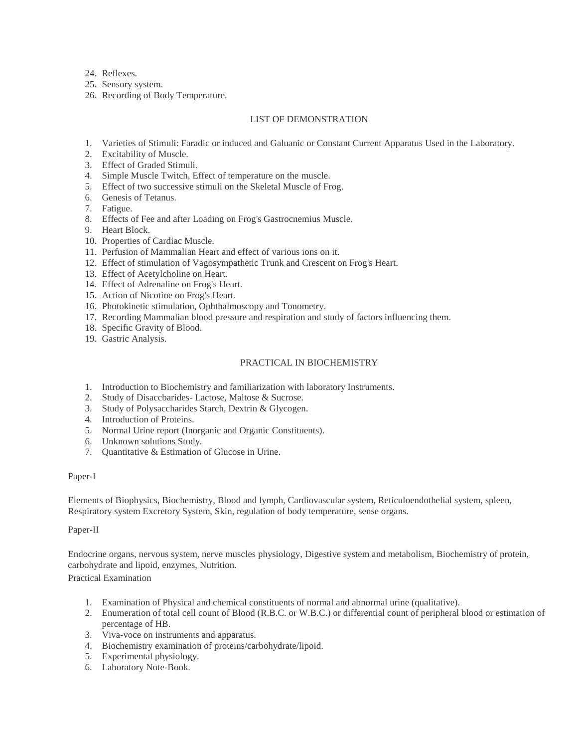24. Reflexes.
25. Sensory system.
26. Recording of Body Temperature.

## LIST OF DEMONSTRATION

1. Varieties of Stimuli: Faradic or induced and Galuanic or Constant Current Apparatus Used in the Laboratory.
2. Excitability of Muscle.
3. Effect of Graded Stimuli.
4. Simple Muscle Twitch, Effect of temperature on the muscle.
5. Effect of two successive stimuli on the Skeletal Muscle of Frog.
6. Genesis of Tetanus.
7. Fatigue.
8. Effects of Fee and after Loading on Frog's Gastrocnemius Muscle.
9. Heart Block.
10. Properties of Cardiac Muscle.
11. Perfusion of Mammalian Heart and effect of various ions on it.
12. Effect of stimulation of Vagosympathetic Trunk and Crescent on Frog's Heart.
13. Effect of Acetylcholine on Heart.
14. Effect of Adrenaline on Frog's Heart.
15. Action of Nicotine on Frog's Heart.
16. Photokinetic stimulation, Ophthalmoscopy and Tonometry.
17. Recording Mammalian blood pressure and respiration and study of factors influencing them.
18. Specific Gravity of Blood.
19. Gastric Analysis.

## PRACTICAL IN BIOCHEMISTRY

1. Introduction to Biochemistry and familiarization with laboratory Instruments.
2. Study of Disaccbarides- Lactose, Maltose & Sucrose.
3. Study of Polysaccharides Starch, Dextrin & Glycogen.
4. Introduction of Proteins.
5. Normal Urine report (Inorganic and Organic Constituents).
6. Unknown solutions Study.
7. Quantitative & Estimation of Glucose in Urine.

Paper-I

Elements of Biophysics, Biochemistry, Blood and lymph, Cardiovascular system, Reticuloendothelial system, spleen, Respiratory system Excretory System, Skin, regulation of body temperature, sense organs.

Paper-II

Endocrine organs, nervous system, nerve muscles physiology, Digestive system and metabolism, Biochemistry of protein, carbohydrate and lipoid, enzymes, Nutrition.

Practical Examination

1. Examination of Physical and chemical constituents of normal and abnormal urine (qualitative).
2. Enumeration of total cell count of Blood (R.B.C. or W.B.C.) or differential count of peripheral blood or estimation of percentage of HB.
3. Viva-voce on instruments and apparatus.
4. Biochemistry examination of proteins/carbohydrate/lipoid.
5. Experimental physiology.
6. Laboratory Note-Book.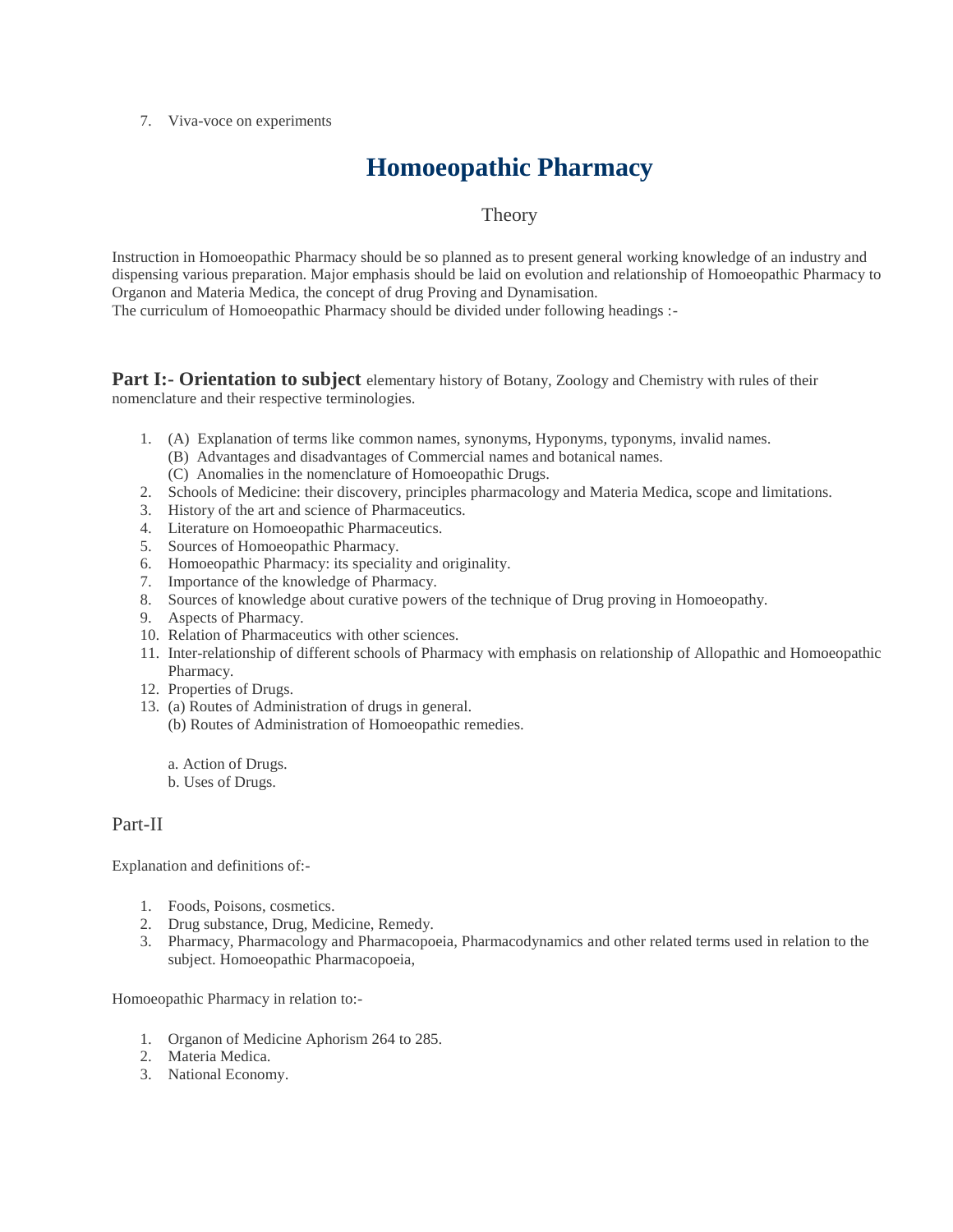7. Viva-voce on experiments

# Homoeopathic Pharmacy

## Theory

Instruction in Homoeopathic Pharmacy should be so planned as to present general working knowledge of an industry and dispensing various preparation. Major emphasis should be laid on evolution and relationship of Homoeopathic Pharmacy to Organon and Materia Medica, the concept of drug Proving and Dynamisation.
The curriculum of Homoeopathic Pharmacy should be divided under following headings :-

**Part I:- Orientation to subject** elementary history of Botany, Zoology and Chemistry with rules of their nomenclature and their respective terminologies.

1. (A) Explanation of terms like common names, synonyms, Hyponyms, typonyms, invalid names.
   (B) Advantages and disadvantages of Commercial names and botanical names.
   (C) Anomalies in the nomenclature of Homoeopathic Drugs.
2. Schools of Medicine: their discovery, principles pharmacology and Materia Medica, scope and limitations.
3. History of the art and science of Pharmaceutics.
4. Literature on Homoeopathic Pharmaceutics.
5. Sources of Homoeopathic Pharmacy.
6. Homoeopathic Pharmacy: its speciality and originality.
7. Importance of the knowledge of Pharmacy.
8. Sources of knowledge about curative powers of the technique of Drug proving in Homoeopathy.
9. Aspects of Pharmacy.
10. Relation of Pharmaceutics with other sciences.
11. Inter-relationship of different schools of Pharmacy with emphasis on relationship of Allopathic and Homoeopathic Pharmacy.
12. Properties of Drugs.
13. (a) Routes of Administration of drugs in general.
    (b) Routes of Administration of Homoeopathic remedies.

    a. Action of Drugs.
    b. Uses of Drugs.

## Part-II

Explanation and definitions of:-

1. Foods, Poisons, cosmetics.
2. Drug substance, Drug, Medicine, Remedy.
3. Pharmacy, Pharmacology and Pharmacopoeia, Pharmacodynamics and other related terms used in relation to the subject. Homoeopathic Pharmacopoeia,

Homoeopathic Pharmacy in relation to:-

1. Organon of Medicine Aphorism 264 to 285.
2. Materia Medica.
3. National Economy.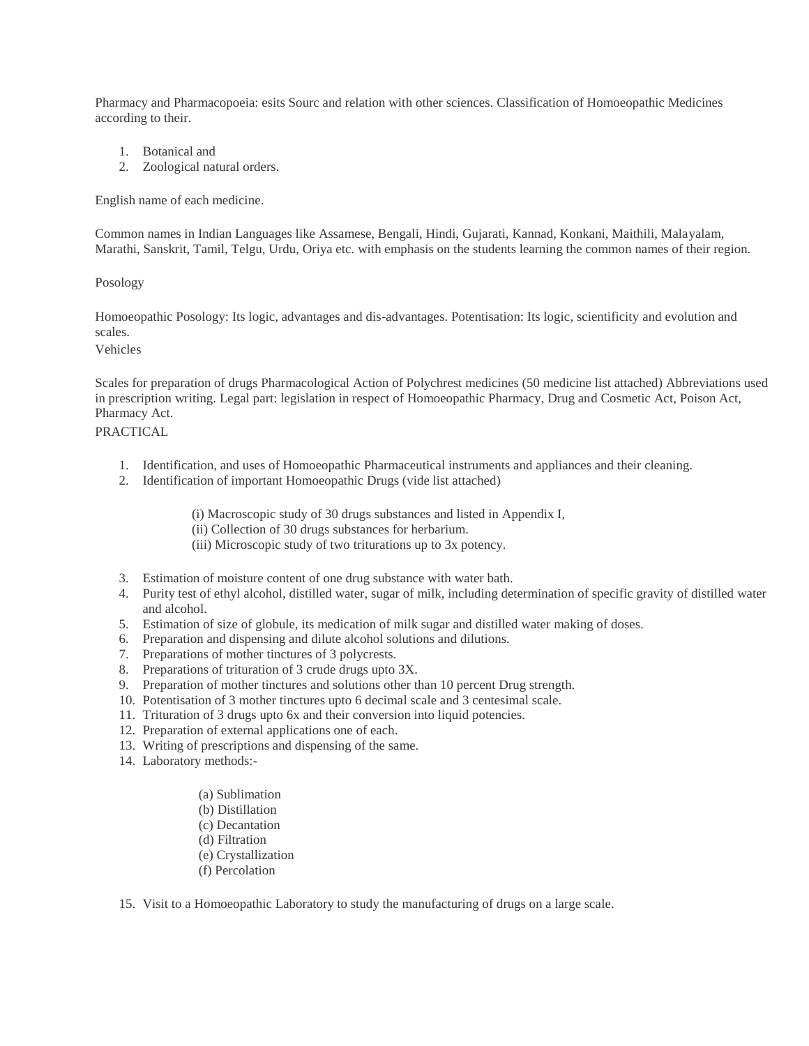Pharmacy and Pharmacopoeia: esits Sourc and relation with other sciences. Classification of Homoeopathic Medicines according to their.

1. Botanical and
2. Zoological natural orders.

English name of each medicine.

Common names in Indian Languages like Assamese, Bengali, Hindi, Gujarati, Kannad, Konkani, Maithili, Malayalam, Marathi, Sanskrit, Tamil, Telgu, Urdu, Oriya etc. with emphasis on the students learning the common names of their region.

Posology

Homoeopathic Posology: Its logic, advantages and dis-advantages. Potentisation: Its logic, scientificity and evolution and scales.

Vehicles

Scales for preparation of drugs Pharmacological Action of Polychrest medicines (50 medicine list attached) Abbreviations used in prescription writing. Legal part: legislation in respect of Homoeopathic Pharmacy, Drug and Cosmetic Act, Poison Act, Pharmacy Act.

PRACTICAL

1. Identification, and uses of Homoeopathic Pharmaceutical instruments and appliances and their cleaning.
2. Identification of important Homoeopathic Drugs (vide list attached)

    (i) Macroscopic study of 30 drugs substances and listed in Appendix I,
    (ii) Collection of 30 drugs substances for herbarium.
    (iii) Microscopic study of two triturations up to 3x potency.

3. Estimation of moisture content of one drug substance with water bath.
4. Purity test of ethyl alcohol, distilled water, sugar of milk, including determination of specific gravity of distilled water and alcohol.
5. Estimation of size of globule, its medication of milk sugar and distilled water making of doses.
6. Preparation and dispensing and dilute alcohol solutions and dilutions.
7. Preparations of mother tinctures of 3 polycrests.
8. Preparations of trituration of 3 crude drugs upto 3X.
9. Preparation of mother tinctures and solutions other than 10 percent Drug strength.
10. Potentisation of 3 mother tinctures upto 6 decimal scale and 3 centesimal scale.
11. Trituration of 3 drugs upto 6x and their conversion into liquid potencies.
12. Preparation of external applications one of each.
13. Writing of prescriptions and dispensing of the same.
14. Laboratory methods:-

    (a) Sublimation
    (b) Distillation
    (c) Decantation
    (d) Filtration
    (e) Crystallization
    (f) Percolation

15. Visit to a Homoeopathic Laboratory to study the manufacturing of drugs on a large scale.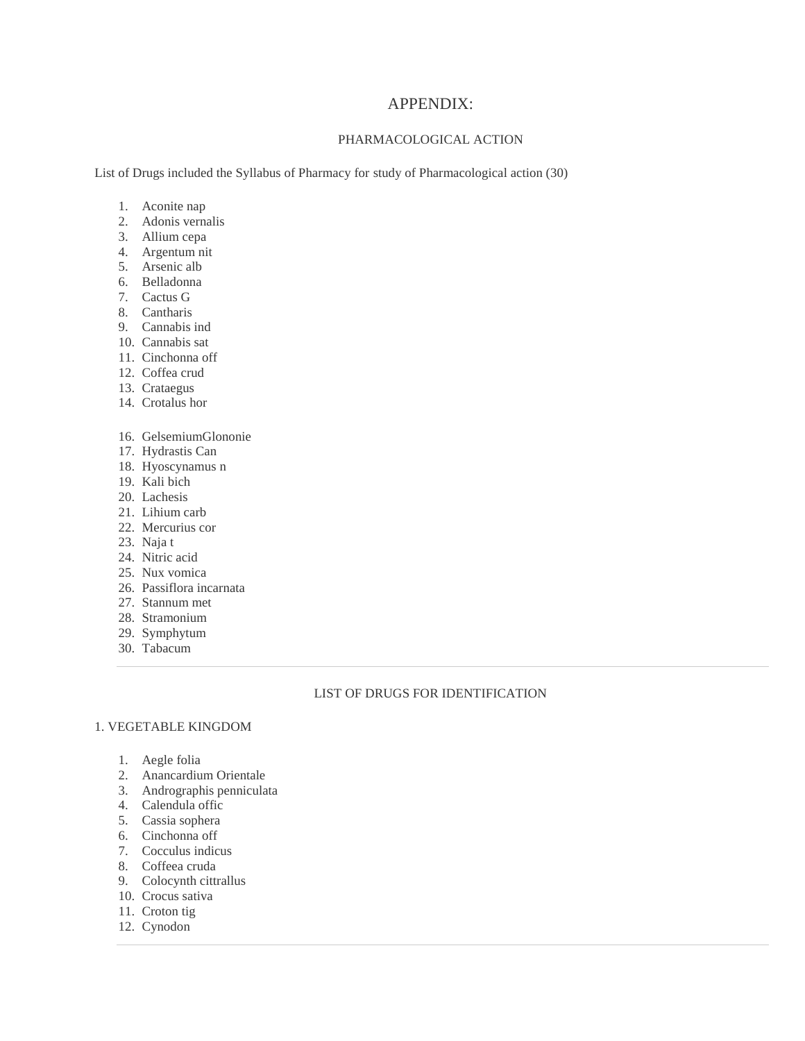# APPENDIX:

## PHARMACOLOGICAL ACTION

List of Drugs included the Syllabus of Pharmacy for study of Pharmacological action (30)

1. Aconite nap
2. Adonis vernalis
3. Allium cepa
4. Argentum nit
5. Arsenic alb
6. Belladonna
7. Cactus G
8. Cantharis
9. Cannabis ind
10. Cannabis sat
11. Cinchonna off
12. Coffea crud
13. Crataegus
14. Crotalus hor

16. GelsemiumGlononie
17. Hydrastis Can
18. Hyoscynamus n
19. Kali bich
20. Lachesis
21. Lihium carb
22. Mercurius cor
23. Naja t
24. Nitric acid
25. Nux vomica
26. Passiflora incarnata
27. Stannum met
28. Stramonium
29. Symphytum
30. Tabacum

---

## LIST OF DRUGS FOR IDENTIFICATION

1. VEGETABLE KINGDOM

1. Aegle folia
2. Anancardium Orientale
3. Andrographis penniculata
4. Calendula offic
5. Cassia sophera
6. Cinchonna off
7. Cocculus indicus
8. Coffeea cruda
9. Colocynth cittrallus
10. Crocus sativa
11. Croton tig
12. Cynodon

---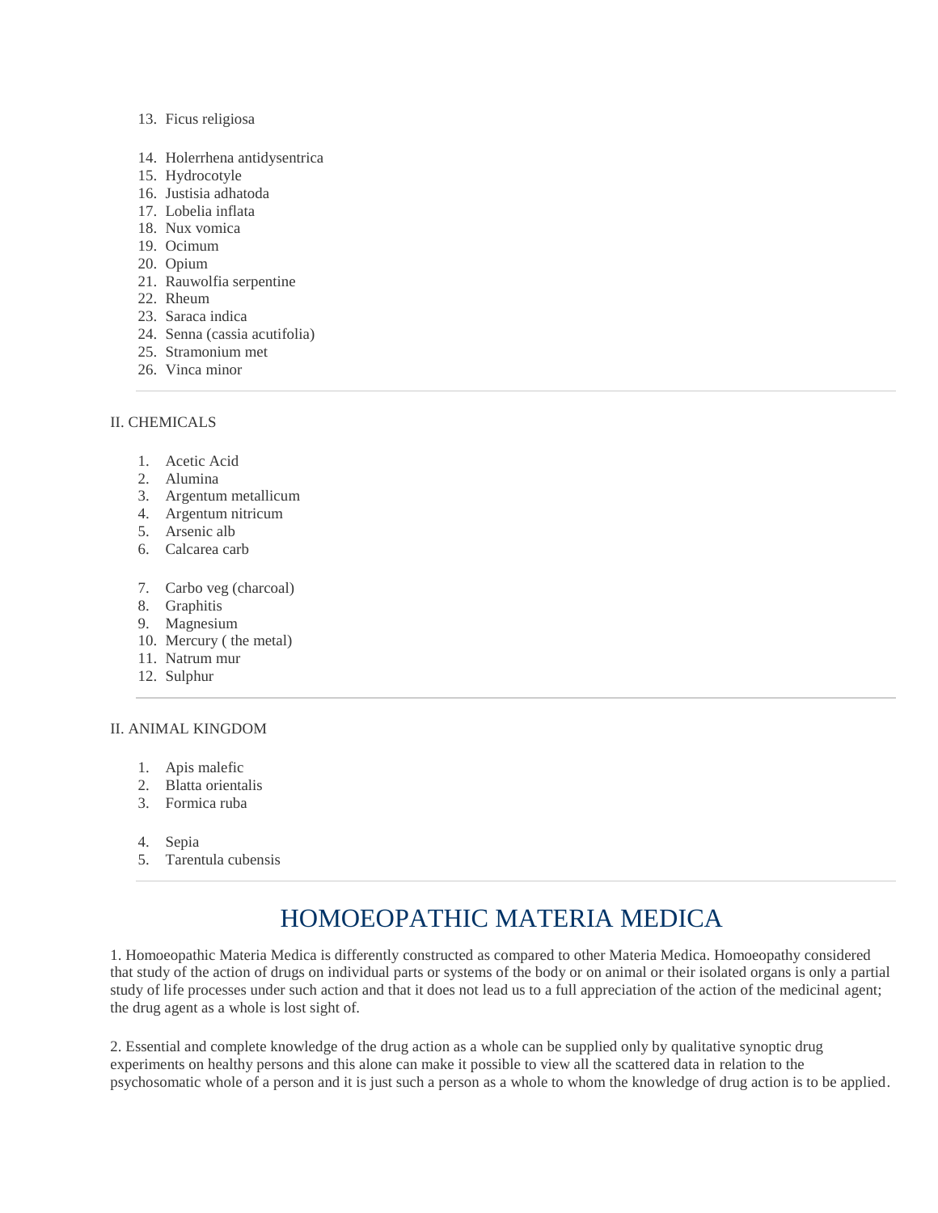13. Ficus religiosa
14. Holerrhena antidysentrica
15. Hydrocotyle
16. Justisia adhatoda
17. Lobelia inflata
18. Nux vomica
19. Ocimum
20. Opium
21. Rauwolfia serpentine
22. Rheum
23. Saraca indica
24. Senna (cassia acutifolia)
25. Stramonium met
26. Vinca minor

---

II. CHEMICALS

1. Acetic Acid
2. Alumina
3. Argentum metallicum
4. Argentum nitricum
5. Arsenic alb
6. Calcarea carb
7. Carbo veg (charcoal)
8. Graphitis
9. Magnesium
10. Mercury ( the metal)
11. Natrum mur
12. Sulphur

---

II. ANIMAL KINGDOM

1. Apis malefic
2. Blatta orientalis
3. Formica ruba
4. Sepia
5. Tarentula cubensis

---

# HOMOEOPATHIC MATERIA MEDICA

1. Homoeopathic Materia Medica is differently constructed as compared to other Materia Medica. Homoeopathy considered that study of the action of drugs on individual parts or systems of the body or on animal or their isolated organs is only a partial study of life processes under such action and that it does not lead us to a full appreciation of the action of the medicinal agent; the drug agent as a whole is lost sight of.

2. Essential and complete knowledge of the drug action as a whole can be supplied only by qualitative synoptic drug experiments on healthy persons and this alone can make it possible to view all the scattered data in relation to the psychosomatic whole of a person and it is just such a person as a whole to whom the knowledge of drug action is to be applied.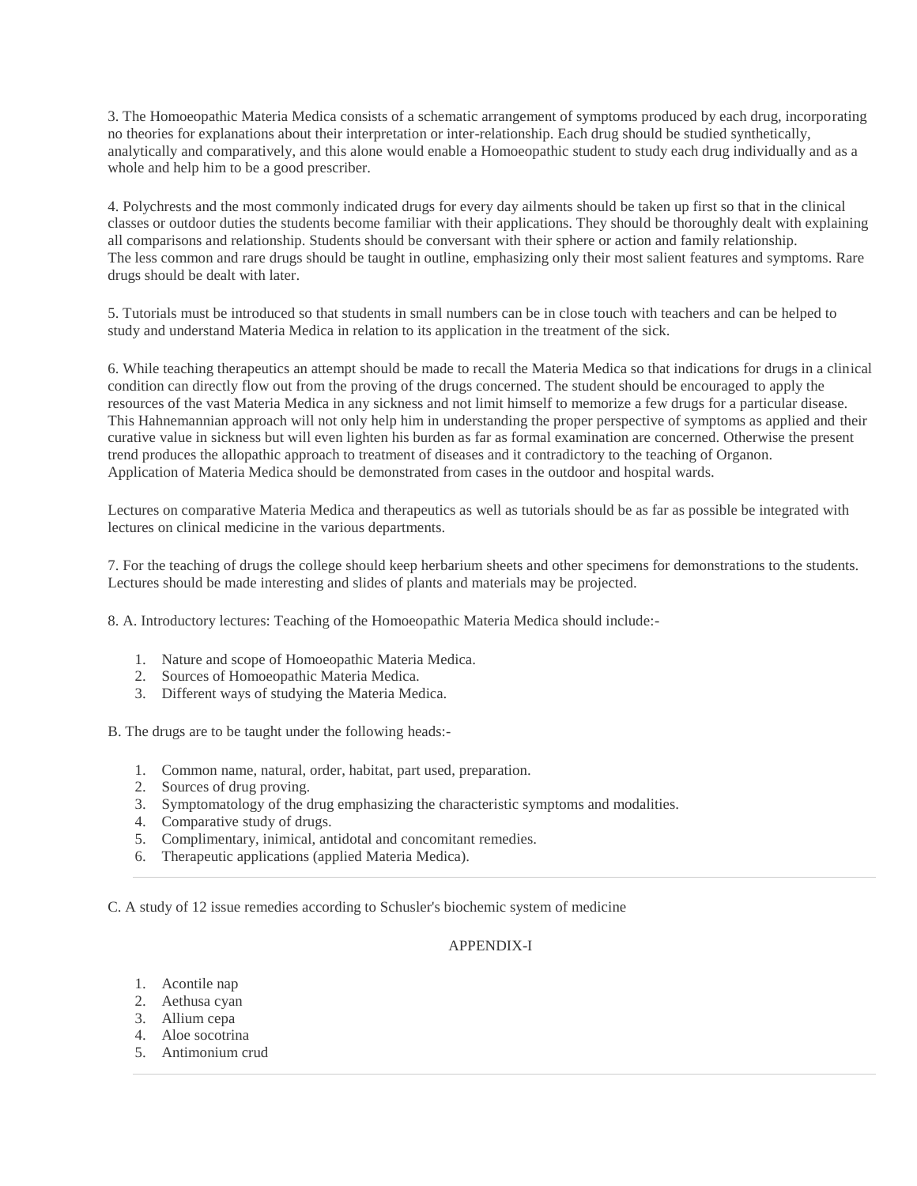3. The Homoeopathic Materia Medica consists of a schematic arrangement of symptoms produced by each drug, incorporating no theories for explanations about their interpretation or inter-relationship. Each drug should be studied synthetically, analytically and comparatively, and this alone would enable a Homoeopathic student to study each drug individually and as a whole and help him to be a good prescriber.

4. Polychrests and the most commonly indicated drugs for every day ailments should be taken up first so that in the clinical classes or outdoor duties the students become familiar with their applications. They should be thoroughly dealt with explaining all comparisons and relationship. Students should be conversant with their sphere or action and family relationship.
The less common and rare drugs should be taught in outline, emphasizing only their most salient features and symptoms. Rare drugs should be dealt with later.

5. Tutorials must be introduced so that students in small numbers can be in close touch with teachers and can be helped to study and understand Materia Medica in relation to its application in the treatment of the sick.

6. While teaching therapeutics an attempt should be made to recall the Materia Medica so that indications for drugs in a clinical condition can directly flow out from the proving of the drugs concerned. The student should be encouraged to apply the resources of the vast Materia Medica in any sickness and not limit himself to memorize a few drugs for a particular disease. This Hahnemannian approach will not only help him in understanding the proper perspective of symptoms as applied and their curative value in sickness but will even lighten his burden as far as formal examination are concerned. Otherwise the present trend produces the allopathic approach to treatment of diseases and it contradictory to the teaching of Organon.
Application of Materia Medica should be demonstrated from cases in the outdoor and hospital wards.

Lectures on comparative Materia Medica and therapeutics as well as tutorials should be as far as possible be integrated with lectures on clinical medicine in the various departments.

7. For the teaching of drugs the college should keep herbarium sheets and other specimens for demonstrations to the students. Lectures should be made interesting and slides of plants and materials may be projected.

8. A. Introductory lectures: Teaching of the Homoeopathic Materia Medica should include:-

1. Nature and scope of Homoeopathic Materia Medica.
2. Sources of Homoeopathic Materia Medica.
3. Different ways of studying the Materia Medica.

B. The drugs are to be taught under the following heads:-

1. Common name, natural, order, habitat, part used, preparation.
2. Sources of drug proving.
3. Symptomatology of the drug emphasizing the characteristic symptoms and modalities.
4. Comparative study of drugs.
5. Complimentary, inimical, antidotal and concomitant remedies.
6. Therapeutic applications (applied Materia Medica).

---

C. A study of 12 issue remedies according to Schusler's biochemic system of medicine

APPENDIX-I

1. Acontile nap
2. Aethusa cyan
3. Allium cepa
4. Aloe socotrina
5. Antimonium crud

---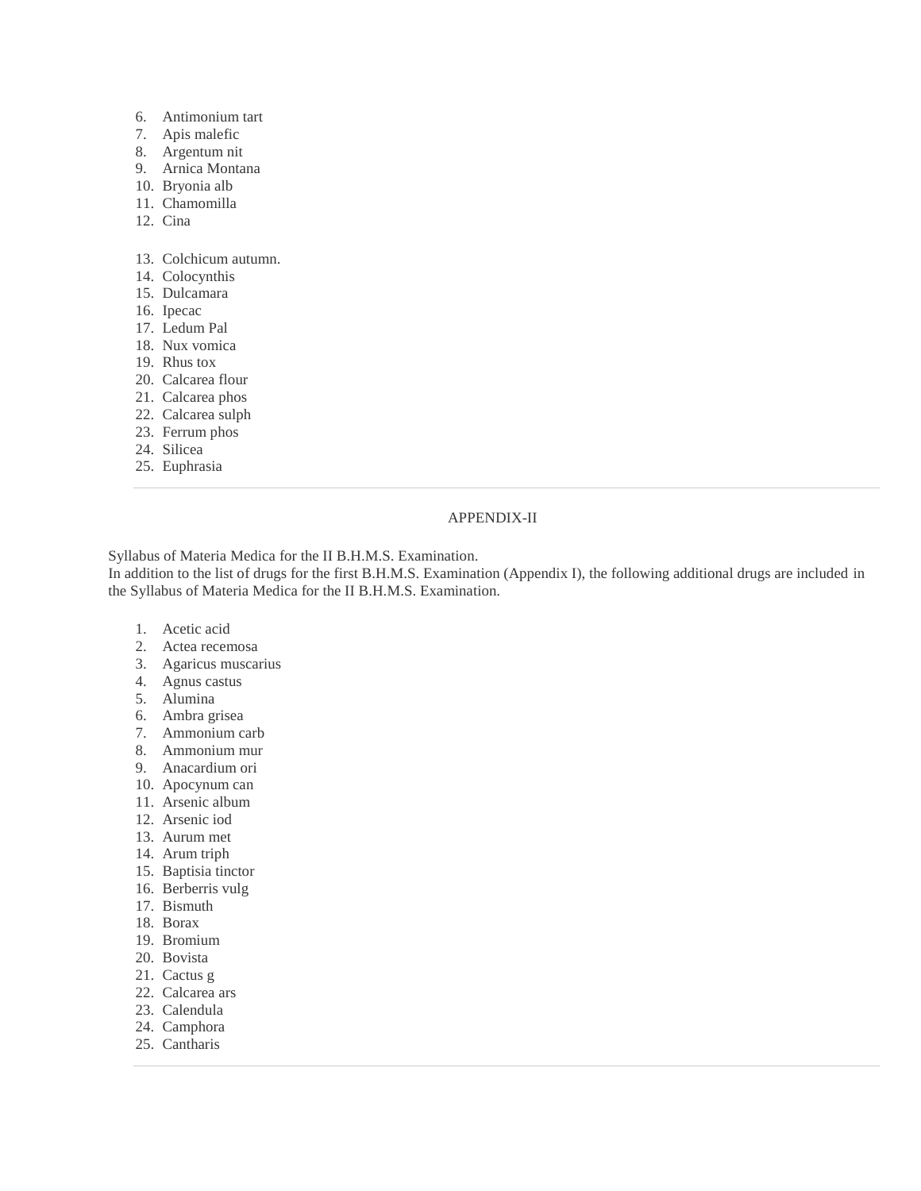6. Antimonium tart
7. Apis malefic
8. Argentum nit
9. Arnica Montana
10. Bryonia alb
11. Chamomilla
12. Cina
13. Colchicum autumn.
14. Colocynthis
15. Dulcamara
16. Ipecac
17. Ledum Pal
18. Nux vomica
19. Rhus tox
20. Calcarea flour
21. Calcarea phos
22. Calcarea sulph
23. Ferrum phos
24. Silicea
25. Euphrasia

---

## APPENDIX-II

Syllabus of Materia Medica for the II B.H.M.S. Examination.
In addition to the list of drugs for the first B.H.M.S. Examination (Appendix I), the following additional drugs are included in the Syllabus of Materia Medica for the II B.H.M.S. Examination.

1. Acetic acid
2. Actea recemosa
3. Agaricus muscarius
4. Agnus castus
5. Alumina
6. Ambra grisea
7. Ammonium carb
8. Ammonium mur
9. Anacardium ori
10. Apocynum can
11. Arsenic album
12. Arsenic iod
13. Aurum met
14. Arum triph
15. Baptisia tinctor
16. Berberris vulg
17. Bismuth
18. Borax
19. Bromium
20. Bovista
21. Cactus g
22. Calcarea ars
23. Calendula
24. Camphora
25. Cantharis

---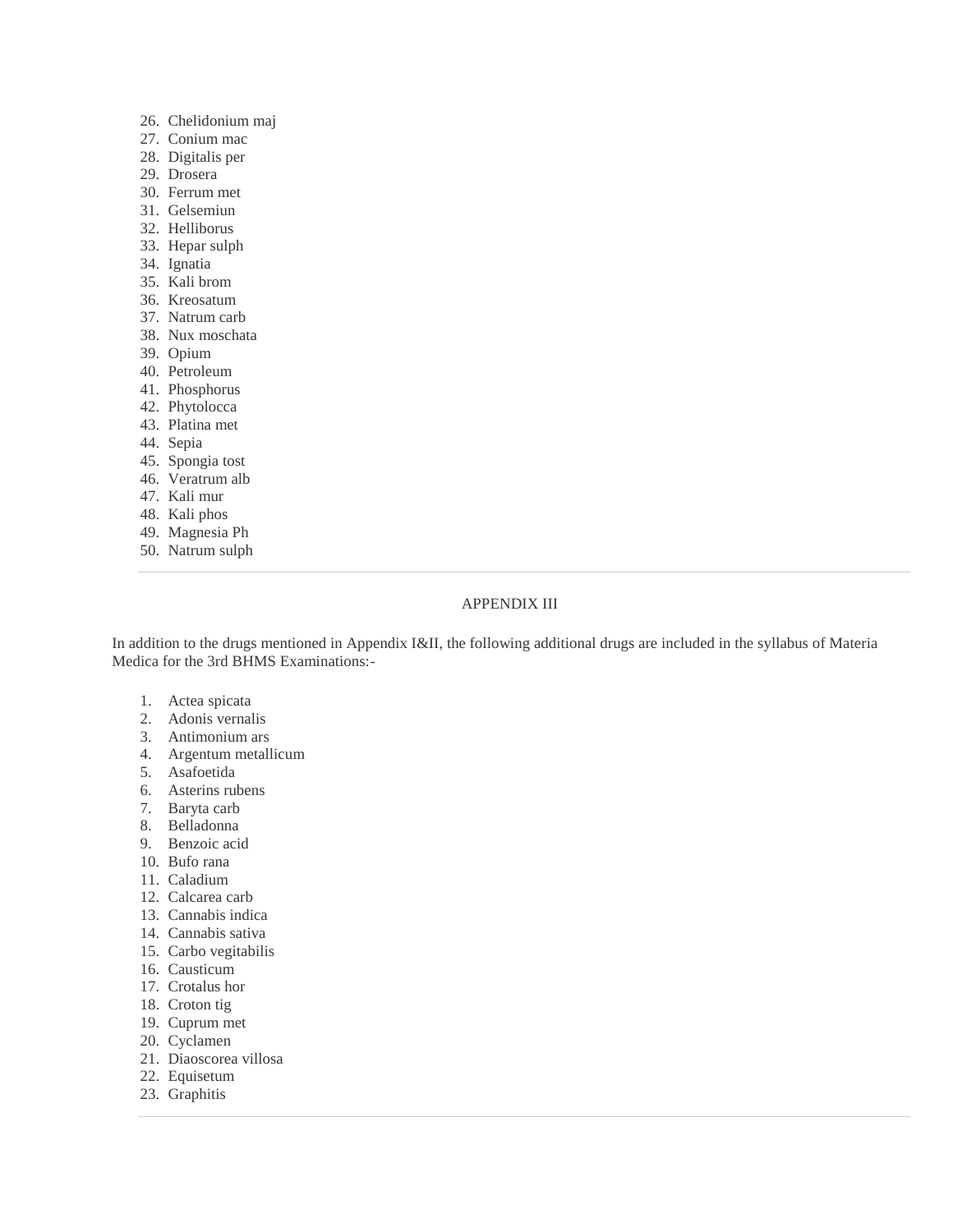26. Chelidonium maj
27. Conium mac
28. Digitalis per
29. Drosera
30. Ferrum met
31. Gelsemiun
32. Helliborus
33. Hepar sulph
34. Ignatia
35. Kali brom
36. Kreosatum
37. Natrum carb
38. Nux moschata
39. Opium
40. Petroleum
41. Phosphorus
42. Phytolocca
43. Platina met
44. Sepia
45. Spongia tost
46. Veratrum alb
47. Kali mur
48. Kali phos
49. Magnesia Ph
50. Natrum sulph

---

## APPENDIX III

In addition to the drugs mentioned in Appendix I&II, the following additional drugs are included in the syllabus of Materia Medica for the 3rd BHMS Examinations:-

1. Actea spicata
2. Adonis vernalis
3. Antimonium ars
4. Argentum metallicum
5. Asafoetida
6. Asterins rubens
7. Baryta carb
8. Belladonna
9. Benzoic acid
10. Bufo rana
11. Caladium
12. Calcarea carb
13. Cannabis indica
14. Cannabis sativa
15. Carbo vegitabilis
16. Causticum
17. Crotalus hor
18. Croton tig
19. Cuprum met
20. Cyclamen
21. Diaoscorea villosa
22. Equisetum
23. Graphitis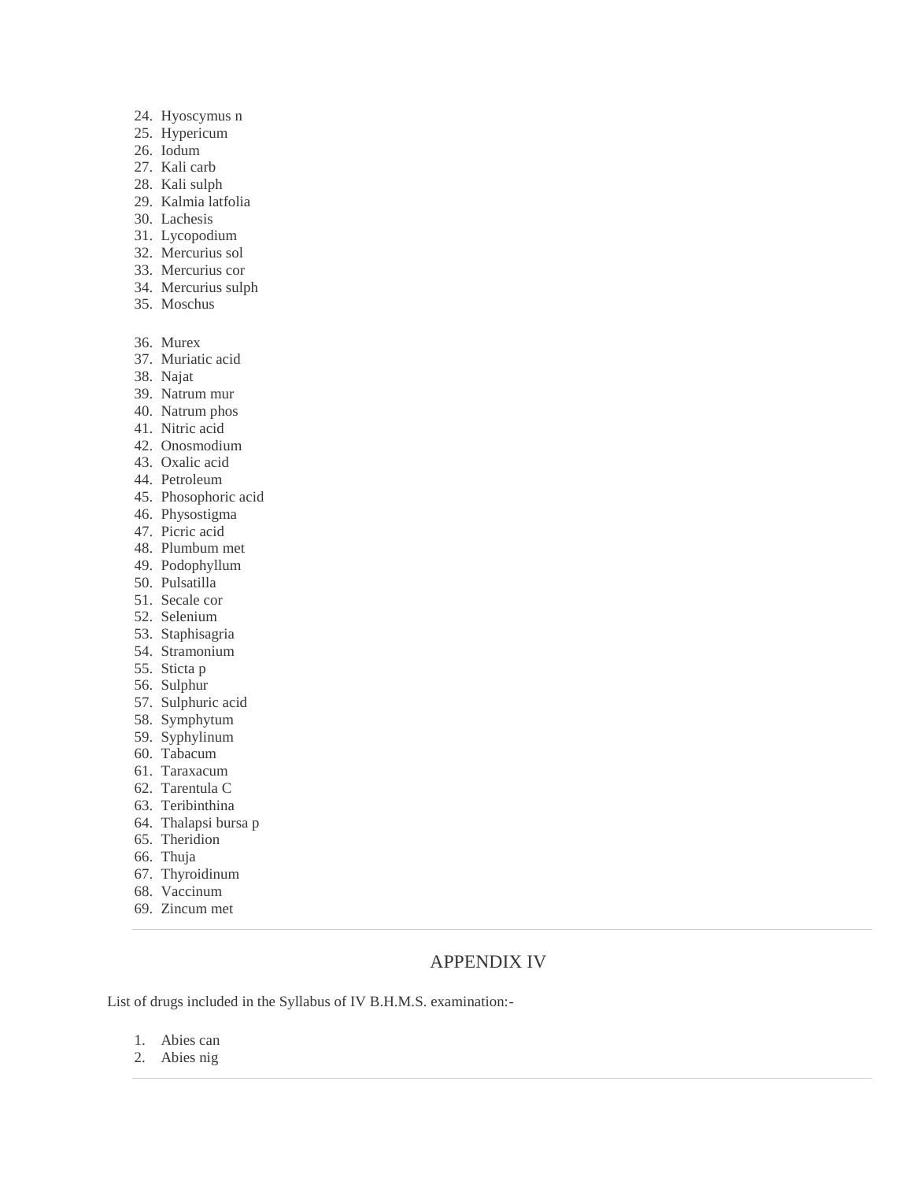24. Hyoscymus n
25. Hypericum
26. Iodum
27. Kali carb
28. Kali sulph
29. Kalmia latfolia
30. Lachesis
31. Lycopodium
32. Mercurius sol
33. Mercurius cor
34. Mercurius sulph
35. Moschus
36. Murex
37. Muriatic acid
38. Najat
39. Natrum mur
40. Natrum phos
41. Nitric acid
42. Onosmodium
43. Oxalic acid
44. Petroleum
45. Phosophoric acid
46. Physostigma
47. Picric acid
48. Plumbum met
49. Podophyllum
50. Pulsatilla
51. Secale cor
52. Selenium
53. Staphisagria
54. Stramonium
55. Sticta p
56. Sulphur
57. Sulphuric acid
58. Symphytum
59. Syphylinum
60. Tabacum
61. Taraxacum
62. Tarentula C
63. Teribinthina
64. Thalapsi bursa p
65. Theridion
66. Thuja
67. Thyroidinum
68. Vaccinum
69. Zincum met

---

## APPENDIX IV

List of drugs included in the Syllabus of IV B.H.M.S. examination:-

1. Abies can
2. Abies nig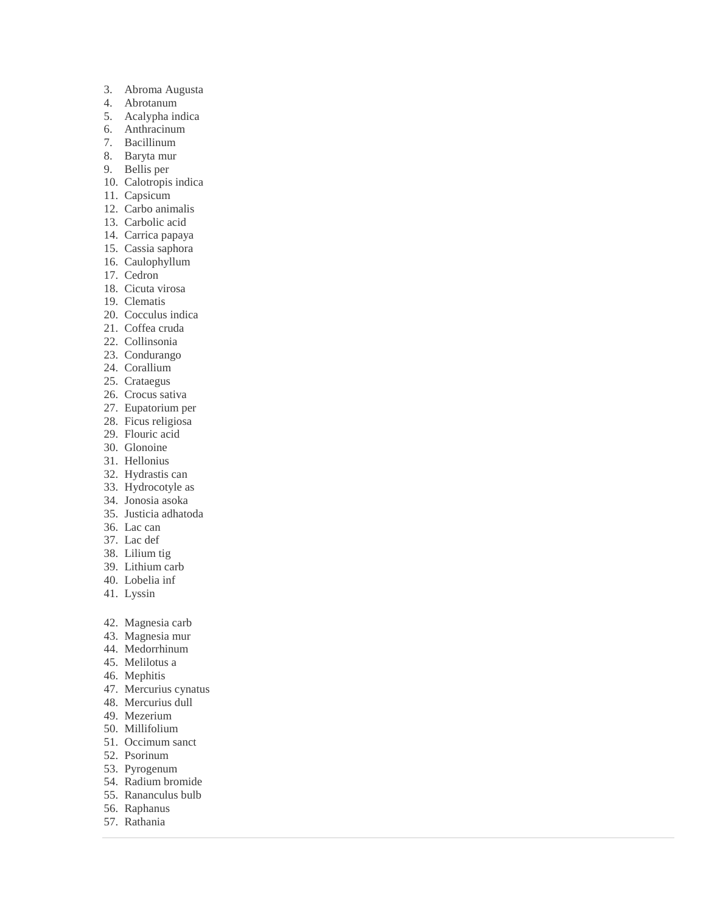3. Abroma Augusta
4. Abrotanum
5. Acalypha indica
6. Anthracinum
7. Bacillinum
8. Baryta mur
9. Bellis per
10. Calotropis indica
11. Capsicum
12. Carbo animalis
13. Carbolic acid
14. Carrica papaya
15. Cassia saphora
16. Caulophyllum
17. Cedron
18. Cicuta virosa
19. Clematis
20. Cocculus indica
21. Coffea cruda
22. Collinsonia
23. Condurango
24. Corallium
25. Crataegus
26. Crocus sativa
27. Eupatorium per
28. Ficus religiosa
29. Flouric acid
30. Glonoine
31. Hellonius
32. Hydrastis can
33. Hydrocotyle as
34. Jonosia asoka
35. Justicia adhatoda
36. Lac can
37. Lac def
38. Lilium tig
39. Lithium carb
40. Lobelia inf
41. Lyssin
42. Magnesia carb
43. Magnesia mur
44. Medorrhinum
45. Melilotus a
46. Mephitis
47. Mercurius cynatus
48. Mercurius dull
49. Mezerium
50. Millifolium
51. Occimum sanct
52. Psorinum
53. Pyrogenum
54. Radium bromide
55. Rananculus bulb
56. Raphanus
57. Rathania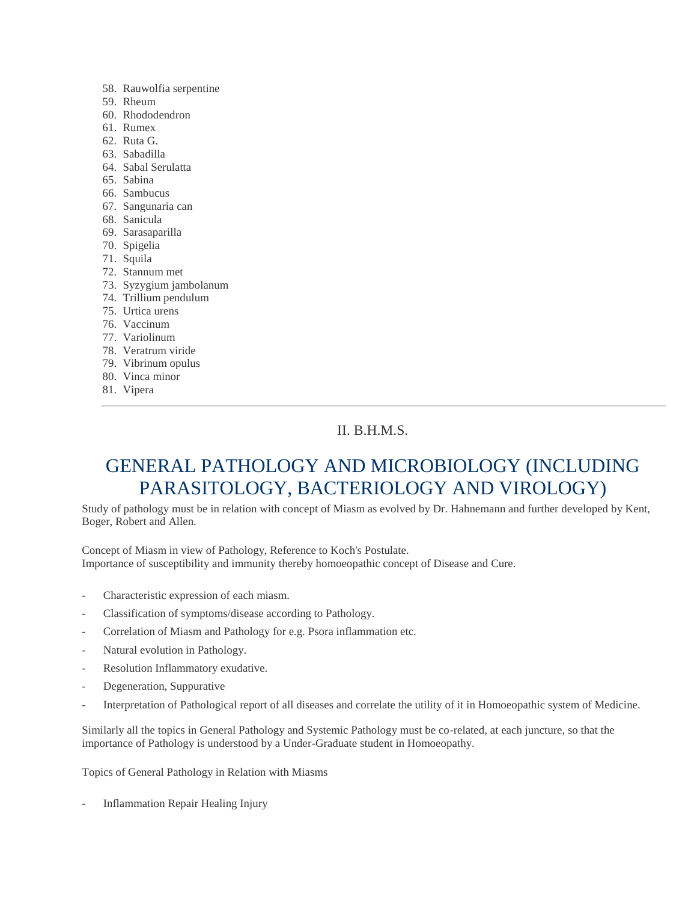58. Rauwolfia serpentine
59. Rheum
60. Rhododendron
61. Rumex
62. Ruta G.
63. Sabadilla
64. Sabal Serulatta
65. Sabina
66. Sambucus
67. Sangunaria can
68. Sanicula
69. Sarasaparilla
70. Spigelia
71. Squila
72. Stannum met
73. Syzygium jambolanum
74. Trillium pendulum
75. Urtica urens
76. Vaccinum
77. Variolinum
78. Veratrum viride
79. Vibrinum opulus
80. Vinca minor
81. Vipera

---

II. B.H.M.S.

# GENERAL PATHOLOGY AND MICROBIOLOGY (INCLUDING PARASITOLOGY, BACTERIOLOGY AND VIROLOGY)

Study of pathology must be in relation with concept of Miasm as evolved by Dr. Hahnemann and further developed by Kent, Boger, Robert and Allen.

Concept of Miasm in view of Pathology, Reference to Koch's Postulate.
Importance of susceptibility and immunity thereby homoeopathic concept of Disease and Cure.

- Characteristic expression of each miasm.
- Classification of symptoms/disease according to Pathology.
- Correlation of Miasm and Pathology for e.g. Psora inflammation etc.
- Natural evolution in Pathology.
- Resolution Inflammatory exudative.
- Degeneration, Suppurative
- Interpretation of Pathological report of all diseases and correlate the utility of it in Homoeopathic system of Medicine.

Similarly all the topics in General Pathology and Systemic Pathology must be co-related, at each juncture, so that the importance of Pathology is understood by a Under-Graduate student in Homoeopathy.

Topics of General Pathology in Relation with Miasms

- Inflammation Repair Healing Injury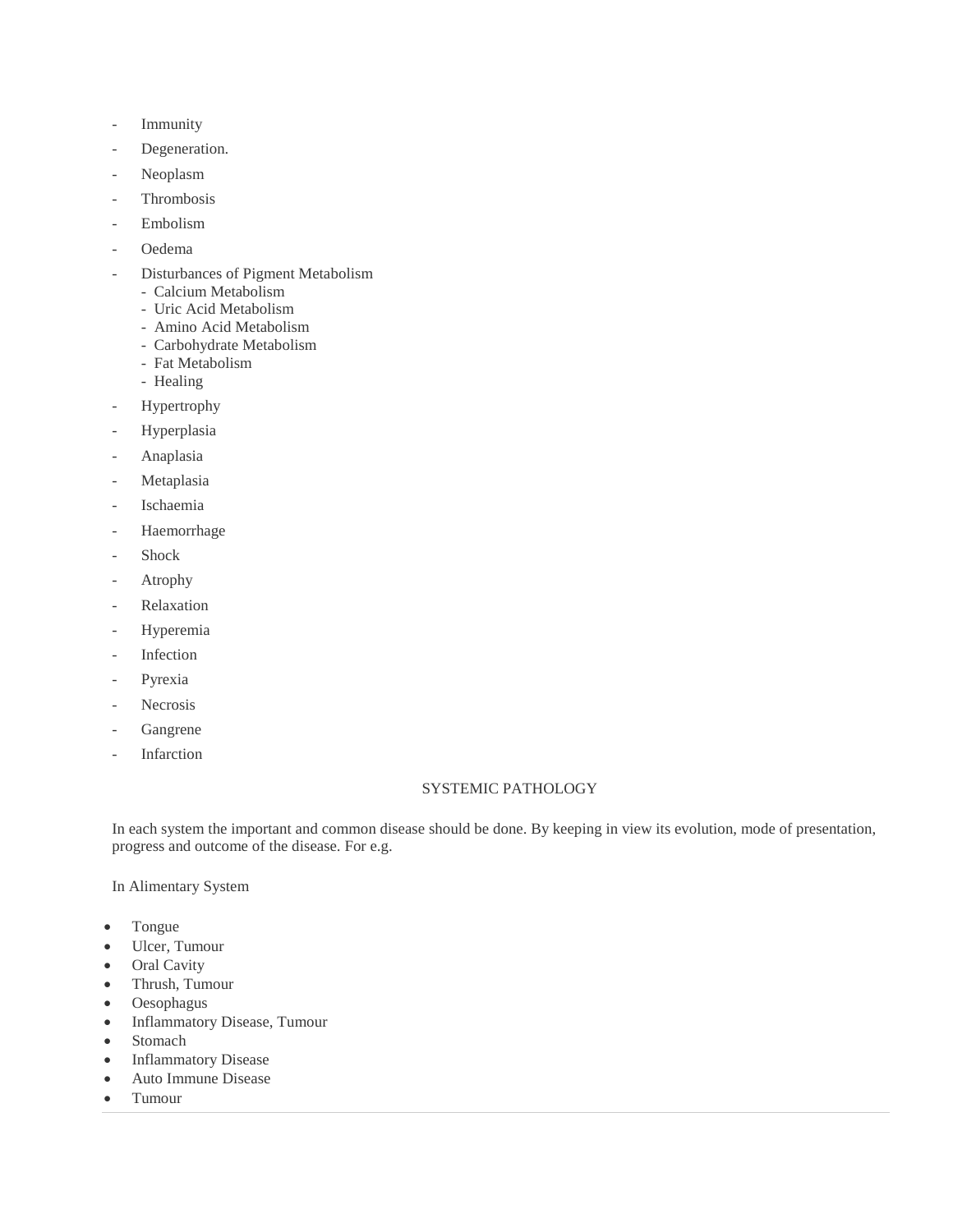- Immunity
- Degeneration.
- Neoplasm
- Thrombosis
- Embolism
- Oedema
- Disturbances of Pigment Metabolism
  - Calcium Metabolism
  - Uric Acid Metabolism
  - Amino Acid Metabolism
  - Carbohydrate Metabolism
  - Fat Metabolism
  - Healing
- Hypertrophy
- Hyperplasia
- Anaplasia
- Metaplasia
- Ischaemia
- Haemorrhage
- Shock
- Atrophy
- Relaxation
- Hyperemia
- Infection
- Pyrexia
- Necrosis
- Gangrene
- Infarction

## SYSTEMIC PATHOLOGY

In each system the important and common disease should be done. By keeping in view its evolution, mode of presentation, progress and outcome of the disease. For e.g.

In Alimentary System

- Tongue
- Ulcer, Tumour
- Oral Cavity
- Thrush, Tumour
- Oesophagus
- Inflammatory Disease, Tumour
- Stomach
- Inflammatory Disease
- Auto Immune Disease
- Tumour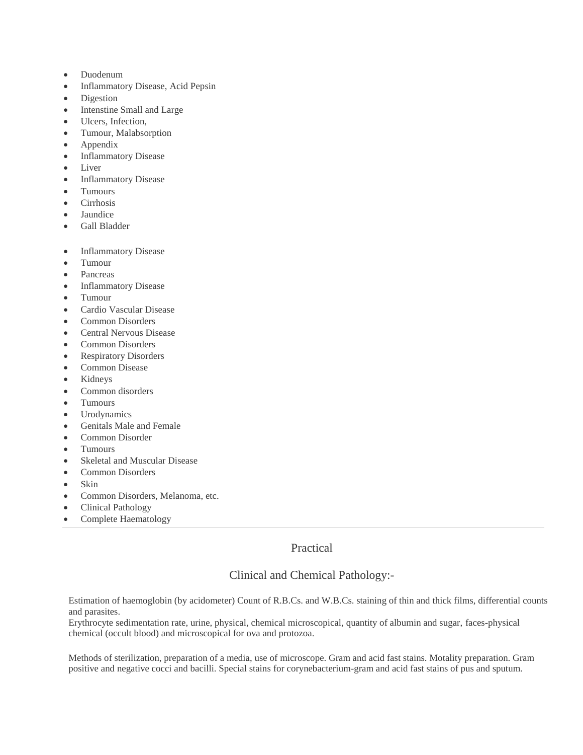- Duodenum
- Inflammatory Disease, Acid Pepsin
- Digestion
- Intenstine Small and Large
- Ulcers, Infection,
- Tumour, Malabsorption
- Appendix
- Inflammatory Disease
- Liver
- Inflammatory Disease
- Tumours
- Cirrhosis
- Jaundice
- Gall Bladder

- Inflammatory Disease
- Tumour
- Pancreas
- Inflammatory Disease
- Tumour
- Cardio Vascular Disease
- Common Disorders
- Central Nervous Disease
- Common Disorders
- Respiratory Disorders
- Common Disease
- Kidneys
- Common disorders
- Tumours
- Urodynamics
- Genitals Male and Female
- Common Disorder
- Tumours
- Skeletal and Muscular Disease
- Common Disorders
- Skin
- Common Disorders, Melanoma, etc.
- Clinical Pathology
- Complete Haematology

---

## Practical

## Clinical and Chemical Pathology:-

Estimation of haemoglobin (by acidometer) Count of R.B.Cs. and W.B.Cs. staining of thin and thick films, differential counts and parasites.
Erythrocyte sedimentation rate, urine, physical, chemical microscopical, quantity of albumin and sugar, faces-physical chemical (occult blood) and microscopical for ova and protozoa.

Methods of sterilization, preparation of a media, use of microscope. Gram and acid fast stains. Motality preparation. Gram positive and negative cocci and bacilli. Special stains for corynebacterium-gram and acid fast stains of pus and sputum.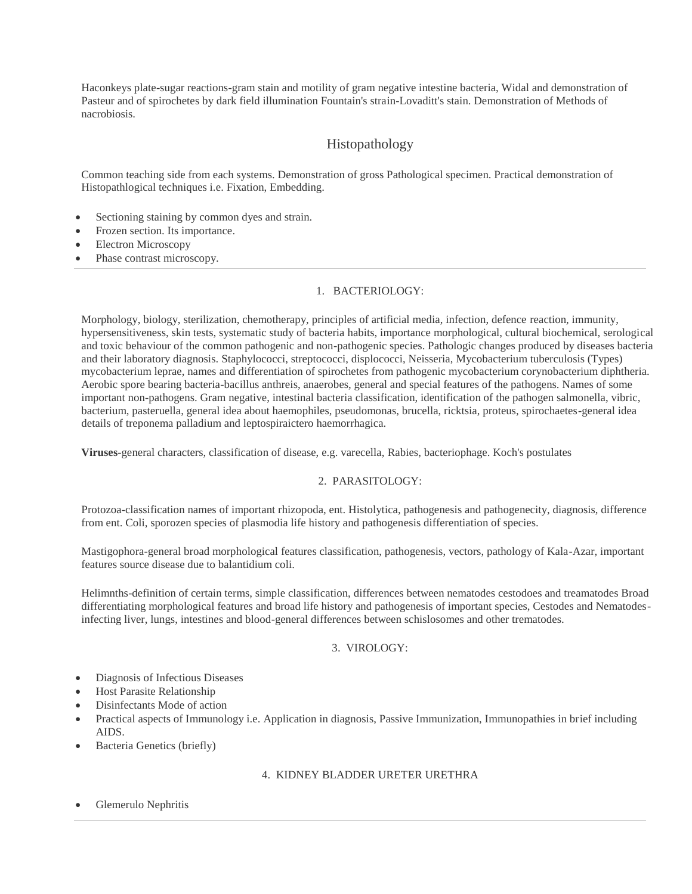Haconkeys plate-sugar reactions-gram stain and motility of gram negative intestine bacteria, Widal and demonstration of Pasteur and of spirochetes by dark field illumination Fountain's strain-Lovaditt's stain. Demonstration of Methods of nacrobiosis.

## Histopathology

Common teaching side from each systems. Demonstration of gross Pathological specimen. Practical demonstration of Histopathlogical techniques i.e. Fixation, Embedding.

- Sectioning staining by common dyes and strain.
- Frozen section. Its importance.
- Electron Microscopy
- Phase contrast microscopy.

---

### 1. BACTERIOLOGY:

Morphology, biology, sterilization, chemotherapy, principles of artificial media, infection, defence reaction, immunity, hypersensitiveness, skin tests, systematic study of bacteria habits, importance morphological, cultural biochemical, serological and toxic behaviour of the common pathogenic and non-pathogenic species. Pathologic changes produced by diseases bacteria and their laboratory diagnosis. Staphylococci, streptococci, displococci, Neisseria, Mycobacterium tuberculosis (Types) mycobacterium leprae, names and differentiation of spirochetes from pathogenic mycobacterium corynobacterium diphtheria. Aerobic spore bearing bacteria-bacillus anthreis, anaerobes, general and special features of the pathogens. Names of some important non-pathogens. Gram negative, intestinal bacteria classification, identification of the pathogen salmonella, vibric, bacterium, pasteruella, general idea about haemophiles, pseudomonas, brucella, ricktsia, proteus, spirochaetes-general idea details of treponema palladium and leptospiraictero haemorrhagica.

**Viruses**-general characters, classification of disease, e.g. varecella, Rabies, bacteriophage. Koch's postulates

### 2. PARASITOLOGY:

Protozoa-classification names of important rhizopoda, ent. Histolytica, pathogenesis and pathogenecity, diagnosis, difference from ent. Coli, sporozen species of plasmodia life history and pathogenesis differentiation of species.

Mastigophora-general broad morphological features classification, pathogenesis, vectors, pathology of Kala-Azar, important features source disease due to balantidium coli.

Helimnths-definition of certain terms, simple classification, differences between nematodes cestodoes and treamatodes Broad differentiating morphological features and broad life history and pathogenesis of important species, Cestodes and Nematodes-infecting liver, lungs, intestines and blood-general differences between schislosomes and other trematodes.

### 3. VIROLOGY:

- Diagnosis of Infectious Diseases
- Host Parasite Relationship
- Disinfectants Mode of action
- Practical aspects of Immunology i.e. Application in diagnosis, Passive Immunization, Immunopathies in brief including AIDS.
- Bacteria Genetics (briefly)

### 4. KIDNEY BLADDER URETER URETHRA

- Glemerulo Nephritis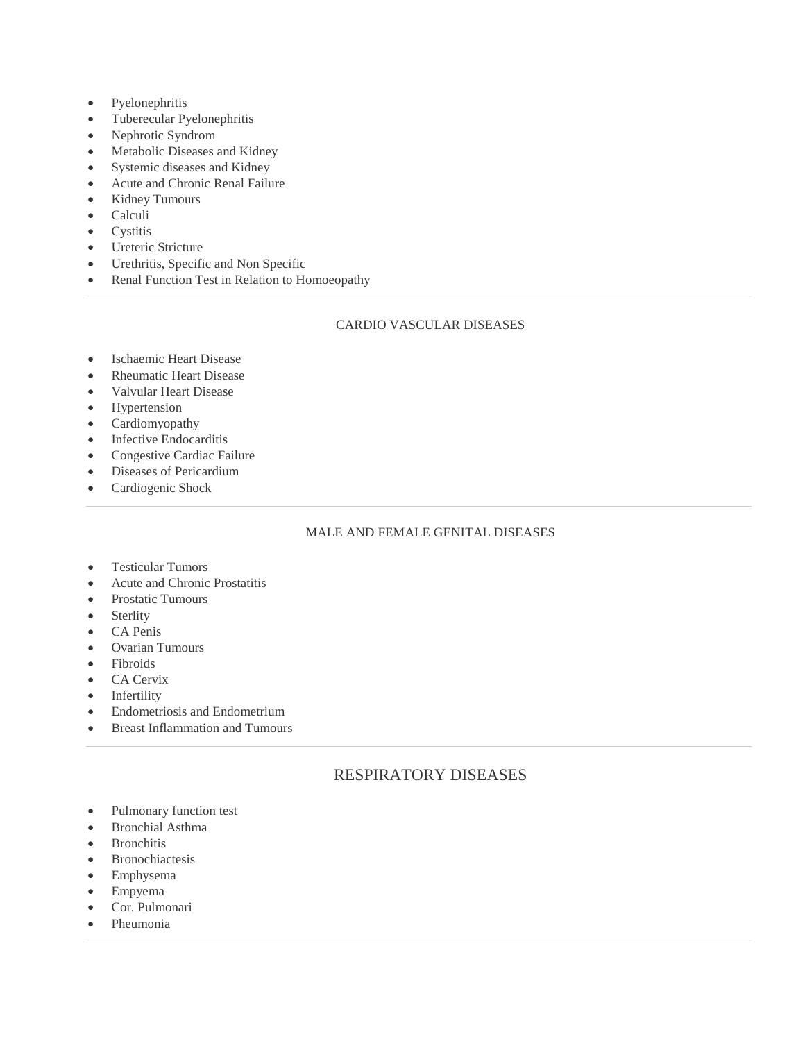- Pyelonephritis
- Tuberecular Pyelonephritis
- Nephrotic Syndrom
- Metabolic Diseases and Kidney
- Systemic diseases and Kidney
- Acute and Chronic Renal Failure
- Kidney Tumours
- Calculi
- Cystitis
- Ureteric Stricture
- Urethritis, Specific and Non Specific
- Renal Function Test in Relation to Homoeopathy

---

### CARDIO VASCULAR DISEASES

- Ischaemic Heart Disease
- Rheumatic Heart Disease
- Valvular Heart Disease
- Hypertension
- Cardiomyopathy
- Infective Endocarditis
- Congestive Cardiac Failure
- Diseases of Pericardium
- Cardiogenic Shock

---

### MALE AND FEMALE GENITAL DISEASES

- Testicular Tumors
- Acute and Chronic Prostatitis
- Prostatic Tumours
- Sterlity
- CA Penis
- Ovarian Tumours
- Fibroids
- CA Cervix
- Infertility
- Endometriosis and Endometrium
- Breast Inflammation and Tumours

---

## RESPIRATORY DISEASES

- Pulmonary function test
- Bronchial Asthma
- Bronchitis
- Bronochiactesis
- Emphysema
- Empyema
- Cor. Pulmonari
- Pheumonia

---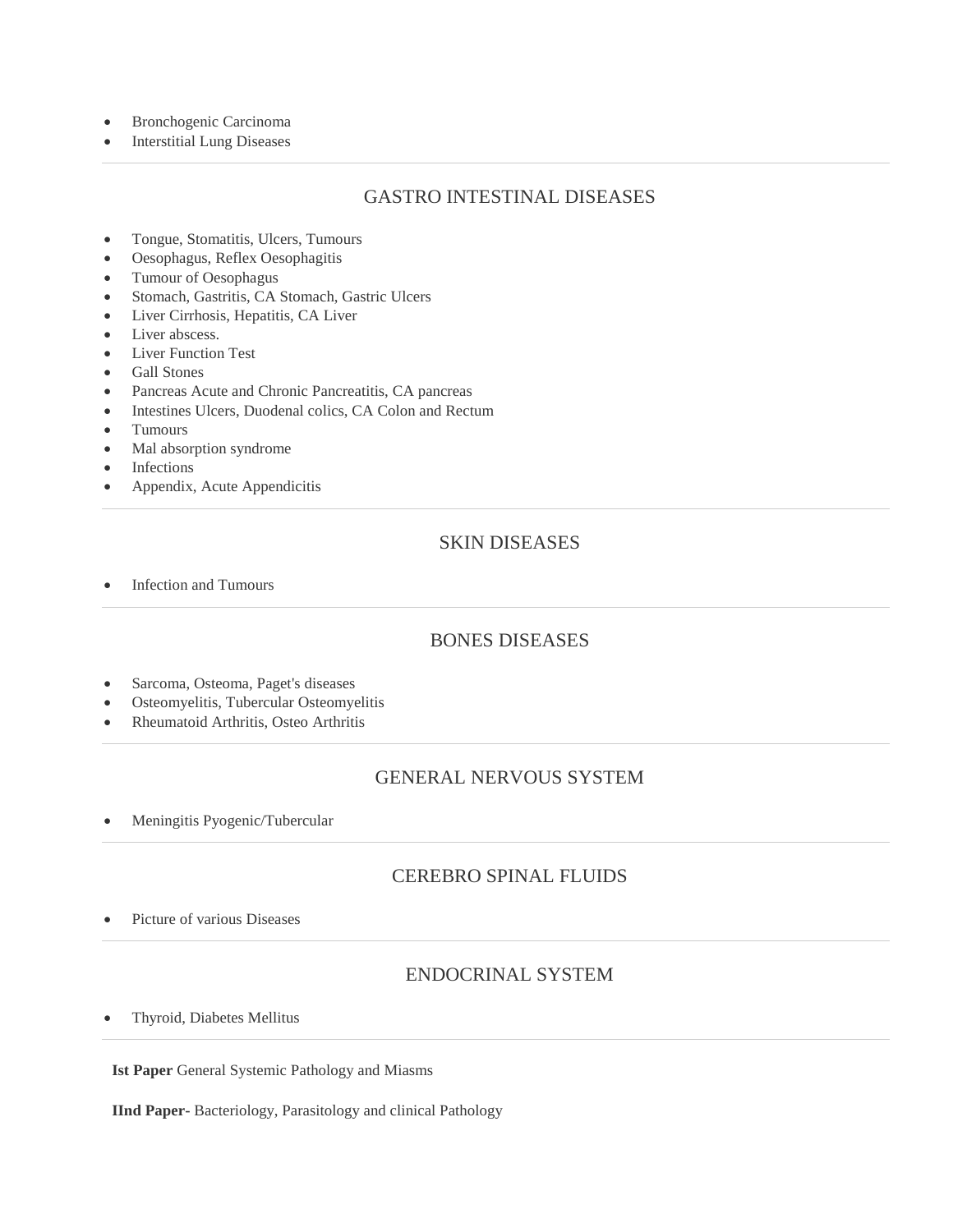- Bronchogenic Carcinoma
- Interstitial Lung Diseases

---

## GASTRO INTESTINAL DISEASES

- Tongue, Stomatitis, Ulcers, Tumours
- Oesophagus, Reflex Oesophagitis
- Tumour of Oesophagus
- Stomach, Gastritis, CA Stomach, Gastric Ulcers
- Liver Cirrhosis, Hepatitis, CA Liver
- Liver abscess.
- Liver Function Test
- Gall Stones
- Pancreas Acute and Chronic Pancreatitis, CA pancreas
- Intestines Ulcers, Duodenal colics, CA Colon and Rectum
- Tumours
- Mal absorption syndrome
- Infections
- Appendix, Acute Appendicitis

---

## SKIN DISEASES

- Infection and Tumours

---

## BONES DISEASES

- Sarcoma, Osteoma, Paget's diseases
- Osteomyelitis, Tubercular Osteomyelitis
- Rheumatoid Arthritis, Osteo Arthritis

---

## GENERAL NERVOUS SYSTEM

- Meningitis Pyogenic/Tubercular

---

## CEREBRO SPINAL FLUIDS

- Picture of various Diseases

---

## ENDOCRINAL SYSTEM

- Thyroid, Diabetes Mellitus

---

**Ist Paper** General Systemic Pathology and Miasms

**IInd Paper-** Bacteriology, Parasitology and clinical Pathology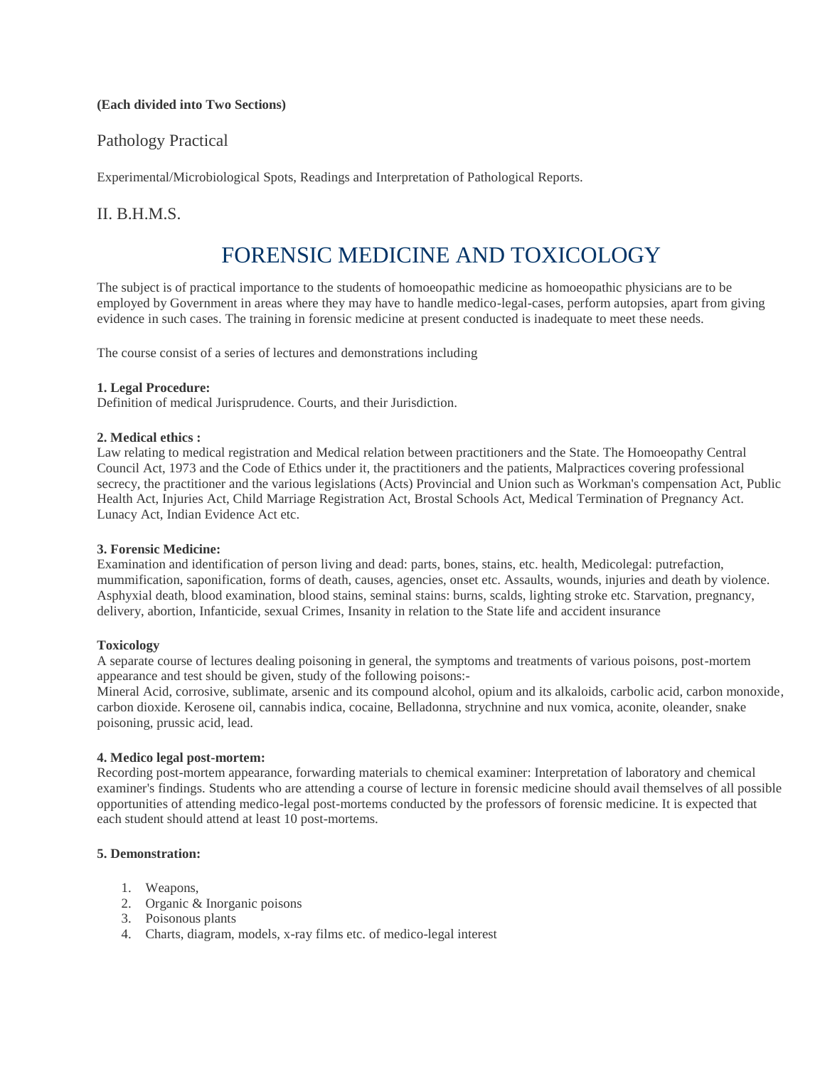**(Each divided into Two Sections)**

## Pathology Practical

Experimental/Microbiological Spots, Readings and Interpretation of Pathological Reports.

## II. B.H.M.S.

# FORENSIC MEDICINE AND TOXICOLOGY

The subject is of practical importance to the students of homoeopathic medicine as homoeopathic physicians are to be employed by Government in areas where they may have to handle medico-legal-cases, perform autopsies, apart from giving evidence in such cases. The training in forensic medicine at present conducted is inadequate to meet these needs.

The course consist of a series of lectures and demonstrations including

**1. Legal Procedure:**
Definition of medical Jurisprudence. Courts, and their Jurisdiction.

**2. Medical ethics :**
Law relating to medical registration and Medical relation between practitioners and the State. The Homoeopathy Central Council Act, 1973 and the Code of Ethics under it, the practitioners and the patients, Malpractices covering professional secrecy, the practitioner and the various legislations (Acts) Provincial and Union such as Workman's compensation Act, Public Health Act, Injuries Act, Child Marriage Registration Act, Brostal Schools Act, Medical Termination of Pregnancy Act. Lunacy Act, Indian Evidence Act etc.

**3. Forensic Medicine:**
Examination and identification of person living and dead: parts, bones, stains, etc. health, Medicolegal: putrefaction, mummification, saponification, forms of death, causes, agencies, onset etc. Assaults, wounds, injuries and death by violence. Asphyxial death, blood examination, blood stains, seminal stains: burns, scalds, lighting stroke etc. Starvation, pregnancy, delivery, abortion, Infanticide, sexual Crimes, Insanity in relation to the State life and accident insurance

**Toxicology**
A separate course of lectures dealing poisoning in general, the symptoms and treatments of various poisons, post-mortem appearance and test should be given, study of the following poisons:-
Mineral Acid, corrosive, sublimate, arsenic and its compound alcohol, opium and its alkaloids, carbolic acid, carbon monoxide, carbon dioxide. Kerosene oil, cannabis indica, cocaine, Belladonna, strychnine and nux vomica, aconite, oleander, snake poisoning, prussic acid, lead.

**4. Medico legal post-mortem:**
Recording post-mortem appearance, forwarding materials to chemical examiner: Interpretation of laboratory and chemical examiner's findings. Students who are attending a course of lecture in forensic medicine should avail themselves of all possible opportunities of attending medico-legal post-mortems conducted by the professors of forensic medicine. It is expected that each student should attend at least 10 post-mortems.

**5. Demonstration:**

1. Weapons,
2. Organic & Inorganic poisons
3. Poisonous plants
4. Charts, diagram, models, x-ray films etc. of medico-legal interest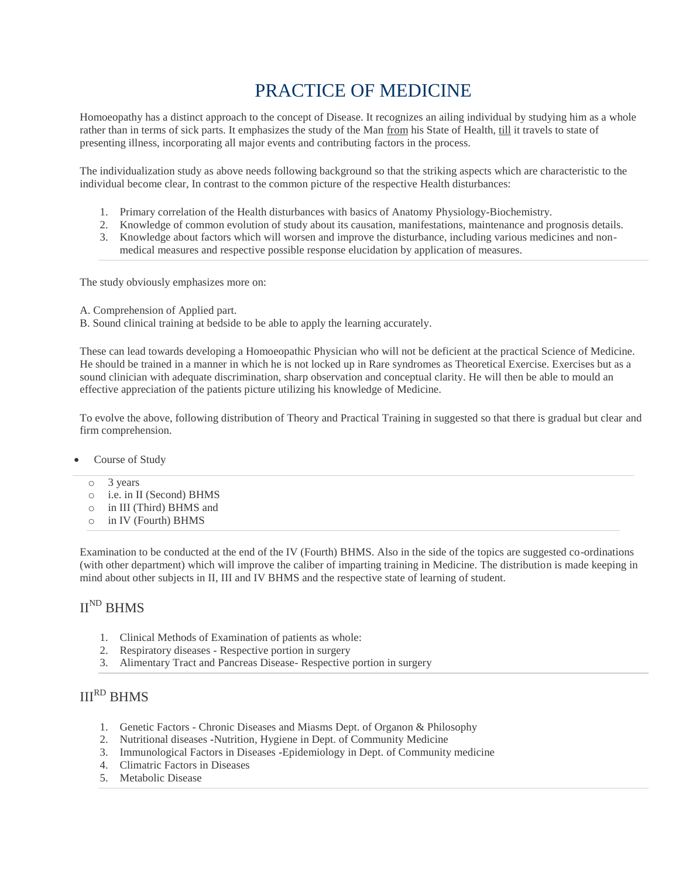# PRACTICE OF MEDICINE

Homoeopathy has a distinct approach to the concept of Disease. It recognizes an ailing individual by studying him as a whole rather than in terms of sick parts. It emphasizes the study of the Man from his State of Health, till it travels to state of presenting illness, incorporating all major events and contributing factors in the process.

The individualization study as above needs following background so that the striking aspects which are characteristic to the individual become clear, In contrast to the common picture of the respective Health disturbances:

1. Primary correlation of the Health disturbances with basics of Anatomy Physiology-Biochemistry.
2. Knowledge of common evolution of study about its causation, manifestations, maintenance and prognosis details.
3. Knowledge about factors which will worsen and improve the disturbance, including various medicines and non-medical measures and respective possible response elucidation by application of measures.

The study obviously emphasizes more on:

A. Comprehension of Applied part.
B. Sound clinical training at bedside to be able to apply the learning accurately.

These can lead towards developing a Homoeopathic Physician who will not be deficient at the practical Science of Medicine. He should be trained in a manner in which he is not locked up in Rare syndromes as Theoretical Exercise. Exercises but as a sound clinician with adequate discrimination, sharp observation and conceptual clarity. He will then be able to mould an effective appreciation of the patients picture utilizing his knowledge of Medicine.

To evolve the above, following distribution of Theory and Practical Training in suggested so that there is gradual but clear and firm comprehension.

- Course of Study
  - 3 years
  - i.e. in II (Second) BHMS
  - in III (Third) BHMS and
  - in IV (Fourth) BHMS

Examination to be conducted at the end of the IV (Fourth) BHMS. Also in the side of the topics are suggested co-ordinations (with other department) which will improve the caliber of imparting training in Medicine. The distribution is made keeping in mind about other subjects in II, III and IV BHMS and the respective state of learning of student.

## II^ND BHMS

1. Clinical Methods of Examination of patients as whole:
2. Respiratory diseases - Respective portion in surgery
3. Alimentary Tract and Pancreas Disease- Respective portion in surgery

## III^RD BHMS

1. Genetic Factors - Chronic Diseases and Miasms Dept. of Organon & Philosophy
2. Nutritional diseases -Nutrition, Hygiene in Dept. of Community Medicine
3. Immunological Factors in Diseases -Epidemiology in Dept. of Community medicine
4. Climatric Factors in Diseases
5. Metabolic Disease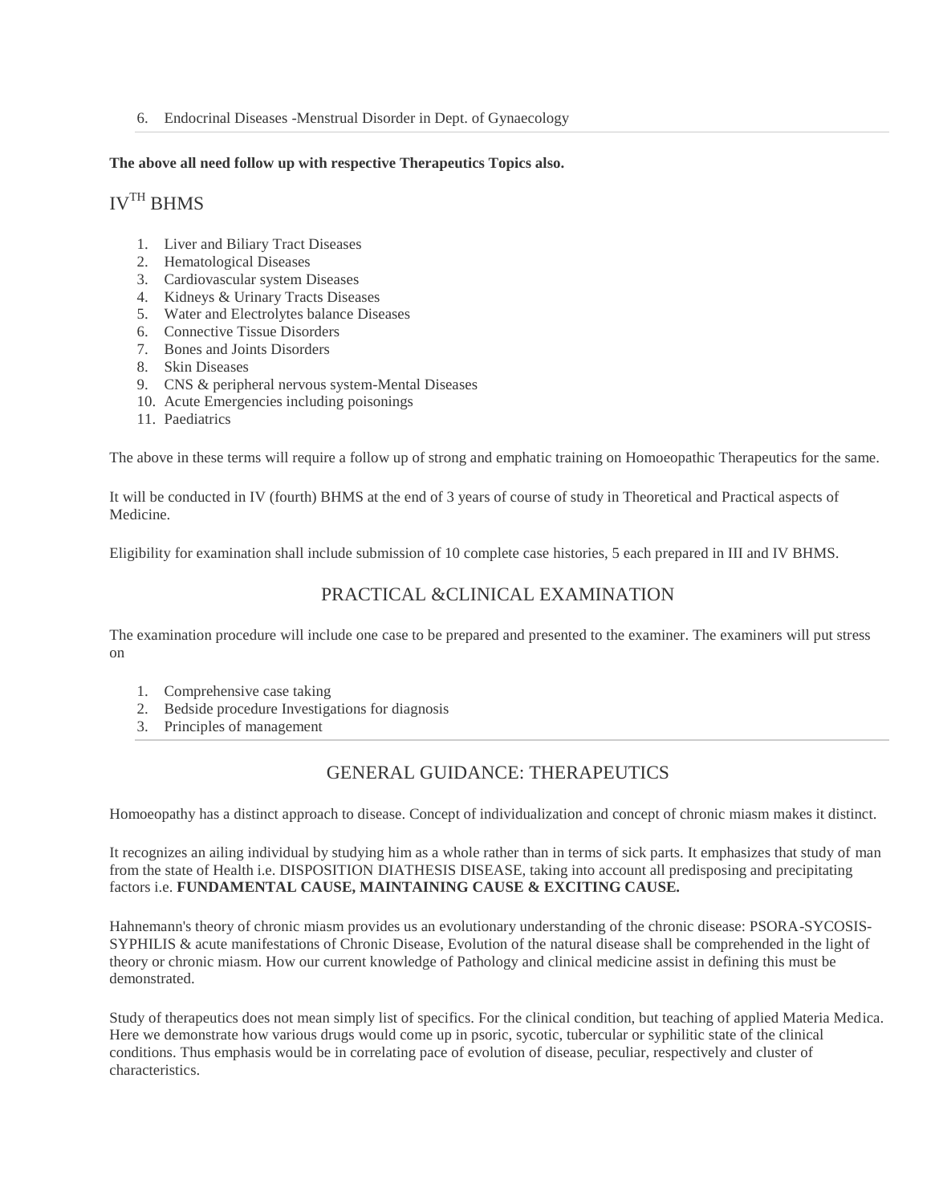6. Endocrinal Diseases -Menstrual Disorder in Dept. of Gynaecology

**The above all need follow up with respective Therapeutics Topics also.**

## IV^TH BHMS

1. Liver and Biliary Tract Diseases
2. Hematological Diseases
3. Cardiovascular system Diseases
4. Kidneys & Urinary Tracts Diseases
5. Water and Electrolytes balance Diseases
6. Connective Tissue Disorders
7. Bones and Joints Disorders
8. Skin Diseases
9. CNS & peripheral nervous system-Mental Diseases
10. Acute Emergencies including poisonings
11. Paediatrics

The above in these terms will require a follow up of strong and emphatic training on Homoeopathic Therapeutics for the same.

It will be conducted in IV (fourth) BHMS at the end of 3 years of course of study in Theoretical and Practical aspects of Medicine.

Eligibility for examination shall include submission of 10 complete case histories, 5 each prepared in III and IV BHMS.

## PRACTICAL &CLINICAL EXAMINATION

The examination procedure will include one case to be prepared and presented to the examiner. The examiners will put stress on

1. Comprehensive case taking
2. Bedside procedure Investigations for diagnosis
3. Principles of management

## GENERAL GUIDANCE: THERAPEUTICS

Homoeopathy has a distinct approach to disease. Concept of individualization and concept of chronic miasm makes it distinct.

It recognizes an ailing individual by studying him as a whole rather than in terms of sick parts. It emphasizes that study of man from the state of Health i.e. DISPOSITION DIATHESIS DISEASE, taking into account all predisposing and precipitating factors i.e. **FUNDAMENTAL CAUSE, MAINTAINING CAUSE & EXCITING CAUSE.**

Hahnemann's theory of chronic miasm provides us an evolutionary understanding of the chronic disease: PSORA-SYCOSIS-SYPHILIS & acute manifestations of Chronic Disease, Evolution of the natural disease shall be comprehended in the light of theory or chronic miasm. How our current knowledge of Pathology and clinical medicine assist in defining this must be demonstrated.

Study of therapeutics does not mean simply list of specifics. For the clinical condition, but teaching of applied Materia Medica. Here we demonstrate how various drugs would come up in psoric, sycotic, tubercular or syphilitic state of the clinical conditions. Thus emphasis would be in correlating pace of evolution of disease, peculiar, respectively and cluster of characteristics.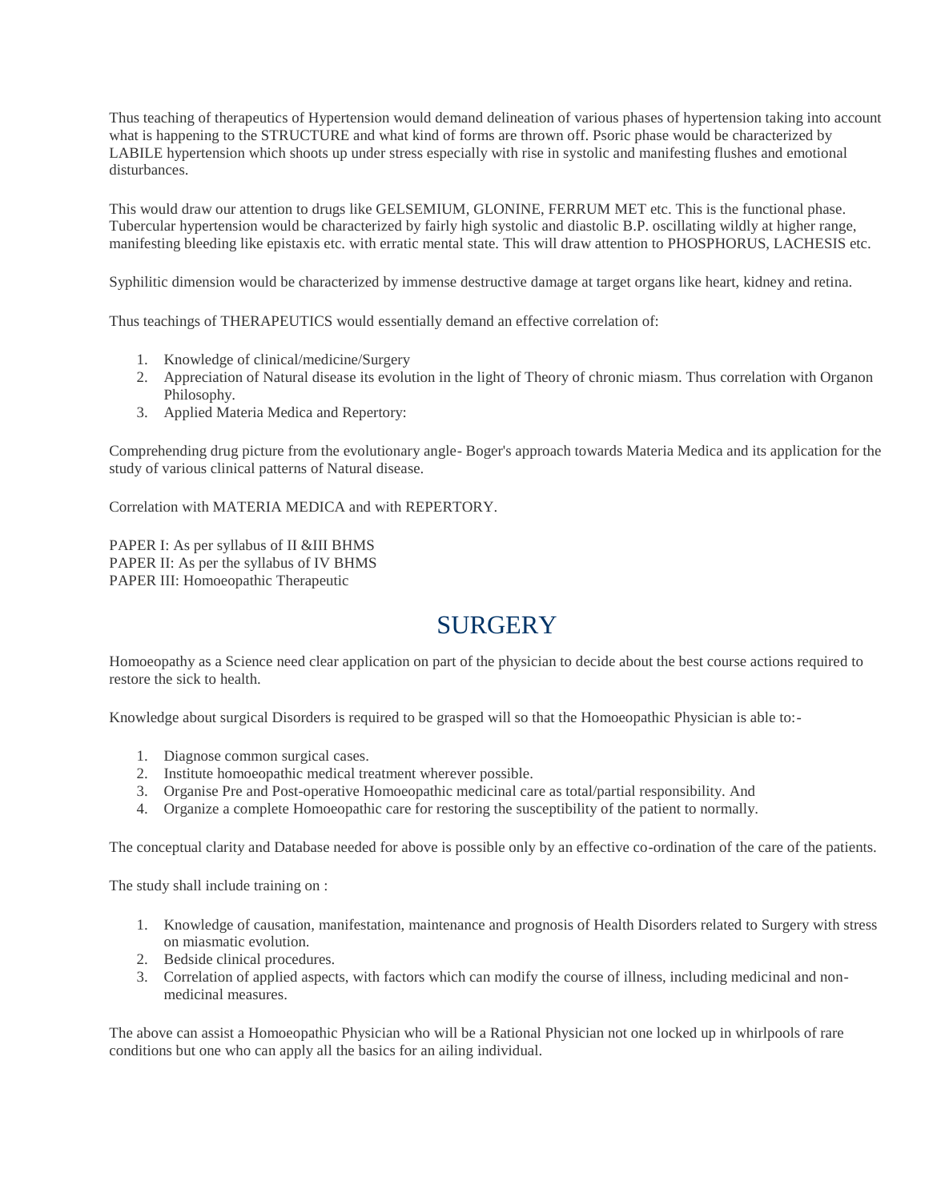Thus teaching of therapeutics of Hypertension would demand delineation of various phases of hypertension taking into account what is happening to the STRUCTURE and what kind of forms are thrown off. Psoric phase would be characterized by LABILE hypertension which shoots up under stress especially with rise in systolic and manifesting flushes and emotional disturbances.

This would draw our attention to drugs like GELSEMIUM, GLONINE, FERRUM MET etc. This is the functional phase. Tubercular hypertension would be characterized by fairly high systolic and diastolic B.P. oscillating wildly at higher range, manifesting bleeding like epistaxis etc. with erratic mental state. This will draw attention to PHOSPHORUS, LACHESIS etc.

Syphilitic dimension would be characterized by immense destructive damage at target organs like heart, kidney and retina.

Thus teachings of THERAPEUTICS would essentially demand an effective correlation of:

1. Knowledge of clinical/medicine/Surgery
2. Appreciation of Natural disease its evolution in the light of Theory of chronic miasm. Thus correlation with Organon Philosophy.
3. Applied Materia Medica and Repertory:

Comprehending drug picture from the evolutionary angle- Boger's approach towards Materia Medica and its application for the study of various clinical patterns of Natural disease.

Correlation with MATERIA MEDICA and with REPERTORY.

PAPER I: As per syllabus of II &III BHMS
PAPER II: As per the syllabus of IV BHMS
PAPER III: Homoeopathic Therapeutic

# SURGERY

Homoeopathy as a Science need clear application on part of the physician to decide about the best course actions required to restore the sick to health.

Knowledge about surgical Disorders is required to be grasped will so that the Homoeopathic Physician is able to:-

1. Diagnose common surgical cases.
2. Institute homoeopathic medical treatment wherever possible.
3. Organise Pre and Post-operative Homoeopathic medicinal care as total/partial responsibility. And
4. Organize a complete Homoeopathic care for restoring the susceptibility of the patient to normally.

The conceptual clarity and Database needed for above is possible only by an effective co-ordination of the care of the patients.

The study shall include training on :

1. Knowledge of causation, manifestation, maintenance and prognosis of Health Disorders related to Surgery with stress on miasmatic evolution.
2. Bedside clinical procedures.
3. Correlation of applied aspects, with factors which can modify the course of illness, including medicinal and non-medicinal measures.

The above can assist a Homoeopathic Physician who will be a Rational Physician not one locked up in whirlpools of rare conditions but one who can apply all the basics for an ailing individual.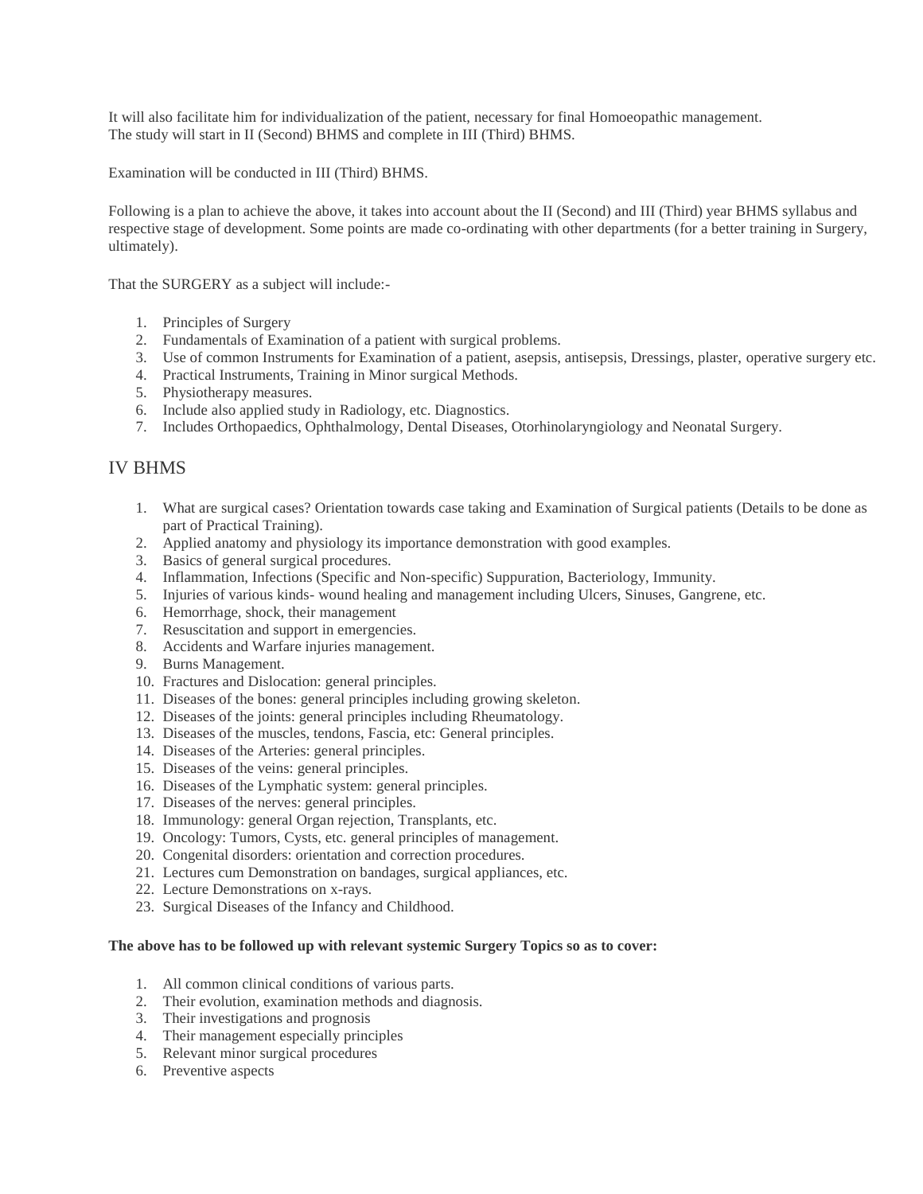It will also facilitate him for individualization of the patient, necessary for final Homoeopathic management.
The study will start in II (Second) BHMS and complete in III (Third) BHMS.

Examination will be conducted in III (Third) BHMS.

Following is a plan to achieve the above, it takes into account about the II (Second) and III (Third) year BHMS syllabus and respective stage of development. Some points are made co-ordinating with other departments (for a better training in Surgery, ultimately).

That the SURGERY as a subject will include:-

1. Principles of Surgery
2. Fundamentals of Examination of a patient with surgical problems.
3. Use of common Instruments for Examination of a patient, asepsis, antisepsis, Dressings, plaster, operative surgery etc.
4. Practical Instruments, Training in Minor surgical Methods.
5. Physiotherapy measures.
6. Include also applied study in Radiology, etc. Diagnostics.
7. Includes Orthopaedics, Ophthalmology, Dental Diseases, Otorhinolaryngiology and Neonatal Surgery.

## IV BHMS

1. What are surgical cases? Orientation towards case taking and Examination of Surgical patients (Details to be done as part of Practical Training).
2. Applied anatomy and physiology its importance demonstration with good examples.
3. Basics of general surgical procedures.
4. Inflammation, Infections (Specific and Non-specific) Suppuration, Bacteriology, Immunity.
5. Injuries of various kinds- wound healing and management including Ulcers, Sinuses, Gangrene, etc.
6. Hemorrhage, shock, their management
7. Resuscitation and support in emergencies.
8. Accidents and Warfare injuries management.
9. Burns Management.
10. Fractures and Dislocation: general principles.
11. Diseases of the bones: general principles including growing skeleton.
12. Diseases of the joints: general principles including Rheumatology.
13. Diseases of the muscles, tendons, Fascia, etc: General principles.
14. Diseases of the Arteries: general principles.
15. Diseases of the veins: general principles.
16. Diseases of the Lymphatic system: general principles.
17. Diseases of the nerves: general principles.
18. Immunology: general Organ rejection, Transplants, etc.
19. Oncology: Tumors, Cysts, etc. general principles of management.
20. Congenital disorders: orientation and correction procedures.
21. Lectures cum Demonstration on bandages, surgical appliances, etc.
22. Lecture Demonstrations on x-rays.
23. Surgical Diseases of the Infancy and Childhood.

**The above has to be followed up with relevant systemic Surgery Topics so as to cover:**

1. All common clinical conditions of various parts.
2. Their evolution, examination methods and diagnosis.
3. Their investigations and prognosis
4. Their management especially principles
5. Relevant minor surgical procedures
6. Preventive aspects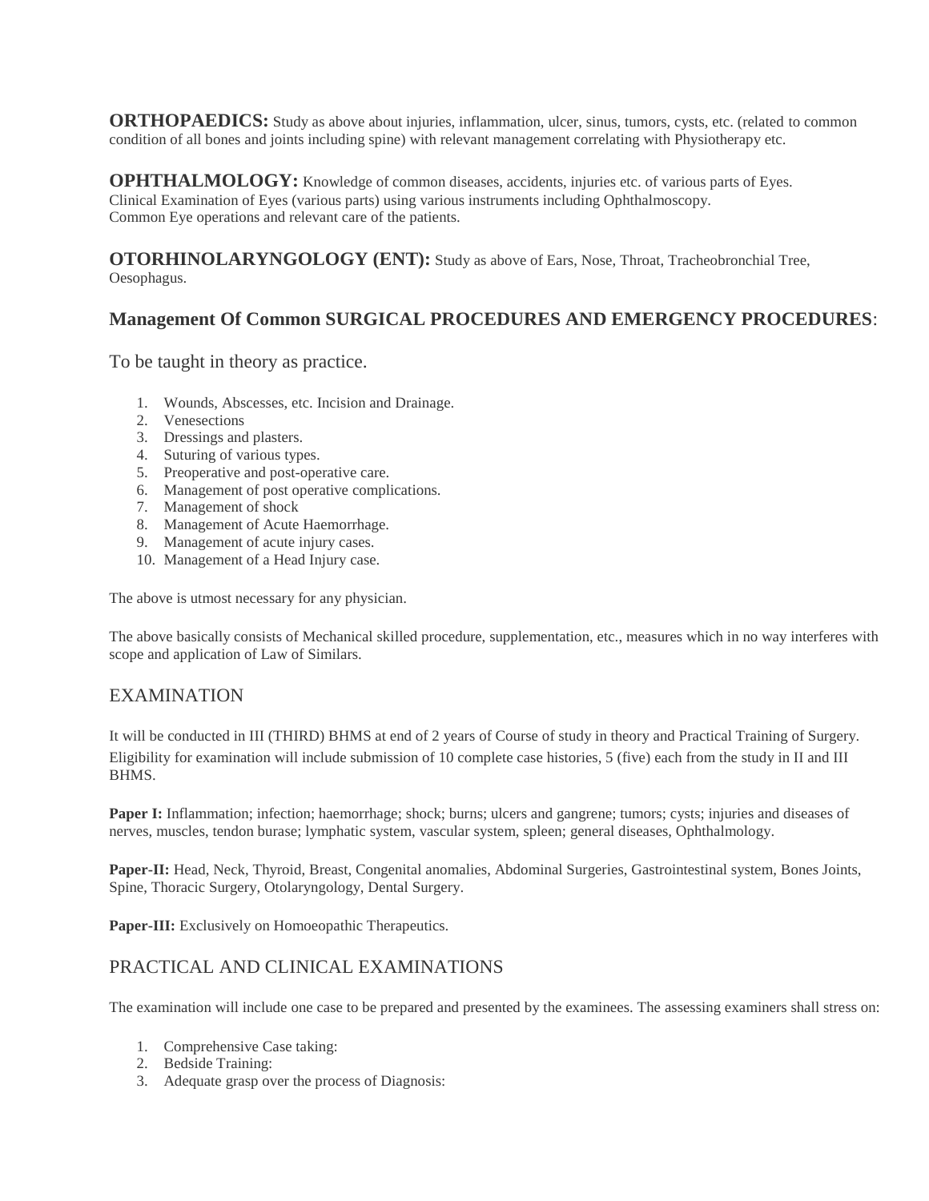**ORTHOPAEDICS:** Study as above about injuries, inflammation, ulcer, sinus, tumors, cysts, etc. (related to common condition of all bones and joints including spine) with relevant management correlating with Physiotherapy etc.

**OPHTHALMOLOGY:** Knowledge of common diseases, accidents, injuries etc. of various parts of Eyes.
Clinical Examination of Eyes (various parts) using various instruments including Ophthalmoscopy.
Common Eye operations and relevant care of the patients.

**OTORHINOLARYNGOLOGY (ENT):** Study as above of Ears, Nose, Throat, Tracheobronchial Tree, Oesophagus.

### Management Of Common SURGICAL PROCEDURES AND EMERGENCY PROCEDURES:

To be taught in theory as practice.

1. Wounds, Abscesses, etc. Incision and Drainage.
2. Venesections
3. Dressings and plasters.
4. Suturing of various types.
5. Preoperative and post-operative care.
6. Management of post operative complications.
7. Management of shock
8. Management of Acute Haemorrhage.
9. Management of acute injury cases.
10. Management of a Head Injury case.

The above is utmost necessary for any physician.

The above basically consists of Mechanical skilled procedure, supplementation, etc., measures which in no way interferes with scope and application of Law of Similars.

## EXAMINATION

It will be conducted in III (THIRD) BHMS at end of 2 years of Course of study in theory and Practical Training of Surgery.
Eligibility for examination will include submission of 10 complete case histories, 5 (five) each from the study in II and III BHMS.

**Paper I:** Inflammation; infection; haemorrhage; shock; burns; ulcers and gangrene; tumors; cysts; injuries and diseases of nerves, muscles, tendon burase; lymphatic system, vascular system, spleen; general diseases, Ophthalmology.

**Paper-II:** Head, Neck, Thyroid, Breast, Congenital anomalies, Abdominal Surgeries, Gastrointestinal system, Bones Joints, Spine, Thoracic Surgery, Otolaryngology, Dental Surgery.

**Paper-III:** Exclusively on Homoeopathic Therapeutics.

## PRACTICAL AND CLINICAL EXAMINATIONS

The examination will include one case to be prepared and presented by the examinees. The assessing examiners shall stress on:

1. Comprehensive Case taking:
2. Bedside Training:
3. Adequate grasp over the process of Diagnosis: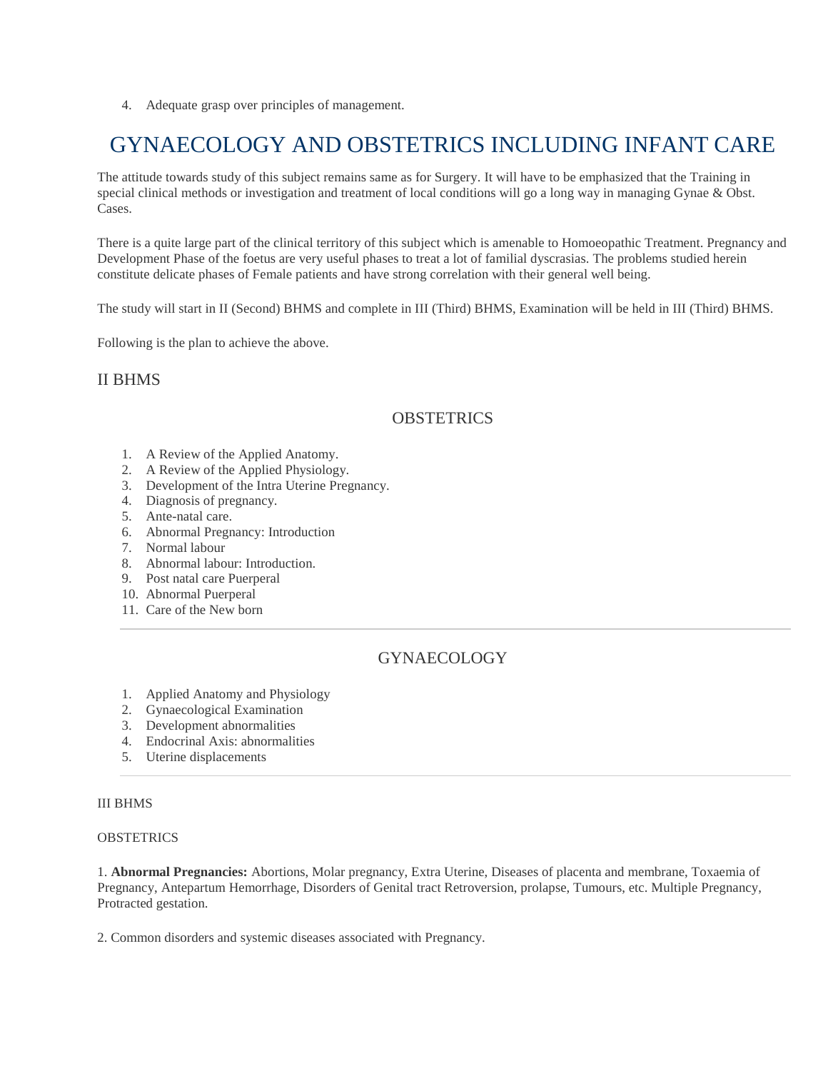4. Adequate grasp over principles of management.

# GYNAECOLOGY AND OBSTETRICS INCLUDING INFANT CARE

The attitude towards study of this subject remains same as for Surgery. It will have to be emphasized that the Training in special clinical methods or investigation and treatment of local conditions will go a long way in managing Gynae & Obst. Cases.

There is a quite large part of the clinical territory of this subject which is amenable to Homoeopathic Treatment. Pregnancy and Development Phase of the foetus are very useful phases to treat a lot of familial dyscrasias. The problems studied herein constitute delicate phases of Female patients and have strong correlation with their general well being.

The study will start in II (Second) BHMS and complete in III (Third) BHMS, Examination will be held in III (Third) BHMS.

Following is the plan to achieve the above.

## II BHMS

### OBSTETRICS

1. A Review of the Applied Anatomy.
2. A Review of the Applied Physiology.
3. Development of the Intra Uterine Pregnancy.
4. Diagnosis of pregnancy.
5. Ante-natal care.
6. Abnormal Pregnancy: Introduction
7. Normal labour
8. Abnormal labour: Introduction.
9. Post natal care Puerperal
10. Abnormal Puerperal
11. Care of the New born

---

### GYNAECOLOGY

1. Applied Anatomy and Physiology
2. Gynaecological Examination
3. Development abnormalities
4. Endocrinal Axis: abnormalities
5. Uterine displacements

---

III BHMS

OBSTETRICS

1. **Abnormal Pregnancies:** Abortions, Molar pregnancy, Extra Uterine, Diseases of placenta and membrane, Toxaemia of Pregnancy, Antepartum Hemorrhage, Disorders of Genital tract Retroversion, prolapse, Tumours, etc. Multiple Pregnancy, Protracted gestation.

2. Common disorders and systemic diseases associated with Pregnancy.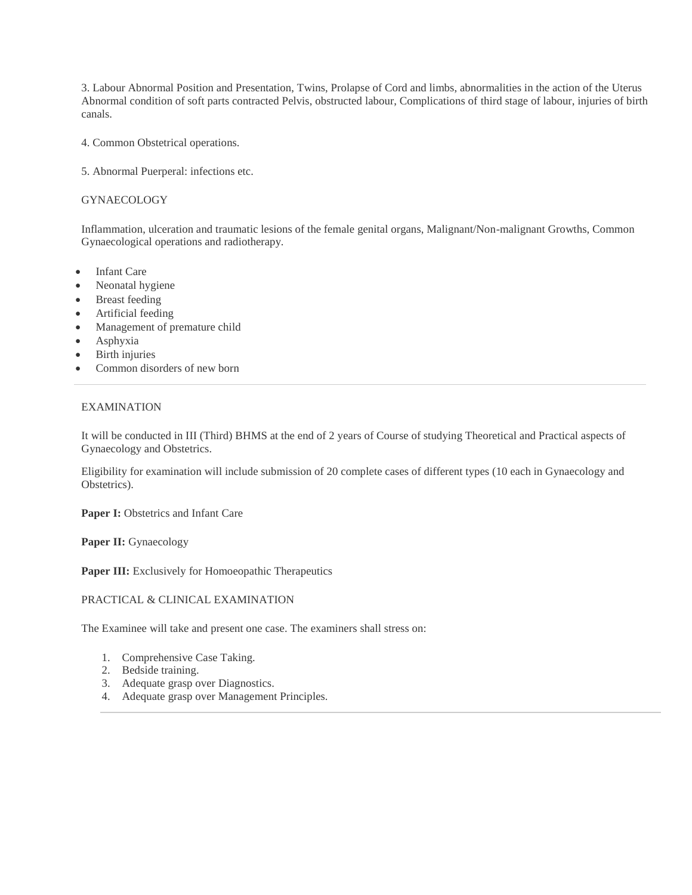3. Labour Abnormal Position and Presentation, Twins, Prolapse of Cord and limbs, abnormalities in the action of the Uterus Abnormal condition of soft parts contracted Pelvis, obstructed labour, Complications of third stage of labour, injuries of birth canals.

4. Common Obstetrical operations.

5. Abnormal Puerperal: infections etc.

GYNAECOLOGY

Inflammation, ulceration and traumatic lesions of the female genital organs, Malignant/Non-malignant Growths, Common Gynaecological operations and radiotherapy.

- Infant Care
- Neonatal hygiene
- Breast feeding
- Artificial feeding
- Management of premature child
- Asphyxia
- Birth injuries
- Common disorders of new born

---

EXAMINATION

It will be conducted in III (Third) BHMS at the end of 2 years of Course of studying Theoretical and Practical aspects of Gynaecology and Obstetrics.

Eligibility for examination will include submission of 20 complete cases of different types (10 each in Gynaecology and Obstetrics).

**Paper I:** Obstetrics and Infant Care

**Paper II:** Gynaecology

**Paper III:** Exclusively for Homoeopathic Therapeutics

PRACTICAL & CLINICAL EXAMINATION

The Examinee will take and present one case. The examiners shall stress on:

1. Comprehensive Case Taking.
2. Bedside training.
3. Adequate grasp over Diagnostics.
4. Adequate grasp over Management Principles.

---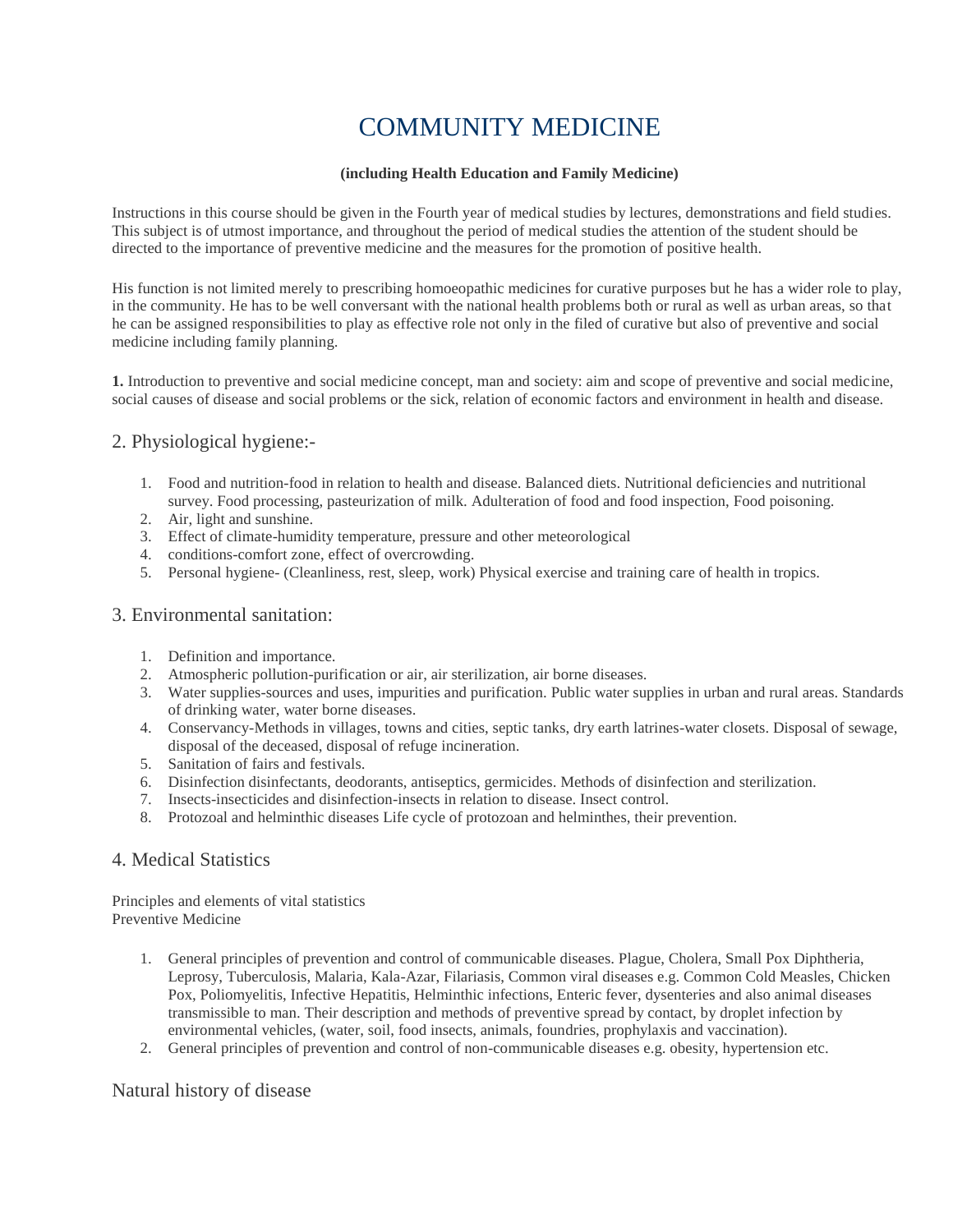# COMMUNITY MEDICINE

**(including Health Education and Family Medicine)**

Instructions in this course should be given in the Fourth year of medical studies by lectures, demonstrations and field studies. This subject is of utmost importance, and throughout the period of medical studies the attention of the student should be directed to the importance of preventive medicine and the measures for the promotion of positive health.

His function is not limited merely to prescribing homoeopathic medicines for curative purposes but he has a wider role to play, in the community. He has to be well conversant with the national health problems both or rural as well as urban areas, so that he can be assigned responsibilities to play as effective role not only in the filed of curative but also of preventive and social medicine including family planning.

**1.** Introduction to preventive and social medicine concept, man and society: aim and scope of preventive and social medicine, social causes of disease and social problems or the sick, relation of economic factors and environment in health and disease.

## 2. Physiological hygiene:-

1. Food and nutrition-food in relation to health and disease. Balanced diets. Nutritional deficiencies and nutritional survey. Food processing, pasteurization of milk. Adulteration of food and food inspection, Food poisoning.
2. Air, light and sunshine.
3. Effect of climate-humidity temperature, pressure and other meteorological
4. conditions-comfort zone, effect of overcrowding.
5. Personal hygiene- (Cleanliness, rest, sleep, work) Physical exercise and training care of health in tropics.

## 3. Environmental sanitation:

1. Definition and importance.
2. Atmospheric pollution-purification or air, air sterilization, air borne diseases.
3. Water supplies-sources and uses, impurities and purification. Public water supplies in urban and rural areas. Standards of drinking water, water borne diseases.
4. Conservancy-Methods in villages, towns and cities, septic tanks, dry earth latrines-water closets. Disposal of sewage, disposal of the deceased, disposal of refuge incineration.
5. Sanitation of fairs and festivals.
6. Disinfection disinfectants, deodorants, antiseptics, germicides. Methods of disinfection and sterilization.
7. Insects-insecticides and disinfection-insects in relation to disease. Insect control.
8. Protozoal and helminthic diseases Life cycle of protozoan and helminthes, their prevention.

## 4. Medical Statistics

Principles and elements of vital statistics
Preventive Medicine

1. General principles of prevention and control of communicable diseases. Plague, Cholera, Small Pox Diphtheria, Leprosy, Tuberculosis, Malaria, Kala-Azar, Filariasis, Common viral diseases e.g. Common Cold Measles, Chicken Pox, Poliomyelitis, Infective Hepatitis, Helminthic infections, Enteric fever, dysenteries and also animal diseases transmissible to man. Their description and methods of preventive spread by contact, by droplet infection by environmental vehicles, (water, soil, food insects, animals, foundries, prophylaxis and vaccination).
2. General principles of prevention and control of non-communicable diseases e.g. obesity, hypertension etc.

## Natural history of disease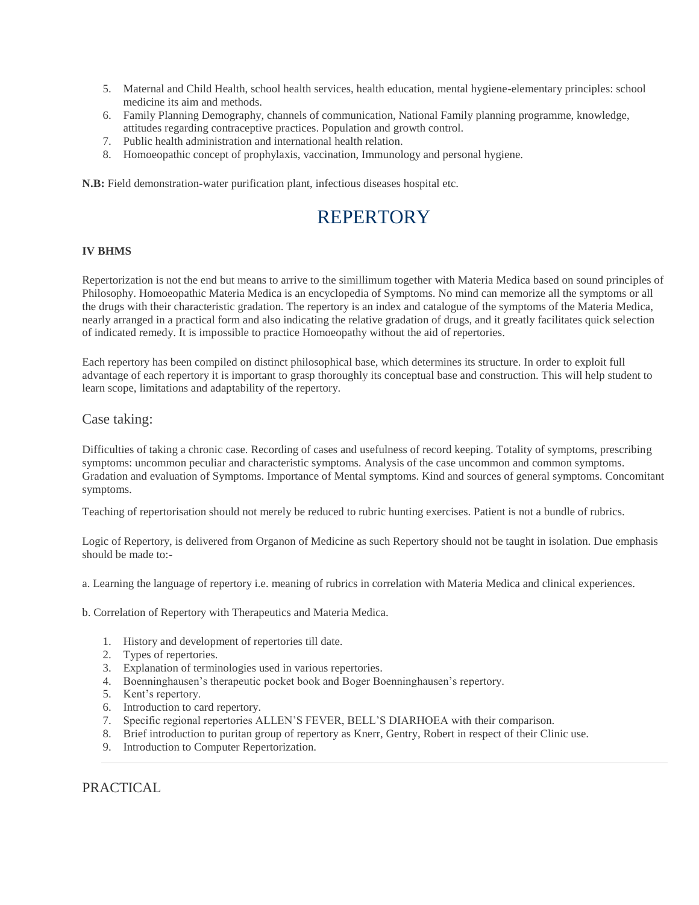5. Maternal and Child Health, school health services, health education, mental hygiene-elementary principles: school medicine its aim and methods.
6. Family Planning Demography, channels of communication, National Family planning programme, knowledge, attitudes regarding contraceptive practices. Population and growth control.
7. Public health administration and international health relation.
8. Homoeopathic concept of prophylaxis, vaccination, Immunology and personal hygiene.

**N.B:** Field demonstration-water purification plant, infectious diseases hospital etc.

# REPERTORY

**IV BHMS**

Repertorization is not the end but means to arrive to the simillimum together with Materia Medica based on sound principles of Philosophy. Homoeopathic Materia Medica is an encyclopedia of Symptoms. No mind can memorize all the symptoms or all the drugs with their characteristic gradation. The repertory is an index and catalogue of the symptoms of the Materia Medica, nearly arranged in a practical form and also indicating the relative gradation of drugs, and it greatly facilitates quick selection of indicated remedy. It is impossible to practice Homoeopathy without the aid of repertories.

Each repertory has been compiled on distinct philosophical base, which determines its structure. In order to exploit full advantage of each repertory it is important to grasp thoroughly its conceptual base and construction. This will help student to learn scope, limitations and adaptability of the repertory.

## Case taking:

Difficulties of taking a chronic case. Recording of cases and usefulness of record keeping. Totality of symptoms, prescribing symptoms: uncommon peculiar and characteristic symptoms. Analysis of the case uncommon and common symptoms. Gradation and evaluation of Symptoms. Importance of Mental symptoms. Kind and sources of general symptoms. Concomitant symptoms.

Teaching of repertorisation should not merely be reduced to rubric hunting exercises. Patient is not a bundle of rubrics.

Logic of Repertory, is delivered from Organon of Medicine as such Repertory should not be taught in isolation. Due emphasis should be made to:-

a. Learning the language of repertory i.e. meaning of rubrics in correlation with Materia Medica and clinical experiences.

b. Correlation of Repertory with Therapeutics and Materia Medica.

1. History and development of repertories till date.
2. Types of repertories.
3. Explanation of terminologies used in various repertories.
4. Boenninghausen's therapeutic pocket book and Boger Boenninghausen's repertory.
5. Kent's repertory.
6. Introduction to card repertory.
7. Specific regional repertories ALLEN'S FEVER, BELL'S DIARHOEA with their comparison.
8. Brief introduction to puritan group of repertory as Knerr, Gentry, Robert in respect of their Clinic use.
9. Introduction to Computer Repertorization.

---

## PRACTICAL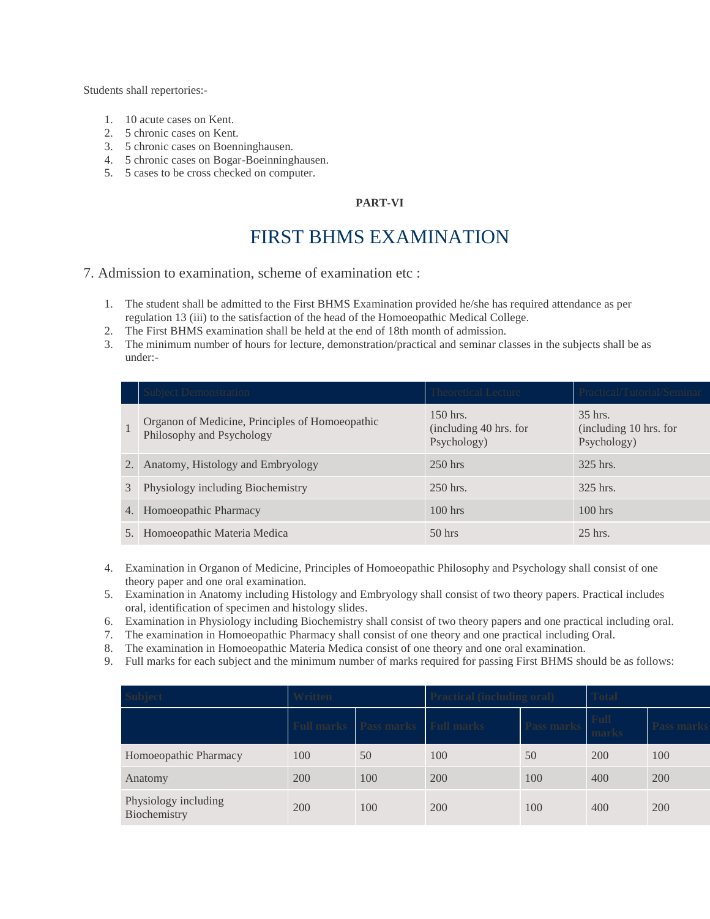Students shall repertories:-

1. 10 acute cases on Kent.
2. 5 chronic cases on Kent.
3. 5 chronic cases on Boenninghausen.
4. 5 chronic cases on Bogar-Boeinninghausen.
5. 5 cases to be cross checked on computer.

**PART-VI**

# FIRST BHMS EXAMINATION

## 7. Admission to examination, scheme of examination etc :

1. The student shall be admitted to the First BHMS Examination provided he/she has required attendance as per regulation 13 (iii) to the satisfaction of the head of the Homoeopathic Medical College.
2. The First BHMS examination shall be held at the end of 18th month of admission.
3. The minimum number of hours for lecture, demonstration/practical and seminar classes in the subjects shall be as under:-

| | Subject Demonstration | Theoretical Lecture | Practical/Tutorial/Seminar |
|---|---|---|---|
| 1 | Organon of Medicine, Principles of Homoeopathic Philosophy and Psychology | 150 hrs. (including 40 hrs. for Psychology) | 35 hrs. (including 10 hrs. for Psychology) |
| 2. | Anatomy, Histology and Embryology | 250 hrs | 325 hrs. |
| 3 | Physiology including Biochemistry | 250 hrs. | 325 hrs. |
| 4. | Homoeopathic Pharmacy | 100 hrs | 100 hrs |
| 5. | Homoeopathic Materia Medica | 50 hrs | 25 hrs. |

4. Examination in Organon of Medicine, Principles of Homoeopathic Philosophy and Psychology shall consist of one theory paper and one oral examination.
5. Examination in Anatomy including Histology and Embryology shall consist of two theory papers. Practical includes oral, identification of specimen and histology slides.
6. Examination in Physiology including Biochemistry shall consist of two theory papers and one practical including oral.
7. The examination in Homoeopathic Pharmacy shall consist of one theory and one practical including Oral.
8. The examination in Homoeopathic Materia Medica consist of one theory and one oral examination.
9. Full marks for each subject and the minimum number of marks required for passing First BHMS should be as follows:

| Subject | Written | | Practical (including oral) | | Total | |
|---|---|---|---|---|---|---|
| | Full marks | Pass marks | Full marks | Pass marks | Full marks | Pass marks |
| Homoeopathic Pharmacy | 100 | 50 | 100 | 50 | 200 | 100 |
| Anatomy | 200 | 100 | 200 | 100 | 400 | 200 |
| Physiology including Biochemistry | 200 | 100 | 200 | 100 | 400 | 200 |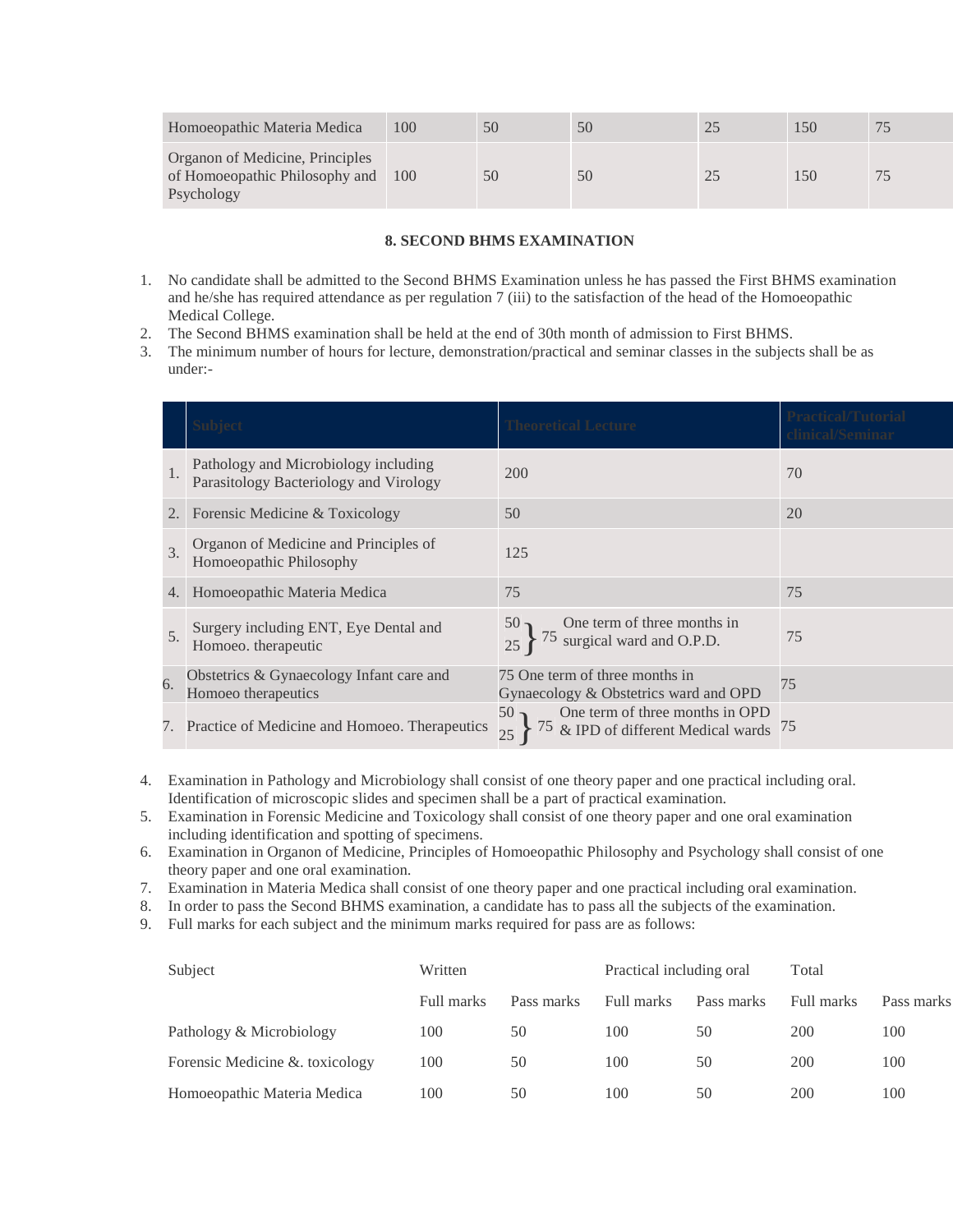| Homoeopathic Materia Medica | 100 | 50 | 50 | 25 | 150 | 75 |
|---|---|---|---|---|---|---|
| Organon of Medicine, Principles of Homoeopathic Philosophy and Psychology | 100 | 50 | 50 | 25 | 150 | 75 |

**8. SECOND BHMS EXAMINATION**

1. No candidate shall be admitted to the Second BHMS Examination unless he has passed the First BHMS examination and he/she has required attendance as per regulation 7 (iii) to the satisfaction of the head of the Homoeopathic Medical College.
2. The Second BHMS examination shall be held at the end of 30th month of admission to First BHMS.
3. The minimum number of hours for lecture, demonstration/practical and seminar classes in the subjects shall be as under:-

| | Subject | Theoretical Lecture | Practical/Tutorial clinical/Seminar |
|---|---|---|---|
| 1. | Pathology and Microbiology including Parasitology Bacteriology and Virology | 200 | 70 |
| 2. | Forensic Medicine & Toxicology | 50 | 20 |
| 3. | Organon of Medicine and Principles of Homoeopathic Philosophy | 125 | |
| 4. | Homoeopathic Materia Medica | 75 | 75 |
| 5. | Surgery including ENT, Eye Dental and Homoeo. therapeutic | 50 } 25 } 75 One term of three months in surgical ward and O.P.D. | 75 |
| 6. | Obstetrics & Gynaecology Infant care and Homoeo therapeutics | 75 One term of three months in Gynaecology & Obstetrics ward and OPD | 75 |
| 7. | Practice of Medicine and Homoeo. Therapeutics | 50 } 25 } 75 One term of three months in OPD & IPD of different Medical wards | 75 |

4. Examination in Pathology and Microbiology shall consist of one theory paper and one practical including oral. Identification of microscopic slides and specimen shall be a part of practical examination.
5. Examination in Forensic Medicine and Toxicology shall consist of one theory paper and one oral examination including identification and spotting of specimens.
6. Examination in Organon of Medicine, Principles of Homoeopathic Philosophy and Psychology shall consist of one theory paper and one oral examination.
7. Examination in Materia Medica shall consist of one theory paper and one practical including oral examination.
8. In order to pass the Second BHMS examination, a candidate has to pass all the subjects of the examination.
9. Full marks for each subject and the minimum marks required for pass are as follows:

| Subject | Written | | Practical including oral | | Total | |
|---|---|---|---|---|---|---|
| | Full marks | Pass marks | Full marks | Pass marks | Full marks | Pass marks |
| Pathology & Microbiology | 100 | 50 | 100 | 50 | 200 | 100 |
| Forensic Medicine &. toxicology | 100 | 50 | 100 | 50 | 200 | 100 |
| Homoeopathic Materia Medica | 100 | 50 | 100 | 50 | 200 | 100 |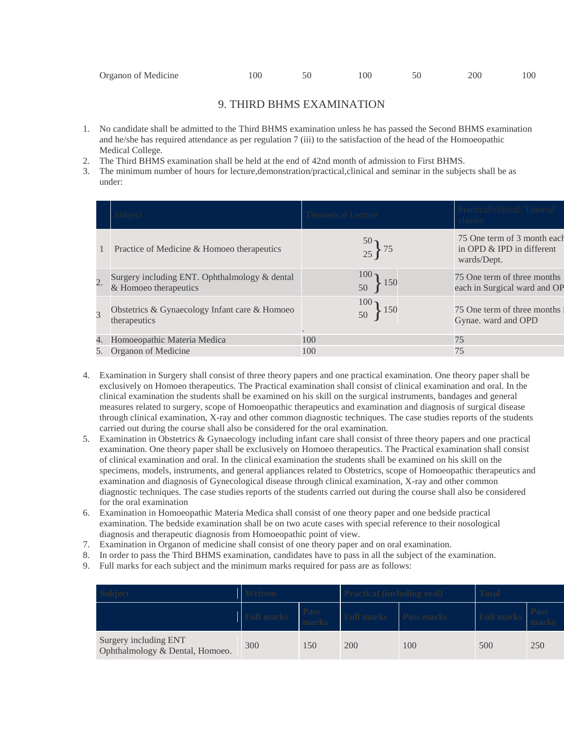| Organon of Medicine | 100 | 50 | 100 | 50 | 200 | 100 |
|---|---|---|---|---|---|---|

## 9. THIRD BHMS EXAMINATION

1. No candidate shall be admitted to the Third BHMS examination unless he has passed the Second BHMS examination and he/she has required attendance as per regulation 7 (iii) to the satisfaction of the head of the Homoeopathic Medical College.
2. The Third BHMS examination shall be held at the end of 42nd month of admission to First BHMS.
3. The minimum number of hours for lecture,demonstration/practical,clinical and seminar in the subjects shall be as under:

| | Subject | Theoretical Lecture | Practical/clinical/ Tutorial classes |
|---|---|---|---|
| 1 | Practice of Medicine & Homoeo therapeutics | 50 } 25 } 75 | 75 One term of 3 month each in OPD & IPD in different wards/Dept. |
| 2. | Surgery including ENT. Ophthalmology & dental & Homoeo therapeutics | 100 } 50 } 150 | 75 One term of three months each in Surgical ward and OP |
| 3 | Obstetrics & Gynaecology Infant care & Homoeo therapeutics | 100 } 50 } 150 | 75 One term of three months i Gynae. ward and OPD |
| 4. | Homoeopathic Materia Medica | 100 | 75 |
| 5. | Organon of Medicine | 100 | 75 |

4. Examination in Surgery shall consist of three theory papers and one practical examination. One theory paper shall be exclusively on Homoeo therapeutics. The Practical examination shall consist of clinical examination and oral. In the clinical examination the students shall be examined on his skill on the surgical instruments, bandages and general measures related to surgery, scope of Homoeopathic therapeutics and examination and diagnosis of surgical disease through clinical examination, X-ray and other common diagnostic techniques. The case studies reports of the students carried out during the course shall also be considered for the oral examination.
5. Examination in Obstetrics & Gynaecology including infant care shall consist of three theory papers and one practical examination. One theory paper shall be exclusively on Homoeo therapeutics. The Practical examination shall consist of clinical examination and oral. In the clinical examination the students shall be examined on his skill on the specimens, models, instruments, and general appliances related to Obstetrics, scope of Homoeopathic therapeutics and examination and diagnosis of Gynecological disease through clinical examination, X-ray and other common diagnostic techniques. The case studies reports of the students carried out during the course shall also be considered for the oral examination
6. Examination in Homoeopathic Materia Medica shall consist of one theory paper and one bedside practical examination. The bedside examination shall be on two acute cases with special reference to their nosological diagnosis and therapeutic diagnosis from Homoeopathic point of view.
7. Examination in Organon of medicine shall consist of one theory paper and on oral examination.
8. In order to pass the Third BHMS examination, candidates have to pass in all the subject of the examination.
9. Full marks for each subject and the minimum marks required for pass are as follows:

| Subject | Written | | Practical (including oral) | | Total | |
|---|---|---|---|---|---|---|
| | Full marks | Pass marks | Full marks | Pass marks | Full marks | Pass marks |
| Surgery including ENT Ophthalmology & Dental, Homoeo. | 300 | 150 | 200 | 100 | 500 | 250 |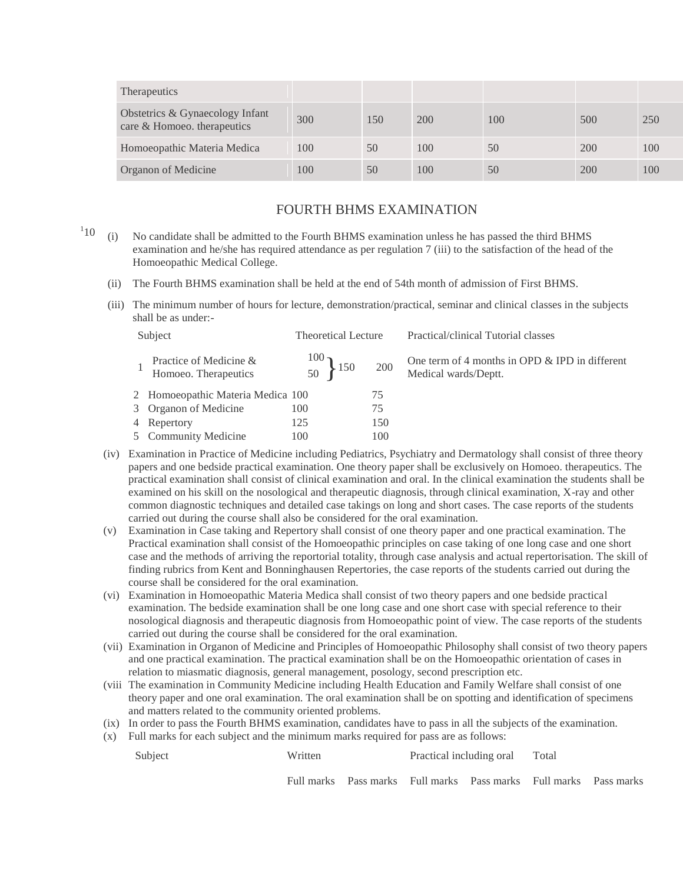| Therapeutics | | | | | | |
|---|---|---|---|---|---|---|
| Obstetrics & Gynaecology Infant care & Homoeo. therapeutics | 300 | 150 | 200 | 100 | 500 | 250 |
| Homoeopathic Materia Medica | 100 | 50 | 100 | 50 | 200 | 100 |
| Organon of Medicine | 100 | 50 | 100 | 50 | 200 | 100 |

## FOURTH BHMS EXAMINATION

[1]10 (i) No candidate shall be admitted to the Fourth BHMS examination unless he has passed the third BHMS examination and he/she has required attendance as per regulation 7 (iii) to the satisfaction of the head of the Homoeopathic Medical College.

(ii) The Fourth BHMS examination shall be held at the end of 54th month of admission of First BHMS.

(iii) The minimum number of hours for lecture, demonstration/practical, seminar and clinical classes in the subjects shall be as under:-

| | Subject | Theoretical Lecture | Practical/clinical Tutorial classes | |
|---|---|---|---|---|
| 1 | Practice of Medicine & Homoeo. Therapeutics | 100 } 150 / 50 | 200 | One term of 4 months in OPD & IPD in different Medical wards/Deptt. |
| 2 | Homoeopathic Materia Medica | 100 | 75 | |
| 3 | Organon of Medicine | 100 | 75 | |
| 4 | Repertory | 125 | 150 | |
| 5 | Community Medicine | 100 | 100 | |

(iv) Examination in Practice of Medicine including Pediatrics, Psychiatry and Dermatology shall consist of three theory papers and one bedside practical examination. One theory paper shall be exclusively on Homoeo. therapeutics. The practical examination shall consist of clinical examination and oral. In the clinical examination the students shall be examined on his skill on the nosological and therapeutic diagnosis, through clinical examination, X-ray and other common diagnostic techniques and detailed case takings on long and short cases. The case reports of the students carried out during the course shall also be considered for the oral examination.

(v) Examination in Case taking and Repertory shall consist of one theory paper and one practical examination. The Practical examination shall consist of the Homoeopathic principles on case taking of one long case and one short case and the methods of arriving the reportorial totality, through case analysis and actual repertorisation. The skill of finding rubrics from Kent and Bonninghausen Repertories, the case reports of the students carried out during the course shall be considered for the oral examination.

(vi) Examination in Homoeopathic Materia Medica shall consist of two theory papers and one bedside practical examination. The bedside examination shall be one long case and one short case with special reference to their nosological diagnosis and therapeutic diagnosis from Homoeopathic point of view. The case reports of the students carried out during the course shall be considered for the oral examination.

(vii) Examination in Organon of Medicine and Principles of Homoeopathic Philosophy shall consist of two theory papers and one practical examination. The practical examination shall be on the Homoeopathic orientation of cases in relation to miasmatic diagnosis, general management, posology, second prescription etc.

(viii The examination in Community Medicine including Health Education and Family Welfare shall consist of one theory paper and one oral examination. The oral examination shall be on spotting and identification of specimens and matters related to the community oriented problems.

(ix) In order to pass the Fourth BHMS examination, candidates have to pass in all the subjects of the examination.

(x) Full marks for each subject and the minimum marks required for pass are as follows:

| Subject | Written | | Practical including oral | | Total | |
|---|---|---|---|---|---|---|
| | Full marks | Pass marks | Full marks | Pass marks | Full marks | Pass marks |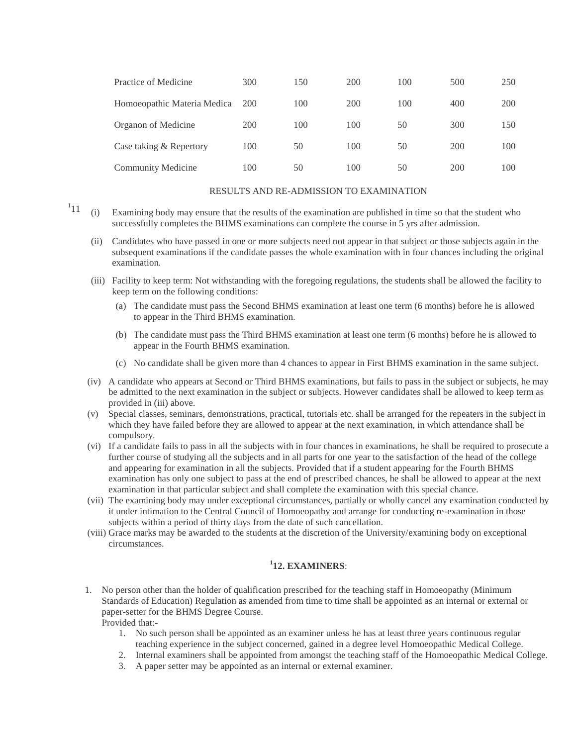| | | | | | | |
|---|---|---|---|---|---|---|
| Practice of Medicine | 300 | 150 | 200 | 100 | 500 | 250 |
| Homoeopathic Materia Medica | 200 | 100 | 200 | 100 | 400 | 200 |
| Organon of Medicine | 200 | 100 | 100 | 50 | 300 | 150 |
| Case taking & Repertory | 100 | 50 | 100 | 50 | 200 | 100 |
| Community Medicine | 100 | 50 | 100 | 50 | 200 | 100 |

RESULTS AND RE-ADMISSION TO EXAMINATION

[1]11

(i) Examining body may ensure that the results of the examination are published in time so that the student who successfully completes the BHMS examinations can complete the course in 5 yrs after admission.

(ii) Candidates who have passed in one or more subjects need not appear in that subject or those subjects again in the subsequent examinations if the candidate passes the whole examination with in four chances including the original examination.

(iii) Facility to keep term: Not withstanding with the foregoing regulations, the students shall be allowed the facility to keep term on the following conditions:

(a) The candidate must pass the Second BHMS examination at least one term (6 months) before he is allowed to appear in the Third BHMS examination.

(b) The candidate must pass the Third BHMS examination at least one term (6 months) before he is allowed to appear in the Fourth BHMS examination.

(c) No candidate shall be given more than 4 chances to appear in First BHMS examination in the same subject.

(iv) A candidate who appears at Second or Third BHMS examinations, but fails to pass in the subject or subjects, he may be admitted to the next examination in the subject or subjects. However candidates shall be allowed to keep term as provided in (iii) above.

(v) Special classes, seminars, demonstrations, practical, tutorials etc. shall be arranged for the repeaters in the subject in which they have failed before they are allowed to appear at the next examination, in which attendance shall be compulsory.

(vi) If a candidate fails to pass in all the subjects with in four chances in examinations, he shall be required to prosecute a further course of studying all the subjects and in all parts for one year to the satisfaction of the head of the college and appearing for examination in all the subjects. Provided that if a student appearing for the Fourth BHMS examination has only one subject to pass at the end of prescribed chances, he shall be allowed to appear at the next examination in that particular subject and shall complete the examination with this special chance.

(vii) The examining body may under exceptional circumstances, partially or wholly cancel any examination conducted by it under intimation to the Central Council of Homoeopathy and arrange for conducting re-examination in those subjects within a period of thirty days from the date of such cancellation.

(viii) Grace marks may be awarded to the students at the discretion of the University/examining body on exceptional circumstances.

## [1]12. EXAMINERS:

1. No person other than the holder of qualification prescribed for the teaching staff in Homoeopathy (Minimum Standards of Education) Regulation as amended from time to time shall be appointed as an internal or external or paper-setter for the BHMS Degree Course.

   Provided that:-

   1. No such person shall be appointed as an examiner unless he has at least three years continuous regular teaching experience in the subject concerned, gained in a degree level Homoeopathic Medical College.
   2. Internal examiners shall be appointed from amongst the teaching staff of the Homoeopathic Medical College.
   3. A paper setter may be appointed as an internal or external examiner.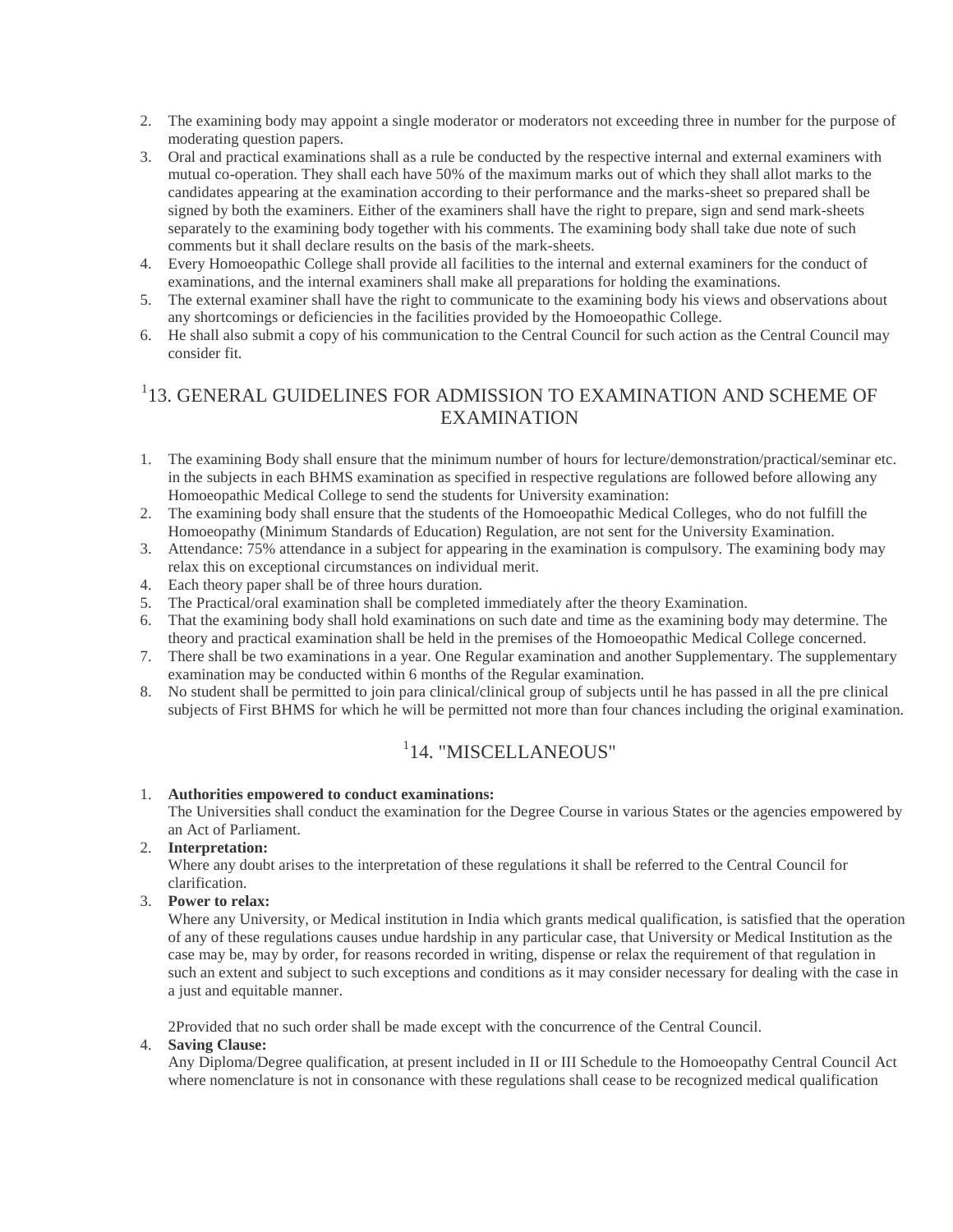2. The examining body may appoint a single moderator or moderators not exceeding three in number for the purpose of moderating question papers.
3. Oral and practical examinations shall as a rule be conducted by the respective internal and external examiners with mutual co-operation. They shall each have 50% of the maximum marks out of which they shall allot marks to the candidates appearing at the examination according to their performance and the marks-sheet so prepared shall be signed by both the examiners. Either of the examiners shall have the right to prepare, sign and send mark-sheets separately to the examining body together with his comments. The examining body shall take due note of such comments but it shall declare results on the basis of the mark-sheets.
4. Every Homoeopathic College shall provide all facilities to the internal and external examiners for the conduct of examinations, and the internal examiners shall make all preparations for holding the examinations.
5. The external examiner shall have the right to communicate to the examining body his views and observations about any shortcomings or deficiencies in the facilities provided by the Homoeopathic College.
6. He shall also submit a copy of his communication to the Central Council for such action as the Central Council may consider fit.

## [1]13. GENERAL GUIDELINES FOR ADMISSION TO EXAMINATION AND SCHEME OF EXAMINATION

1. The examining Body shall ensure that the minimum number of hours for lecture/demonstration/practical/seminar etc. in the subjects in each BHMS examination as specified in respective regulations are followed before allowing any Homoeopathic Medical College to send the students for University examination:
2. The examining body shall ensure that the students of the Homoeopathic Medical Colleges, who do not fulfill the Homoeopathy (Minimum Standards of Education) Regulation, are not sent for the University Examination.
3. Attendance: 75% attendance in a subject for appearing in the examination is compulsory. The examining body may relax this on exceptional circumstances on individual merit.
4. Each theory paper shall be of three hours duration.
5. The Practical/oral examination shall be completed immediately after the theory Examination.
6. That the examining body shall hold examinations on such date and time as the examining body may determine. The theory and practical examination shall be held in the premises of the Homoeopathic Medical College concerned.
7. There shall be two examinations in a year. One Regular examination and another Supplementary. The supplementary examination may be conducted within 6 months of the Regular examination.
8. No student shall be permitted to join para clinical/clinical group of subjects until he has passed in all the pre clinical subjects of First BHMS for which he will be permitted not more than four chances including the original examination.

## [1]14. "MISCELLANEOUS"

1. **Authorities empowered to conduct examinations:**
   The Universities shall conduct the examination for the Degree Course in various States or the agencies empowered by an Act of Parliament.
2. **Interpretation:**
   Where any doubt arises to the interpretation of these regulations it shall be referred to the Central Council for clarification.
3. **Power to relax:**
   Where any University, or Medical institution in India which grants medical qualification, is satisfied that the operation of any of these regulations causes undue hardship in any particular case, that University or Medical Institution as the case may be, may by order, for reasons recorded in writing, dispense or relax the requirement of that regulation in such an extent and subject to such exceptions and conditions as it may consider necessary for dealing with the case in a just and equitable manner.

   2Provided that no such order shall be made except with the concurrence of the Central Council.
4. **Saving Clause:**
   Any Diploma/Degree qualification, at present included in II or III Schedule to the Homoeopathy Central Council Act where nomenclature is not in consonance with these regulations shall cease to be recognized medical qualification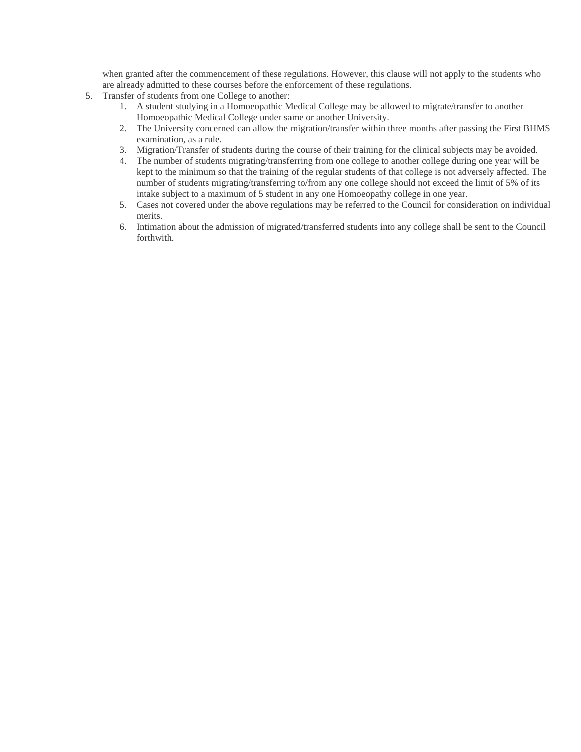when granted after the commencement of these regulations. However, this clause will not apply to the students who are already admitted to these courses before the enforcement of these regulations.

5. Transfer of students from one College to another:
    1. A student studying in a Homoeopathic Medical College may be allowed to migrate/transfer to another Homoeopathic Medical College under same or another University.
    2. The University concerned can allow the migration/transfer within three months after passing the First BHMS examination, as a rule.
    3. Migration/Transfer of students during the course of their training for the clinical subjects may be avoided.
    4. The number of students migrating/transferring from one college to another college during one year will be kept to the minimum so that the training of the regular students of that college is not adversely affected. The number of students migrating/transferring to/from any one college should not exceed the limit of 5% of its intake subject to a maximum of 5 student in any one Homoeopathy college in one year.
    5. Cases not covered under the above regulations may be referred to the Council for consideration on individual merits.
    6. Intimation about the admission of migrated/transferred students into any college shall be sent to the Council forthwith.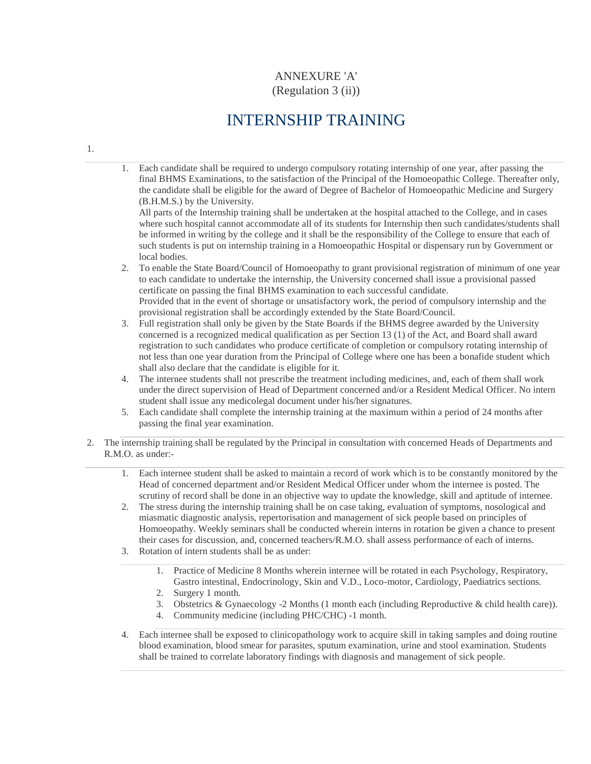ANNEXURE 'A'
(Regulation 3 (ii))

# INTERNSHIP TRAINING

1.

   1. Each candidate shall be required to undergo compulsory rotating internship of one year, after passing the final BHMS Examinations, to the satisfaction of the Principal of the Homoeopathic College. Thereafter only, the candidate shall be eligible for the award of Degree of Bachelor of Homoeopathic Medicine and Surgery (B.H.M.S.) by the University.
      All parts of the Internship training shall be undertaken at the hospital attached to the College, and in cases where such hospital cannot accommodate all of its students for Internship then such candidates/students shall be informed in writing by the college and it shall be the responsibility of the College to ensure that each of such students is put on internship training in a Homoeopathic Hospital or dispensary run by Government or local bodies.
   2. To enable the State Board/Council of Homoeopathy to grant provisional registration of minimum of one year to each candidate to undertake the internship, the University concerned shall issue a provisional passed certificate on passing the final BHMS examination to each successful candidate.
      Provided that in the event of shortage or unsatisfactory work, the period of compulsory internship and the provisional registration shall be accordingly extended by the State Board/Council.
   3. Full registration shall only be given by the State Boards if the BHMS degree awarded by the University concerned is a recognized medical qualification as per Section 13 (1) of the Act, and Board shall award registration to such candidates who produce certificate of completion or compulsory rotating internship of not less than one year duration from the Principal of College where one has been a bonafide student which shall also declare that the candidate is eligible for it.
   4. The internee students shall not prescribe the treatment including medicines, and, each of them shall work under the direct supervision of Head of Department concerned and/or a Resident Medical Officer. No intern student shall issue any medicolegal document under his/her signatures.
   5. Each candidate shall complete the internship training at the maximum within a period of 24 months after passing the final year examination.

2. The internship training shall be regulated by the Principal in consultation with concerned Heads of Departments and R.M.O. as under:-

   1. Each internee student shall be asked to maintain a record of work which is to be constantly monitored by the Head of concerned department and/or Resident Medical Officer under whom the internee is posted. The scrutiny of record shall be done in an objective way to update the knowledge, skill and aptitude of internee.
   2. The stress during the internship training shall be on case taking, evaluation of symptoms, nosological and miasmatic diagnostic analysis, repertorisation and management of sick people based on principles of Homoeopathy. Weekly seminars shall be conducted wherein interns in rotation be given a chance to present their cases for discussion, and, concerned teachers/R.M.O. shall assess performance of each of interns.
   3. Rotation of intern students shall be as under:

      1. Practice of Medicine 8 Months wherein internee will be rotated in each Psychology, Respiratory, Gastro intestinal, Endocrinology, Skin and V.D., Loco-motor, Cardiology, Paediatrics sections.
      2. Surgery 1 month.
      3. Obstetrics & Gynaecology -2 Months (1 month each (including Reproductive & child health care)).
      4. Community medicine (including PHC/CHC) -1 month.

   4. Each internee shall be exposed to clinicopathology work to acquire skill in taking samples and doing routine blood examination, blood smear for parasites, sputum examination, urine and stool examination. Students shall be trained to correlate laboratory findings with diagnosis and management of sick people.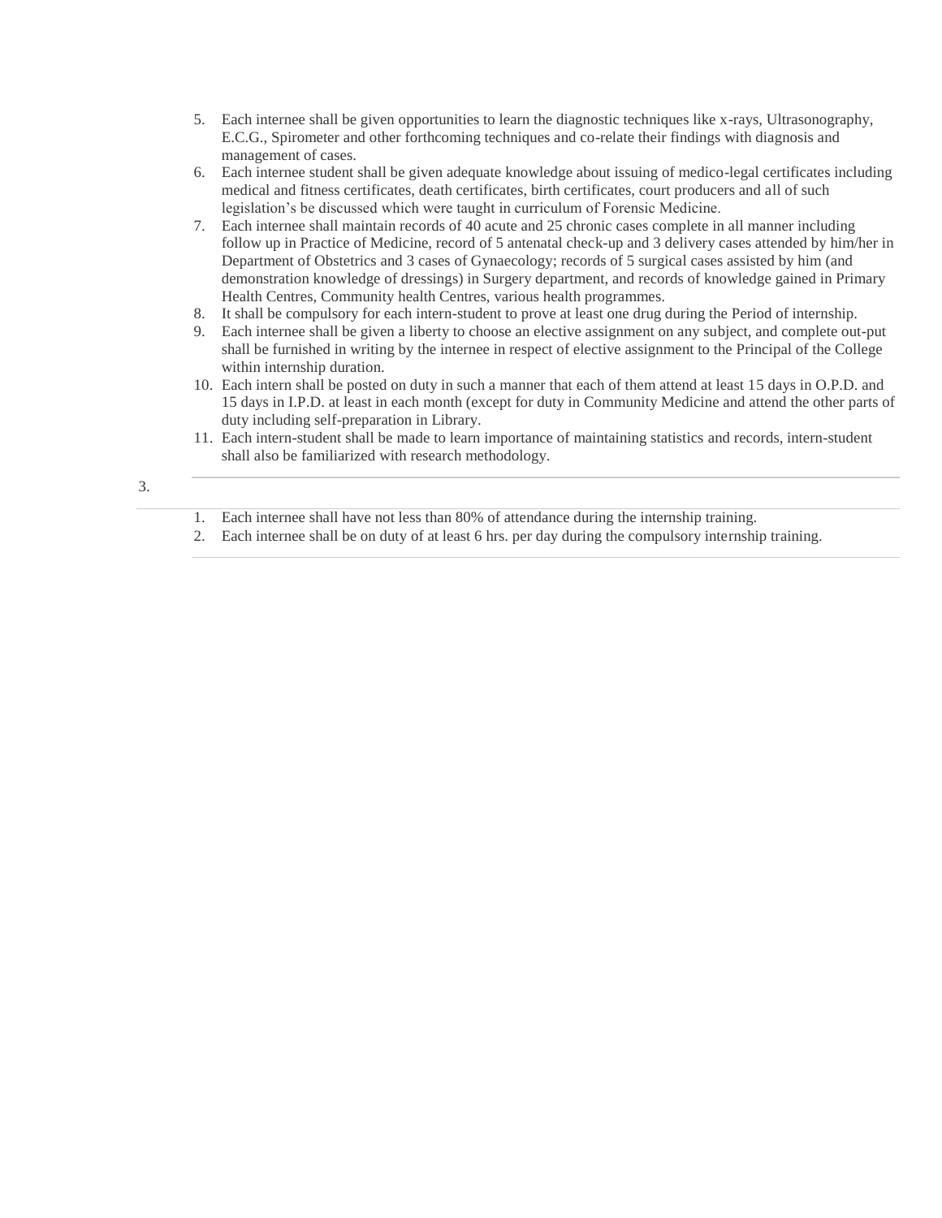5. Each internee shall be given opportunities to learn the diagnostic techniques like x-rays, Ultrasonography, E.C.G., Spirometer and other forthcoming techniques and co-relate their findings with diagnosis and management of cases.
6. Each internee student shall be given adequate knowledge about issuing of medico-legal certificates including medical and fitness certificates, death certificates, birth certificates, court producers and all of such legislation's be discussed which were taught in curriculum of Forensic Medicine.
7. Each internee shall maintain records of 40 acute and 25 chronic cases complete in all manner including follow up in Practice of Medicine, record of 5 antenatal check-up and 3 delivery cases attended by him/her in Department of Obstetrics and 3 cases of Gynaecology; records of 5 surgical cases assisted by him (and demonstration knowledge of dressings) in Surgery department, and records of knowledge gained in Primary Health Centres, Community health Centres, various health programmes.
8. It shall be compulsory for each intern-student to prove at least one drug during the Period of internship.
9. Each internee shall be given a liberty to choose an elective assignment on any subject, and complete out-put shall be furnished in writing by the internee in respect of elective assignment to the Principal of the College within internship duration.
10. Each intern shall be posted on duty in such a manner that each of them attend at least 15 days in O.P.D. and 15 days in I.P.D. at least in each month (except for duty in Community Medicine and attend the other parts of duty including self-preparation in Library.
11. Each intern-student shall be made to learn importance of maintaining statistics and records, intern-student shall also be familiarized with research methodology.

3.

1. Each internee shall have not less than 80% of attendance during the internship training.
2. Each internee shall be on duty of at least 6 hrs. per day during the compulsory internship training.